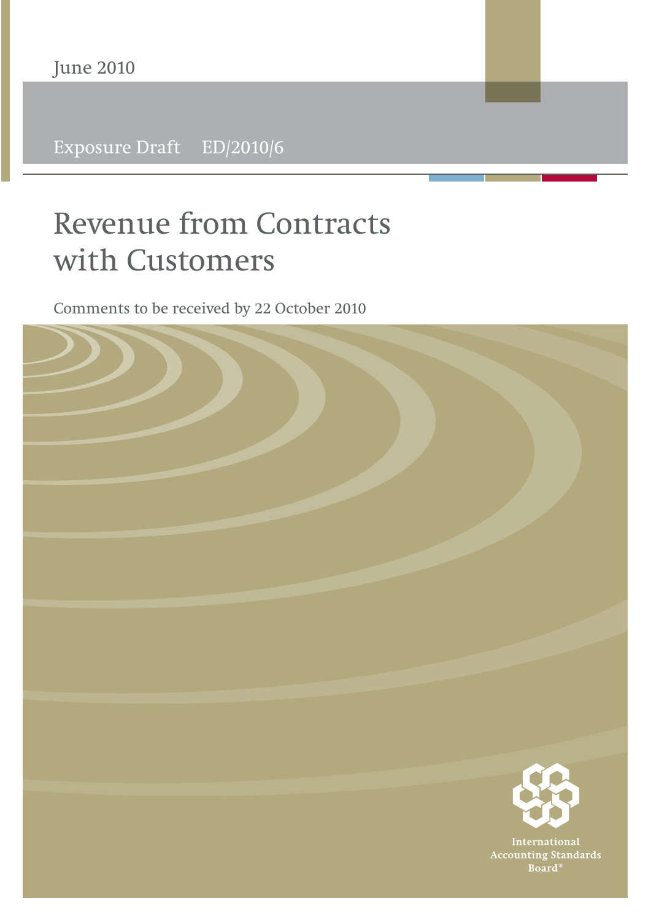June 2010

Exposure Draft ED/2010/6

# Revenue from Contracts with Customers

Comments to be received by 22 October 2010

International Accounting Standards Board®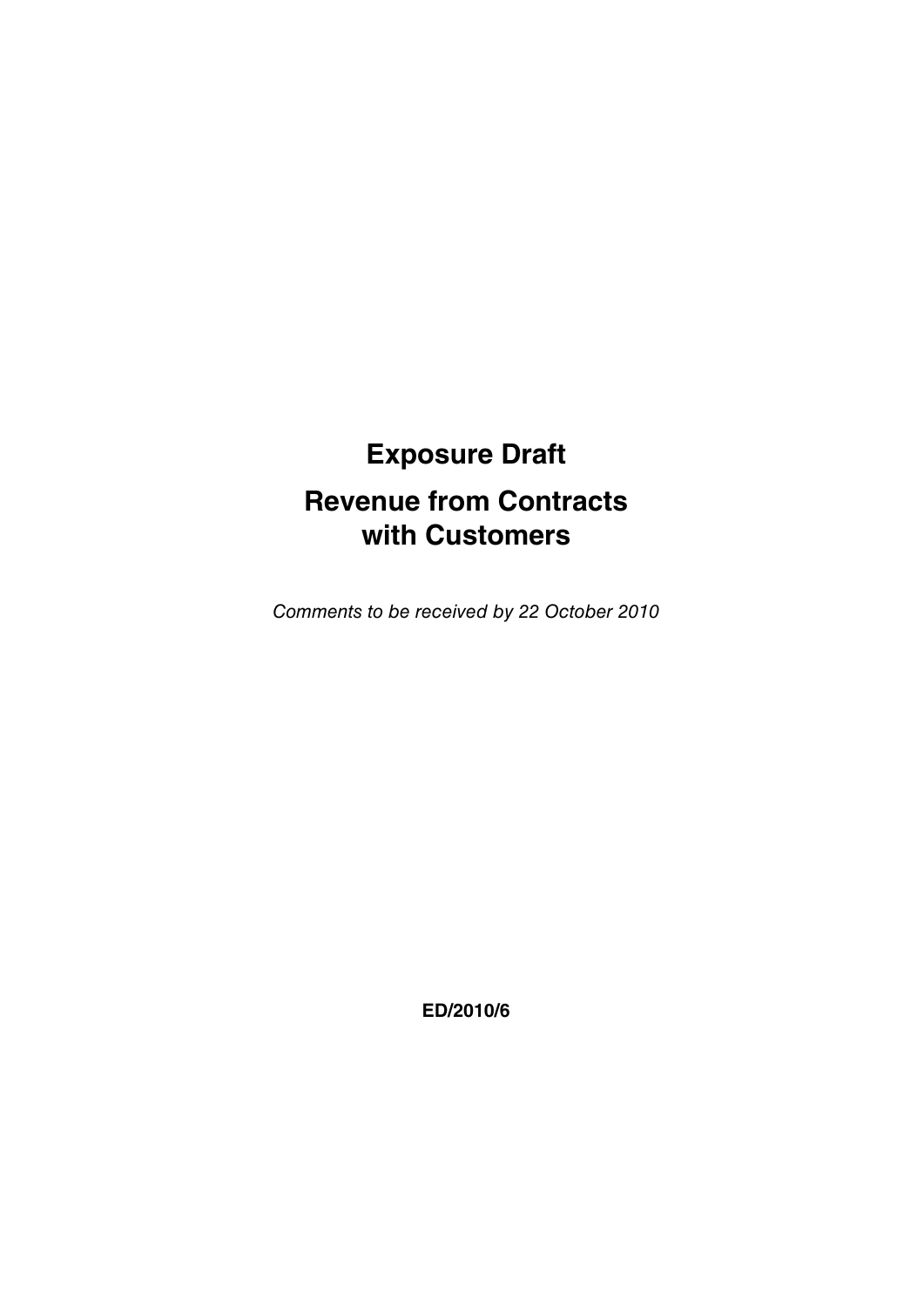# Exposure Draft

# Revenue from Contracts with Customers

*Comments to be received by 22 October 2010*

**ED/2010/6**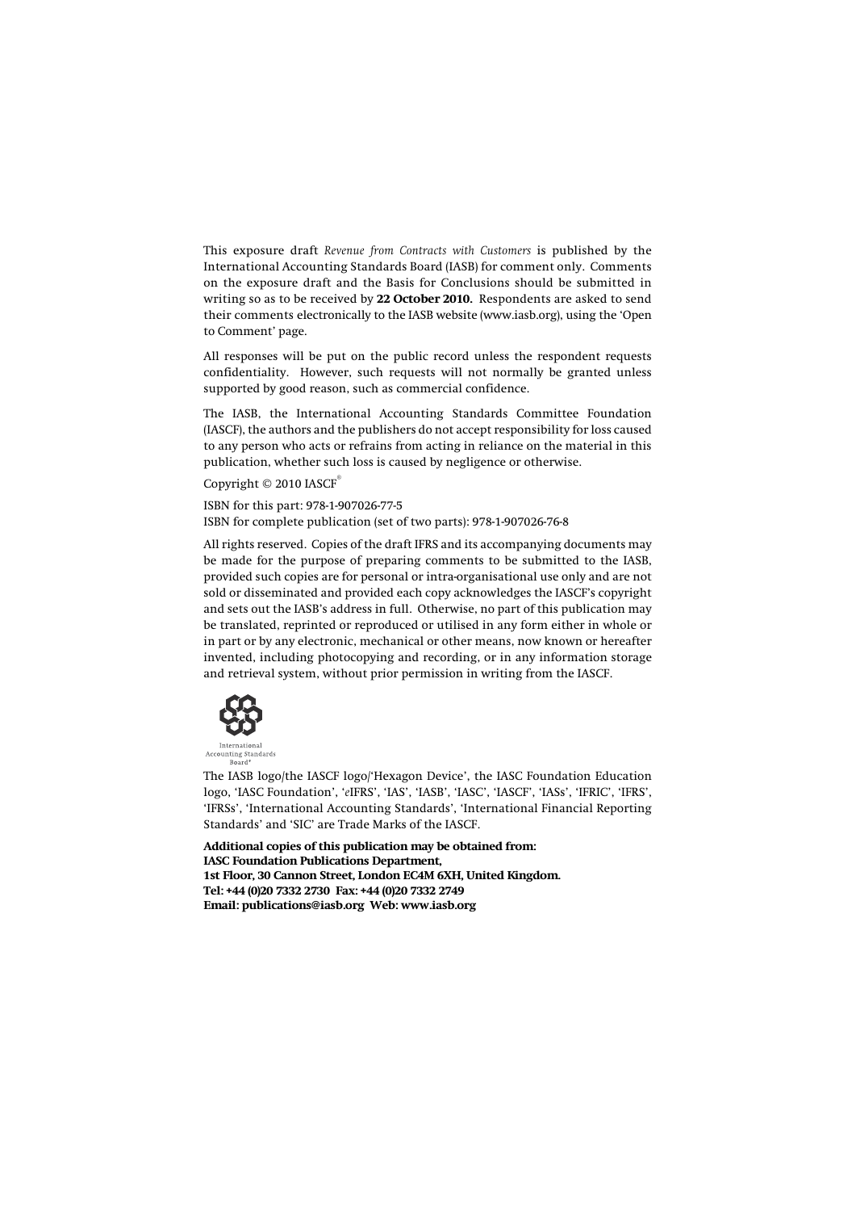This exposure draft *Revenue from Contracts with Customers* is published by the International Accounting Standards Board (IASB) for comment only. Comments on the exposure draft and the Basis for Conclusions should be submitted in writing so as to be received by **22 October 2010.** Respondents are asked to send their comments electronically to the IASB website (www.iasb.org), using the 'Open to Comment' page.

All responses will be put on the public record unless the respondent requests confidentiality. However, such requests will not normally be granted unless supported by good reason, such as commercial confidence.

The IASB, the International Accounting Standards Committee Foundation (IASCF), the authors and the publishers do not accept responsibility for loss caused to any person who acts or refrains from acting in reliance on the material in this publication, whether such loss is caused by negligence or otherwise.

Copyright © 2010 IASCF®

ISBN for this part: 978-1-907026-77-5
ISBN for complete publication (set of two parts): 978-1-907026-76-8

All rights reserved. Copies of the draft IFRS and its accompanying documents may be made for the purpose of preparing comments to be submitted to the IASB, provided such copies are for personal or intra-organisational use only and are not sold or disseminated and provided each copy acknowledges the IASCF's copyright and sets out the IASB's address in full. Otherwise, no part of this publication may be translated, reprinted or reproduced or utilised in any form either in whole or in part or by any electronic, mechanical or other means, now known or hereafter invented, including photocopying and recording, or in any information storage and retrieval system, without prior permission in writing from the IASCF.

International Accounting Standards Board®

The IASB logo/the IASCF logo/'Hexagon Device', the IASC Foundation Education logo, 'IASC Foundation', '*e*IFRS', 'IAS', 'IASB', 'IASC', 'IASCF', 'IASs', 'IFRIC', 'IFRS', 'IFRSs', 'International Accounting Standards', 'International Financial Reporting Standards' and 'SIC' are Trade Marks of the IASCF.

**Additional copies of this publication may be obtained from:**
**IASC Foundation Publications Department,**
**1st Floor, 30 Cannon Street, London EC4M 6XH, United Kingdom.**
**Tel: +44 (0)20 7332 2730 Fax: +44 (0)20 7332 2749**
**Email: publications@iasb.org Web: www.iasb.org**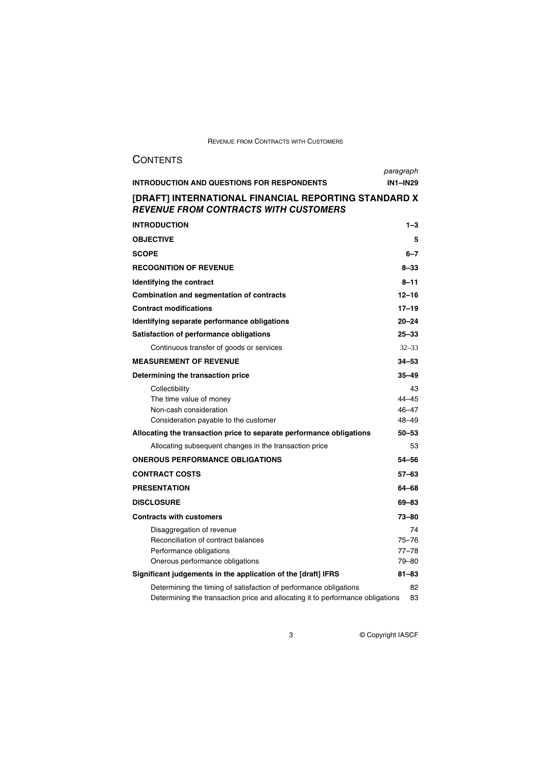# CONTENTS

| | paragraph |
|---|---|
| **INTRODUCTION AND QUESTIONS FOR RESPONDENTS** | **IN1–IN29** |

## [DRAFT] INTERNATIONAL FINANCIAL REPORTING STANDARD X *REVENUE FROM CONTRACTS WITH CUSTOMERS*

| | |
|---|---|
| **INTRODUCTION** | **1–3** |
| **OBJECTIVE** | **5** |
| **SCOPE** | **6–7** |
| **RECOGNITION OF REVENUE** | **8–33** |
| **Identifying the contract** | **8–11** |
| **Combination and segmentation of contracts** | **12–16** |
| **Contract modifications** | **17–19** |
| **Identifying separate performance obligations** | **20–24** |
| **Satisfaction of performance obligations** | **25–33** |
| Continuous transfer of goods or services | 32–33 |
| **MEASUREMENT OF REVENUE** | **34–53** |
| **Determining the transaction price** | **35–49** |
| Collectibility | 43 |
| The time value of money | 44–45 |
| Non-cash consideration | 46–47 |
| Consideration payable to the customer | 48–49 |
| **Allocating the transaction price to separate performance obligations** | **50–53** |
| Allocating subsequent changes in the transaction price | 53 |
| **ONEROUS PERFORMANCE OBLIGATIONS** | **54–56** |
| **CONTRACT COSTS** | **57–63** |
| **PRESENTATION** | **64–68** |
| **DISCLOSURE** | **69–83** |
| **Contracts with customers** | **73–80** |
| Disaggregation of revenue | 74 |
| Reconciliation of contract balances | 75–76 |
| Performance obligations | 77–78 |
| Onerous performance obligations | 79–80 |
| **Significant judgements in the application of the [draft] IFRS** | **81–83** |
| Determining the timing of satisfaction of performance obligations | 82 |
| Determining the transaction price and allocating it to performance obligations | 83 |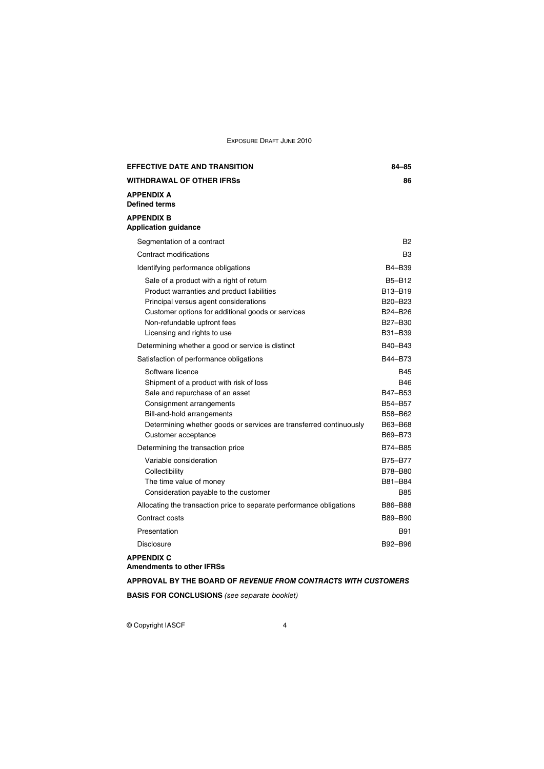| | |
|---|---|
| **EFFECTIVE DATE AND TRANSITION** | **84–85** |
| **WITHDRAWAL OF OTHER IFRSs** | **86** |
| **APPENDIX A** **Defined terms** | |
| **APPENDIX B** **Application guidance** | |
| Segmentation of a contract | B2 |
| Contract modifications | B3 |
| Identifying performance obligations | B4–B39 |
| Sale of a product with a right of return | B5–B12 |
| Product warranties and product liabilities | B13–B19 |
| Principal versus agent considerations | B20–B23 |
| Customer options for additional goods or services | B24–B26 |
| Non-refundable upfront fees | B27–B30 |
| Licensing and rights to use | B31–B39 |
| Determining whether a good or service is distinct | B40–B43 |
| Satisfaction of performance obligations | B44–B73 |
| Software licence | B45 |
| Shipment of a product with risk of loss | B46 |
| Sale and repurchase of an asset | B47–B53 |
| Consignment arrangements | B54–B57 |
| Bill-and-hold arrangements | B58–B62 |
| Determining whether goods or services are transferred continuously | B63–B68 |
| Customer acceptance | B69–B73 |
| Determining the transaction price | B74–B85 |
| Variable consideration | B75–B77 |
| Collectibility | B78–B80 |
| The time value of money | B81–B84 |
| Consideration payable to the customer | B85 |
| Allocating the transaction price to separate performance obligations | B86–B88 |
| Contract costs | B89–B90 |
| Presentation | B91 |
| Disclosure | B92–B96 |
| **APPENDIX C** **Amendments to other IFRSs** | |

**APPROVAL BY THE BOARD OF *REVENUE FROM CONTRACTS WITH CUSTOMERS***

**BASIS FOR CONCLUSIONS** *(see separate booklet)*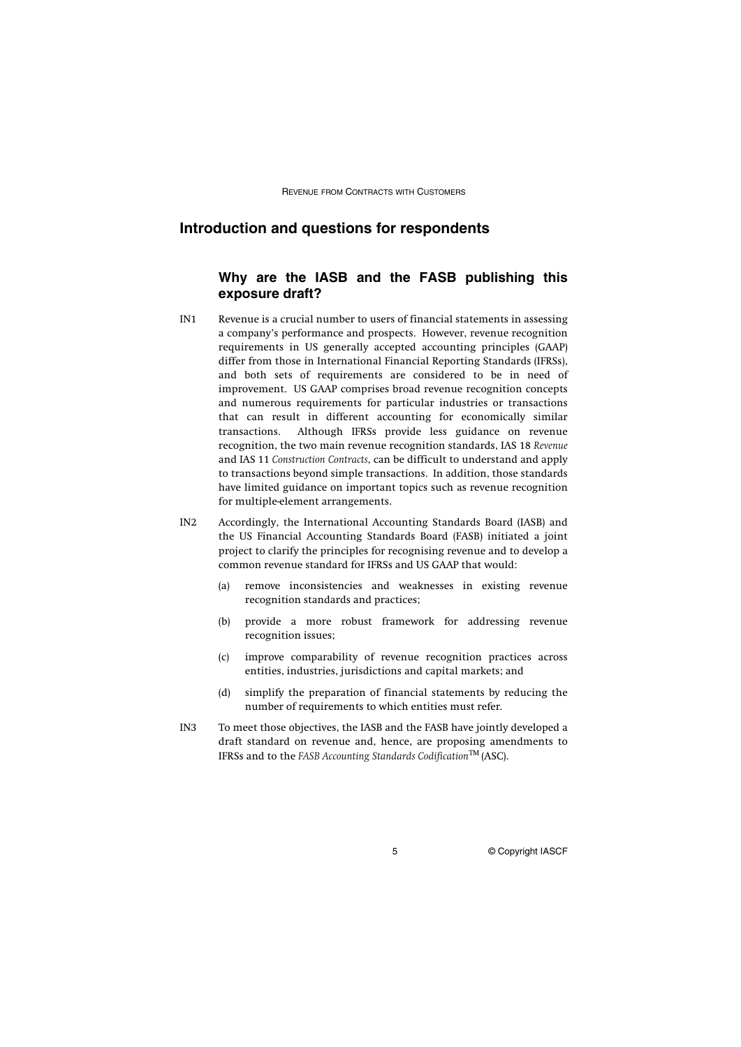## Introduction and questions for respondents

### Why are the IASB and the FASB publishing this exposure draft?

IN1 Revenue is a crucial number to users of financial statements in assessing a company's performance and prospects. However, revenue recognition requirements in US generally accepted accounting principles (GAAP) differ from those in International Financial Reporting Standards (IFRSs), and both sets of requirements are considered to be in need of improvement. US GAAP comprises broad revenue recognition concepts and numerous requirements for particular industries or transactions that can result in different accounting for economically similar transactions. Although IFRSs provide less guidance on revenue recognition, the two main revenue recognition standards, IAS 18 *Revenue* and IAS 11 *Construction Contracts*, can be difficult to understand and apply to transactions beyond simple transactions. In addition, those standards have limited guidance on important topics such as revenue recognition for multiple-element arrangements.

IN2 Accordingly, the International Accounting Standards Board (IASB) and the US Financial Accounting Standards Board (FASB) initiated a joint project to clarify the principles for recognising revenue and to develop a common revenue standard for IFRSs and US GAAP that would:

(a) remove inconsistencies and weaknesses in existing revenue recognition standards and practices;

(b) provide a more robust framework for addressing revenue recognition issues;

(c) improve comparability of revenue recognition practices across entities, industries, jurisdictions and capital markets; and

(d) simplify the preparation of financial statements by reducing the number of requirements to which entities must refer.

IN3 To meet those objectives, the IASB and the FASB have jointly developed a draft standard on revenue and, hence, are proposing amendments to IFRSs and to the *FASB Accounting Standards Codification*™ (ASC).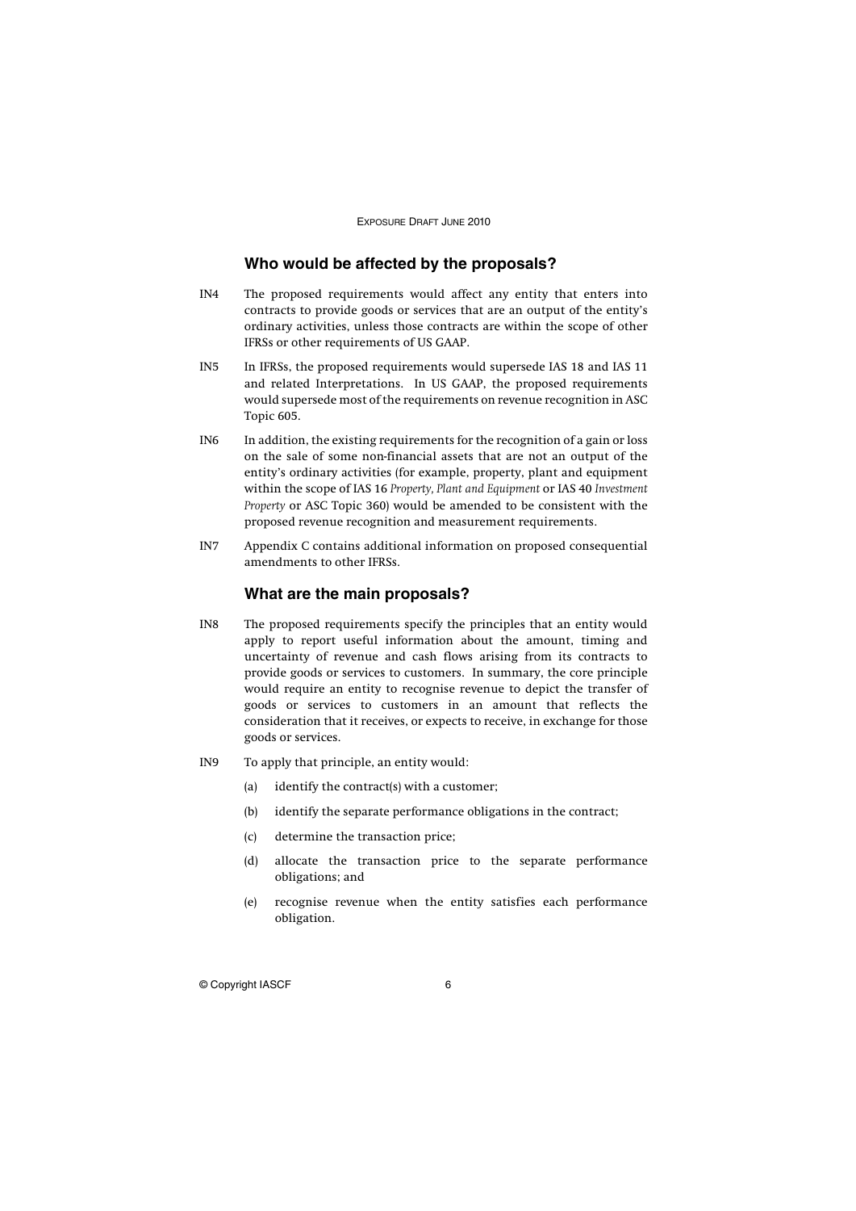## Who would be affected by the proposals?

IN4 The proposed requirements would affect any entity that enters into contracts to provide goods or services that are an output of the entity's ordinary activities, unless those contracts are within the scope of other IFRSs or other requirements of US GAAP.

IN5 In IFRSs, the proposed requirements would supersede IAS 18 and IAS 11 and related Interpretations. In US GAAP, the proposed requirements would supersede most of the requirements on revenue recognition in ASC Topic 605.

IN6 In addition, the existing requirements for the recognition of a gain or loss on the sale of some non-financial assets that are not an output of the entity's ordinary activities (for example, property, plant and equipment within the scope of IAS 16 *Property, Plant and Equipment* or IAS 40 *Investment Property* or ASC Topic 360) would be amended to be consistent with the proposed revenue recognition and measurement requirements.

IN7 Appendix C contains additional information on proposed consequential amendments to other IFRSs.

## What are the main proposals?

IN8 The proposed requirements specify the principles that an entity would apply to report useful information about the amount, timing and uncertainty of revenue and cash flows arising from its contracts to provide goods or services to customers. In summary, the core principle would require an entity to recognise revenue to depict the transfer of goods or services to customers in an amount that reflects the consideration that it receives, or expects to receive, in exchange for those goods or services.

IN9 To apply that principle, an entity would:

(a) identify the contract(s) with a customer;

(b) identify the separate performance obligations in the contract;

(c) determine the transaction price;

(d) allocate the transaction price to the separate performance obligations; and

(e) recognise revenue when the entity satisfies each performance obligation.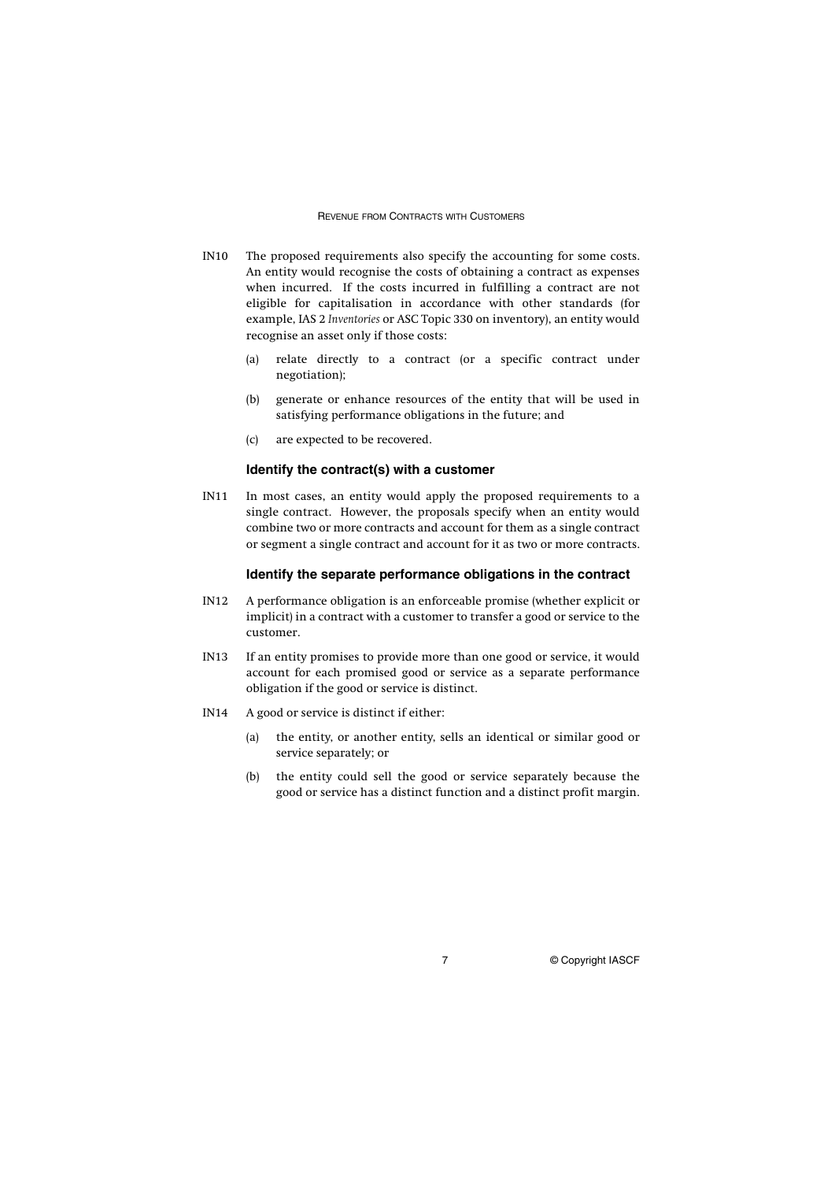IN10 The proposed requirements also specify the accounting for some costs. An entity would recognise the costs of obtaining a contract as expenses when incurred. If the costs incurred in fulfilling a contract are not eligible for capitalisation in accordance with other standards (for example, IAS 2 *Inventories* or ASC Topic 330 on inventory), an entity would recognise an asset only if those costs:

(a) relate directly to a contract (or a specific contract under negotiation);

(b) generate or enhance resources of the entity that will be used in satisfying performance obligations in the future; and

(c) are expected to be recovered.

### Identify the contract(s) with a customer

IN11 In most cases, an entity would apply the proposed requirements to a single contract. However, the proposals specify when an entity would combine two or more contracts and account for them as a single contract or segment a single contract and account for it as two or more contracts.

### Identify the separate performance obligations in the contract

IN12 A performance obligation is an enforceable promise (whether explicit or implicit) in a contract with a customer to transfer a good or service to the customer.

IN13 If an entity promises to provide more than one good or service, it would account for each promised good or service as a separate performance obligation if the good or service is distinct.

IN14 A good or service is distinct if either:

(a) the entity, or another entity, sells an identical or similar good or service separately; or

(b) the entity could sell the good or service separately because the good or service has a distinct function and a distinct profit margin.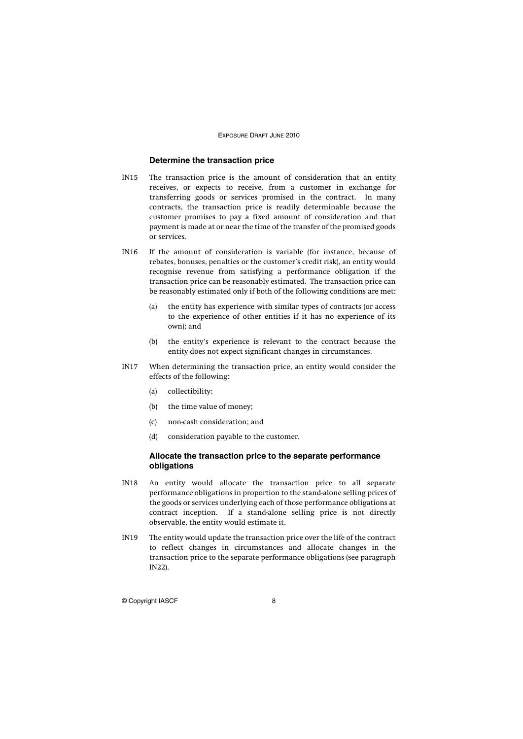### Determine the transaction price

IN15 The transaction price is the amount of consideration that an entity receives, or expects to receive, from a customer in exchange for transferring goods or services promised in the contract. In many contracts, the transaction price is readily determinable because the customer promises to pay a fixed amount of consideration and that payment is made at or near the time of the transfer of the promised goods or services.

IN16 If the amount of consideration is variable (for instance, because of rebates, bonuses, penalties or the customer's credit risk), an entity would recognise revenue from satisfying a performance obligation if the transaction price can be reasonably estimated. The transaction price can be reasonably estimated only if both of the following conditions are met:

(a) the entity has experience with similar types of contracts (or access to the experience of other entities if it has no experience of its own); and

(b) the entity's experience is relevant to the contract because the entity does not expect significant changes in circumstances.

IN17 When determining the transaction price, an entity would consider the effects of the following:

(a) collectibility;

(b) the time value of money;

(c) non-cash consideration; and

(d) consideration payable to the customer.

### Allocate the transaction price to the separate performance obligations

IN18 An entity would allocate the transaction price to all separate performance obligations in proportion to the stand-alone selling prices of the goods or services underlying each of those performance obligations at contract inception. If a stand-alone selling price is not directly observable, the entity would estimate it.

IN19 The entity would update the transaction price over the life of the contract to reflect changes in circumstances and allocate changes in the transaction price to the separate performance obligations (see paragraph IN22).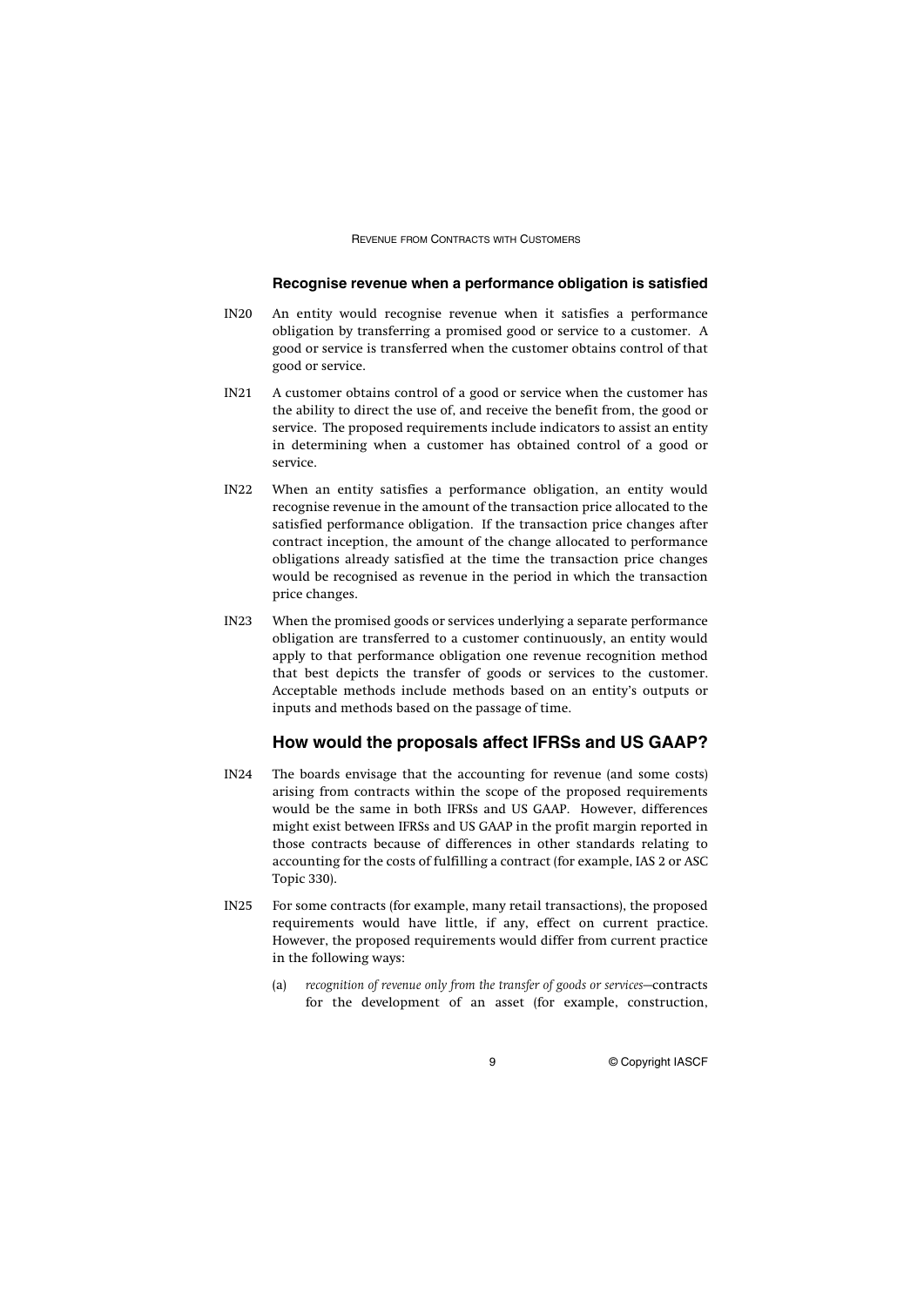### Recognise revenue when a performance obligation is satisfied

IN20 An entity would recognise revenue when it satisfies a performance obligation by transferring a promised good or service to a customer. A good or service is transferred when the customer obtains control of that good or service.

IN21 A customer obtains control of a good or service when the customer has the ability to direct the use of, and receive the benefit from, the good or service. The proposed requirements include indicators to assist an entity in determining when a customer has obtained control of a good or service.

IN22 When an entity satisfies a performance obligation, an entity would recognise revenue in the amount of the transaction price allocated to the satisfied performance obligation. If the transaction price changes after contract inception, the amount of the change allocated to performance obligations already satisfied at the time the transaction price changes would be recognised as revenue in the period in which the transaction price changes.

IN23 When the promised goods or services underlying a separate performance obligation are transferred to a customer continuously, an entity would apply to that performance obligation one revenue recognition method that best depicts the transfer of goods or services to the customer. Acceptable methods include methods based on an entity's outputs or inputs and methods based on the passage of time.

## How would the proposals affect IFRSs and US GAAP?

IN24 The boards envisage that the accounting for revenue (and some costs) arising from contracts within the scope of the proposed requirements would be the same in both IFRSs and US GAAP. However, differences might exist between IFRSs and US GAAP in the profit margin reported in those contracts because of differences in other standards relating to accounting for the costs of fulfilling a contract (for example, IAS 2 or ASC Topic 330).

IN25 For some contracts (for example, many retail transactions), the proposed requirements would have little, if any, effect on current practice. However, the proposed requirements would differ from current practice in the following ways:

(a) *recognition of revenue only from the transfer of goods or services*—contracts for the development of an asset (for example, construction,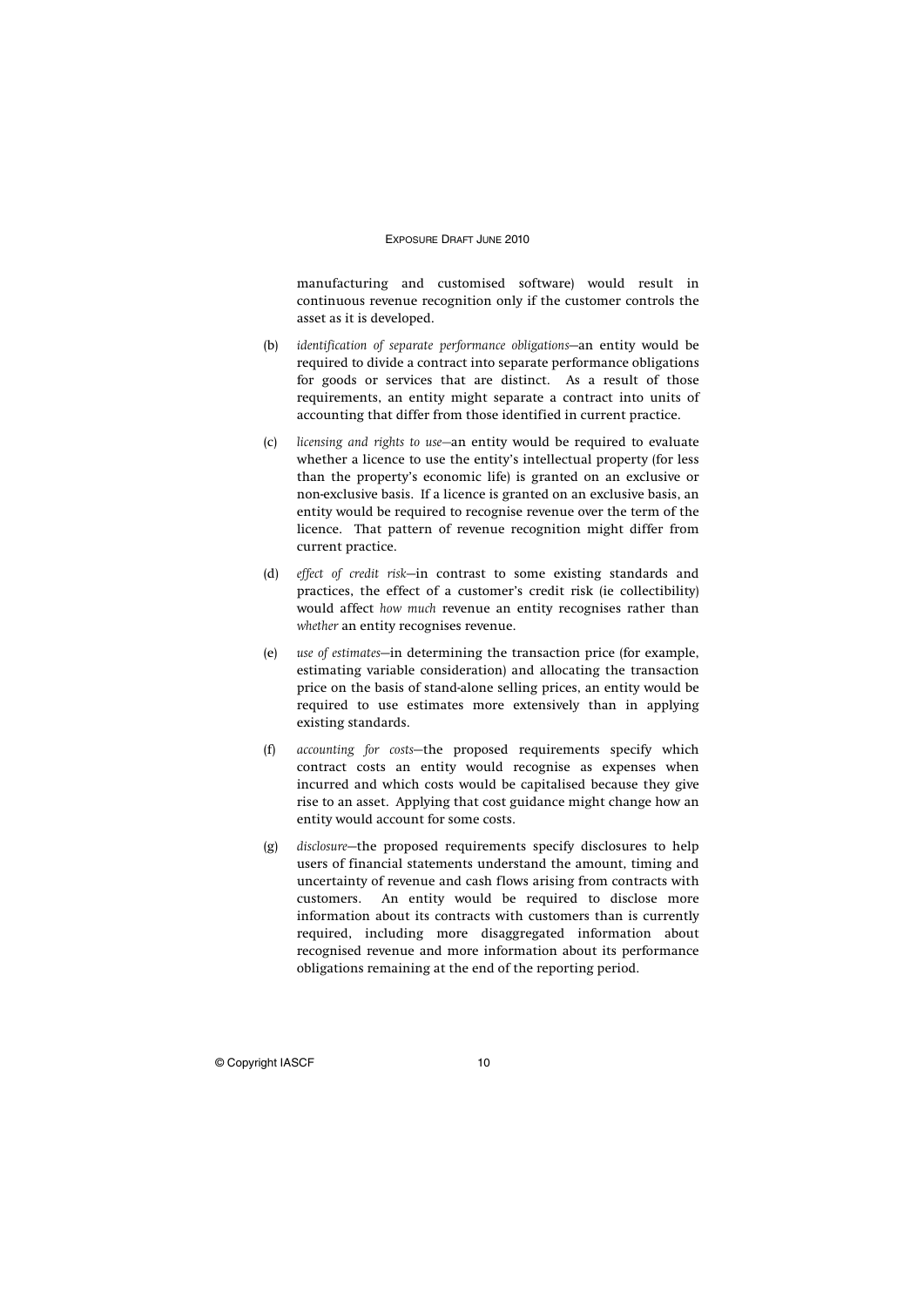manufacturing and customised software) would result in continuous revenue recognition only if the customer controls the asset as it is developed.

(b) *identification of separate performance obligations*—an entity would be required to divide a contract into separate performance obligations for goods or services that are distinct. As a result of those requirements, an entity might separate a contract into units of accounting that differ from those identified in current practice.

(c) *licensing and rights to use*—an entity would be required to evaluate whether a licence to use the entity's intellectual property (for less than the property's economic life) is granted on an exclusive or non-exclusive basis. If a licence is granted on an exclusive basis, an entity would be required to recognise revenue over the term of the licence. That pattern of revenue recognition might differ from current practice.

(d) *effect of credit risk*—in contrast to some existing standards and practices, the effect of a customer's credit risk (ie collectibility) would affect *how much* revenue an entity recognises rather than *whether* an entity recognises revenue.

(e) *use of estimates*—in determining the transaction price (for example, estimating variable consideration) and allocating the transaction price on the basis of stand-alone selling prices, an entity would be required to use estimates more extensively than in applying existing standards.

(f) *accounting for costs*—the proposed requirements specify which contract costs an entity would recognise as expenses when incurred and which costs would be capitalised because they give rise to an asset. Applying that cost guidance might change how an entity would account for some costs.

(g) *disclosure*—the proposed requirements specify disclosures to help users of financial statements understand the amount, timing and uncertainty of revenue and cash flows arising from contracts with customers. An entity would be required to disclose more information about its contracts with customers than is currently required, including more disaggregated information about recognised revenue and more information about its performance obligations remaining at the end of the reporting period.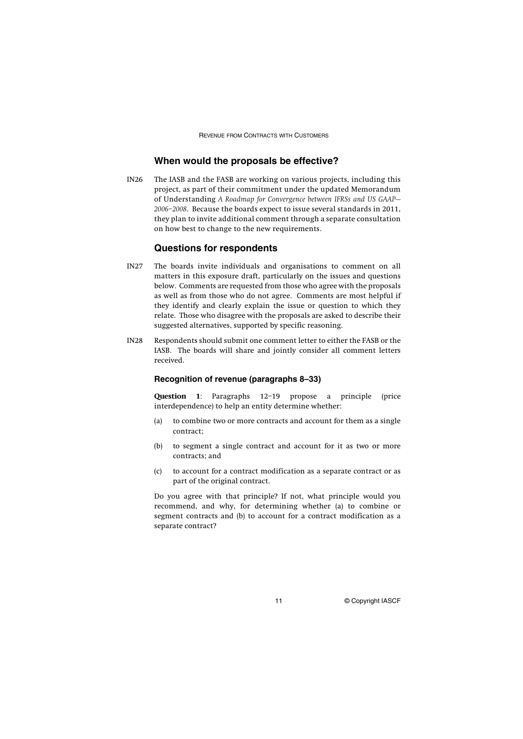## When would the proposals be effective?

IN26 The IASB and the FASB are working on various projects, including this project, as part of their commitment under the updated Memorandum of Understanding *A Roadmap for Convergence between IFRSs and US GAAP—2006–2008*. Because the boards expect to issue several standards in 2011, they plan to invite additional comment through a separate consultation on how best to change to the new requirements.

## Questions for respondents

IN27 The boards invite individuals and organisations to comment on all matters in this exposure draft, particularly on the issues and questions below. Comments are requested from those who agree with the proposals as well as from those who do not agree. Comments are most helpful if they identify and clearly explain the issue or question to which they relate. Those who disagree with the proposals are asked to describe their suggested alternatives, supported by specific reasoning.

IN28 Respondents should submit one comment letter to either the FASB or the IASB. The boards will share and jointly consider all comment letters received.

### Recognition of revenue (paragraphs 8–33)

**Question 1**: Paragraphs 12–19 propose a principle (price interdependence) to help an entity determine whether:

(a) to combine two or more contracts and account for them as a single contract;

(b) to segment a single contract and account for it as two or more contracts; and

(c) to account for a contract modification as a separate contract or as part of the original contract.

Do you agree with that principle? If not, what principle would you recommend, and why, for determining whether (a) to combine or segment contracts and (b) to account for a contract modification as a separate contract?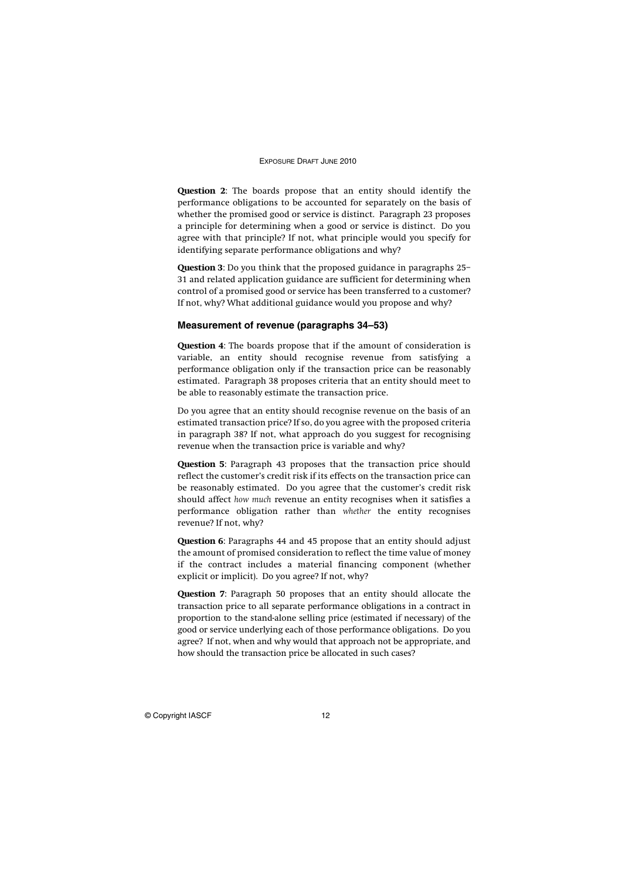**Question 2**: The boards propose that an entity should identify the performance obligations to be accounted for separately on the basis of whether the promised good or service is distinct. Paragraph 23 proposes a principle for determining when a good or service is distinct. Do you agree with that principle? If not, what principle would you specify for identifying separate performance obligations and why?

**Question 3**: Do you think that the proposed guidance in paragraphs 25–31 and related application guidance are sufficient for determining when control of a promised good or service has been transferred to a customer? If not, why? What additional guidance would you propose and why?

### Measurement of revenue (paragraphs 34–53)

**Question 4**: The boards propose that if the amount of consideration is variable, an entity should recognise revenue from satisfying a performance obligation only if the transaction price can be reasonably estimated. Paragraph 38 proposes criteria that an entity should meet to be able to reasonably estimate the transaction price.

Do you agree that an entity should recognise revenue on the basis of an estimated transaction price? If so, do you agree with the proposed criteria in paragraph 38? If not, what approach do you suggest for recognising revenue when the transaction price is variable and why?

**Question 5**: Paragraph 43 proposes that the transaction price should reflect the customer's credit risk if its effects on the transaction price can be reasonably estimated. Do you agree that the customer's credit risk should affect *how much* revenue an entity recognises when it satisfies a performance obligation rather than *whether* the entity recognises revenue? If not, why?

**Question 6**: Paragraphs 44 and 45 propose that an entity should adjust the amount of promised consideration to reflect the time value of money if the contract includes a material financing component (whether explicit or implicit). Do you agree? If not, why?

**Question 7**: Paragraph 50 proposes that an entity should allocate the transaction price to all separate performance obligations in a contract in proportion to the stand-alone selling price (estimated if necessary) of the good or service underlying each of those performance obligations. Do you agree? If not, when and why would that approach not be appropriate, and how should the transaction price be allocated in such cases?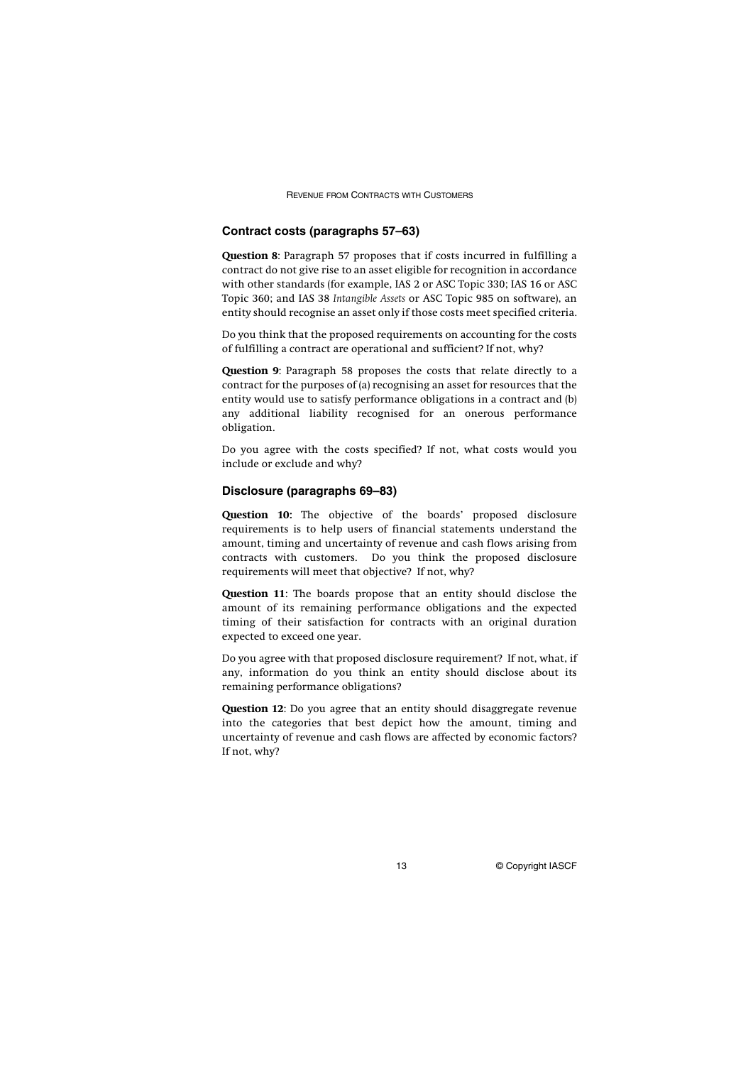### Contract costs (paragraphs 57–63)

**Question 8**: Paragraph 57 proposes that if costs incurred in fulfilling a contract do not give rise to an asset eligible for recognition in accordance with other standards (for example, IAS 2 or ASC Topic 330; IAS 16 or ASC Topic 360; and IAS 38 *Intangible Assets* or ASC Topic 985 on software), an entity should recognise an asset only if those costs meet specified criteria.

Do you think that the proposed requirements on accounting for the costs of fulfilling a contract are operational and sufficient? If not, why?

**Question 9**: Paragraph 58 proposes the costs that relate directly to a contract for the purposes of (a) recognising an asset for resources that the entity would use to satisfy performance obligations in a contract and (b) any additional liability recognised for an onerous performance obligation.

Do you agree with the costs specified? If not, what costs would you include or exclude and why?

### Disclosure (paragraphs 69–83)

**Question 10:** The objective of the boards' proposed disclosure requirements is to help users of financial statements understand the amount, timing and uncertainty of revenue and cash flows arising from contracts with customers. Do you think the proposed disclosure requirements will meet that objective? If not, why?

**Question 11**: The boards propose that an entity should disclose the amount of its remaining performance obligations and the expected timing of their satisfaction for contracts with an original duration expected to exceed one year.

Do you agree with that proposed disclosure requirement? If not, what, if any, information do you think an entity should disclose about its remaining performance obligations?

**Question 12**: Do you agree that an entity should disaggregate revenue into the categories that best depict how the amount, timing and uncertainty of revenue and cash flows are affected by economic factors? If not, why?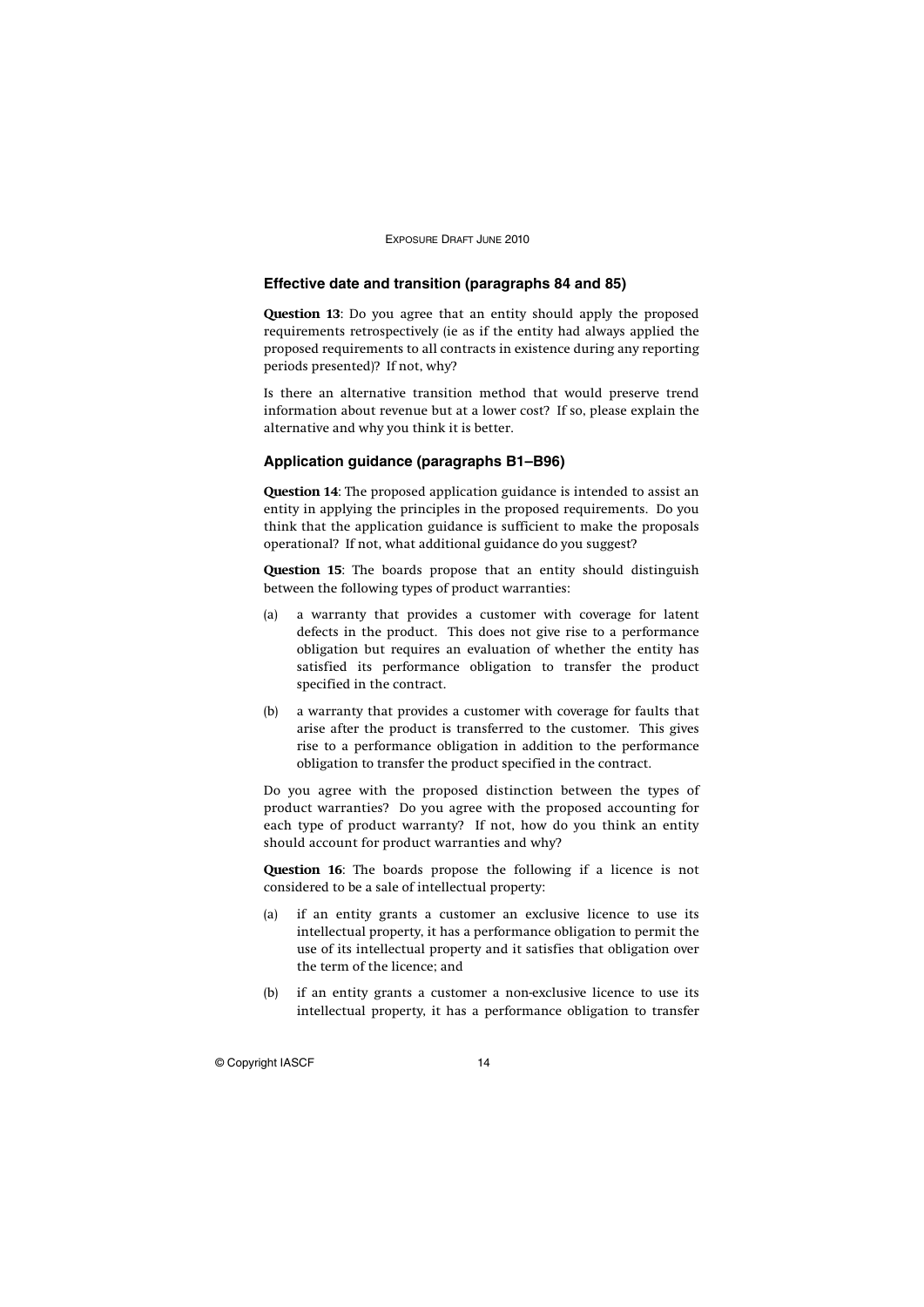### Effective date and transition (paragraphs 84 and 85)

**Question 13**: Do you agree that an entity should apply the proposed requirements retrospectively (ie as if the entity had always applied the proposed requirements to all contracts in existence during any reporting periods presented)? If not, why?

Is there an alternative transition method that would preserve trend information about revenue but at a lower cost? If so, please explain the alternative and why you think it is better.

### Application guidance (paragraphs B1–B96)

**Question 14**: The proposed application guidance is intended to assist an entity in applying the principles in the proposed requirements. Do you think that the application guidance is sufficient to make the proposals operational? If not, what additional guidance do you suggest?

**Question 15**: The boards propose that an entity should distinguish between the following types of product warranties:

(a) a warranty that provides a customer with coverage for latent defects in the product. This does not give rise to a performance obligation but requires an evaluation of whether the entity has satisfied its performance obligation to transfer the product specified in the contract.

(b) a warranty that provides a customer with coverage for faults that arise after the product is transferred to the customer. This gives rise to a performance obligation in addition to the performance obligation to transfer the product specified in the contract.

Do you agree with the proposed distinction between the types of product warranties? Do you agree with the proposed accounting for each type of product warranty? If not, how do you think an entity should account for product warranties and why?

**Question 16**: The boards propose the following if a licence is not considered to be a sale of intellectual property:

(a) if an entity grants a customer an exclusive licence to use its intellectual property, it has a performance obligation to permit the use of its intellectual property and it satisfies that obligation over the term of the licence; and

(b) if an entity grants a customer a non-exclusive licence to use its intellectual property, it has a performance obligation to transfer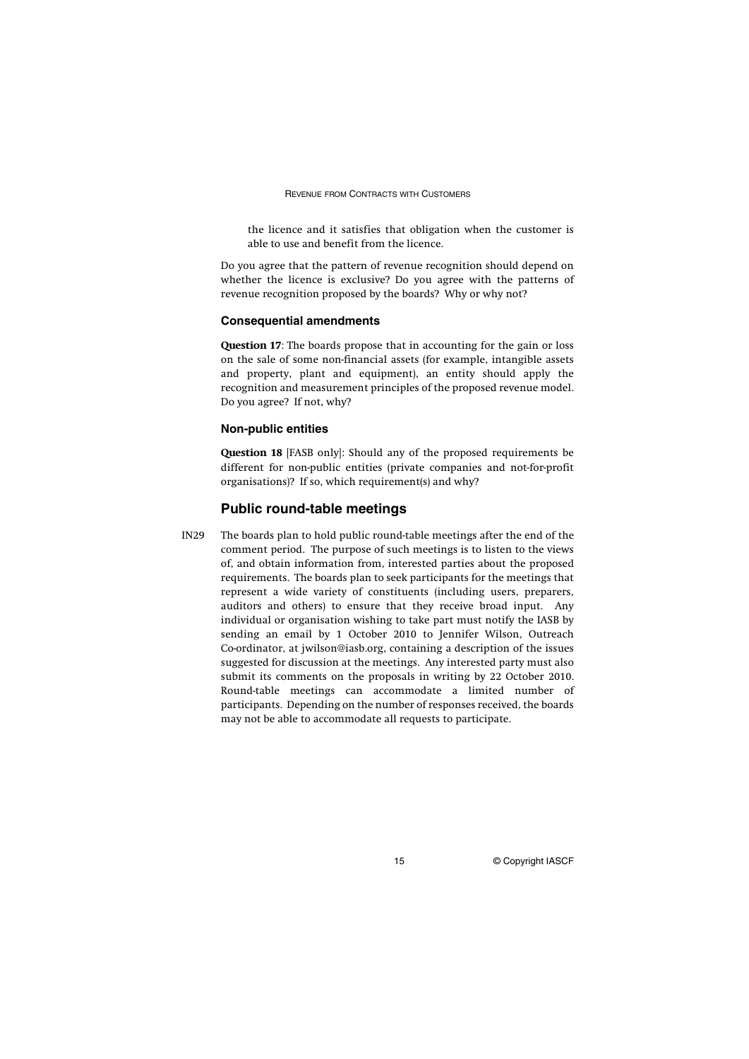the licence and it satisfies that obligation when the customer is able to use and benefit from the licence.

Do you agree that the pattern of revenue recognition should depend on whether the licence is exclusive? Do you agree with the patterns of revenue recognition proposed by the boards? Why or why not?

### Consequential amendments

**Question 17**: The boards propose that in accounting for the gain or loss on the sale of some non-financial assets (for example, intangible assets and property, plant and equipment), an entity should apply the recognition and measurement principles of the proposed revenue model. Do you agree? If not, why?

### Non-public entities

**Question 18** [FASB only]: Should any of the proposed requirements be different for non-public entities (private companies and not-for-profit organisations)? If so, which requirement(s) and why?

## Public round-table meetings

IN29 The boards plan to hold public round-table meetings after the end of the comment period. The purpose of such meetings is to listen to the views of, and obtain information from, interested parties about the proposed requirements. The boards plan to seek participants for the meetings that represent a wide variety of constituents (including users, preparers, auditors and others) to ensure that they receive broad input. Any individual or organisation wishing to take part must notify the IASB by sending an email by 1 October 2010 to Jennifer Wilson, Outreach Co-ordinator, at jwilson@iasb.org, containing a description of the issues suggested for discussion at the meetings. Any interested party must also submit its comments on the proposals in writing by 22 October 2010. Round-table meetings can accommodate a limited number of participants. Depending on the number of responses received, the boards may not be able to accommodate all requests to participate.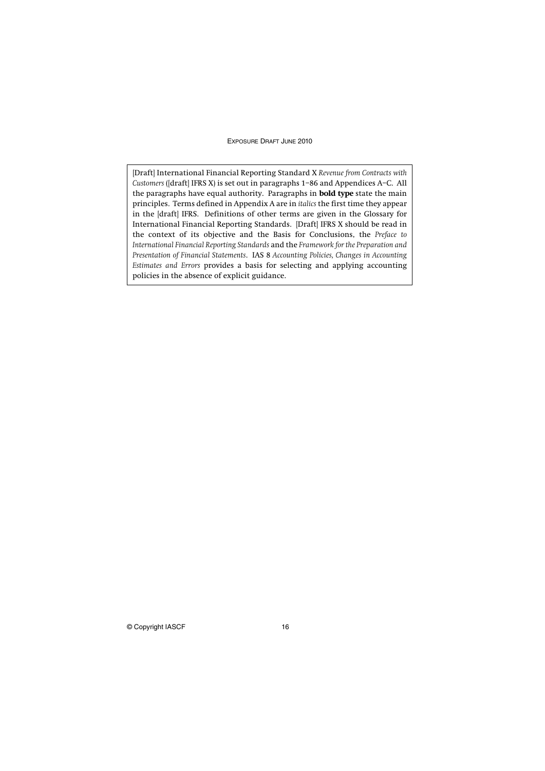[Draft] International Financial Reporting Standard X *Revenue from Contracts with Customers* ([draft] IFRS X) is set out in paragraphs 1–86 and Appendices A–C. All the paragraphs have equal authority. Paragraphs in **bold type** state the main principles. Terms defined in Appendix A are in *italics* the first time they appear in the [draft] IFRS. Definitions of other terms are given in the Glossary for International Financial Reporting Standards. [Draft] IFRS X should be read in the context of its objective and the Basis for Conclusions, the *Preface to International Financial Reporting Standards* and the *Framework for the Preparation and Presentation of Financial Statements*. IAS 8 *Accounting Policies, Changes in Accounting Estimates and Errors* provides a basis for selecting and applying accounting policies in the absence of explicit guidance.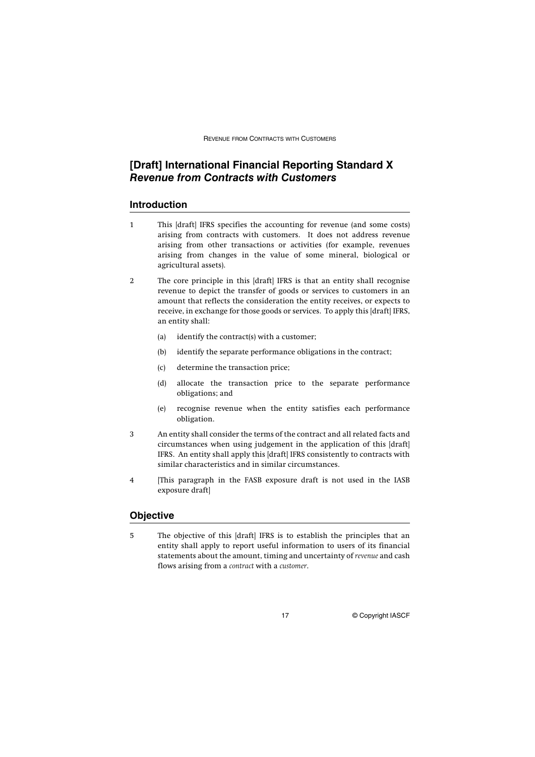# [Draft] International Financial Reporting Standard X *Revenue from Contracts with Customers*

## Introduction

1 This [draft] IFRS specifies the accounting for revenue (and some costs) arising from contracts with customers. It does not address revenue arising from other transactions or activities (for example, revenues arising from changes in the value of some mineral, biological or agricultural assets).

2 The core principle in this [draft] IFRS is that an entity shall recognise revenue to depict the transfer of goods or services to customers in an amount that reflects the consideration the entity receives, or expects to receive, in exchange for those goods or services. To apply this [draft] IFRS, an entity shall:

(a) identify the contract(s) with a customer;

(b) identify the separate performance obligations in the contract;

(c) determine the transaction price;

(d) allocate the transaction price to the separate performance obligations; and

(e) recognise revenue when the entity satisfies each performance obligation.

3 An entity shall consider the terms of the contract and all related facts and circumstances when using judgement in the application of this [draft] IFRS. An entity shall apply this [draft] IFRS consistently to contracts with similar characteristics and in similar circumstances.

4 [This paragraph in the FASB exposure draft is not used in the IASB exposure draft]

## Objective

5 The objective of this [draft] IFRS is to establish the principles that an entity shall apply to report useful information to users of its financial statements about the amount, timing and uncertainty of *revenue* and cash flows arising from a *contract* with a *customer*.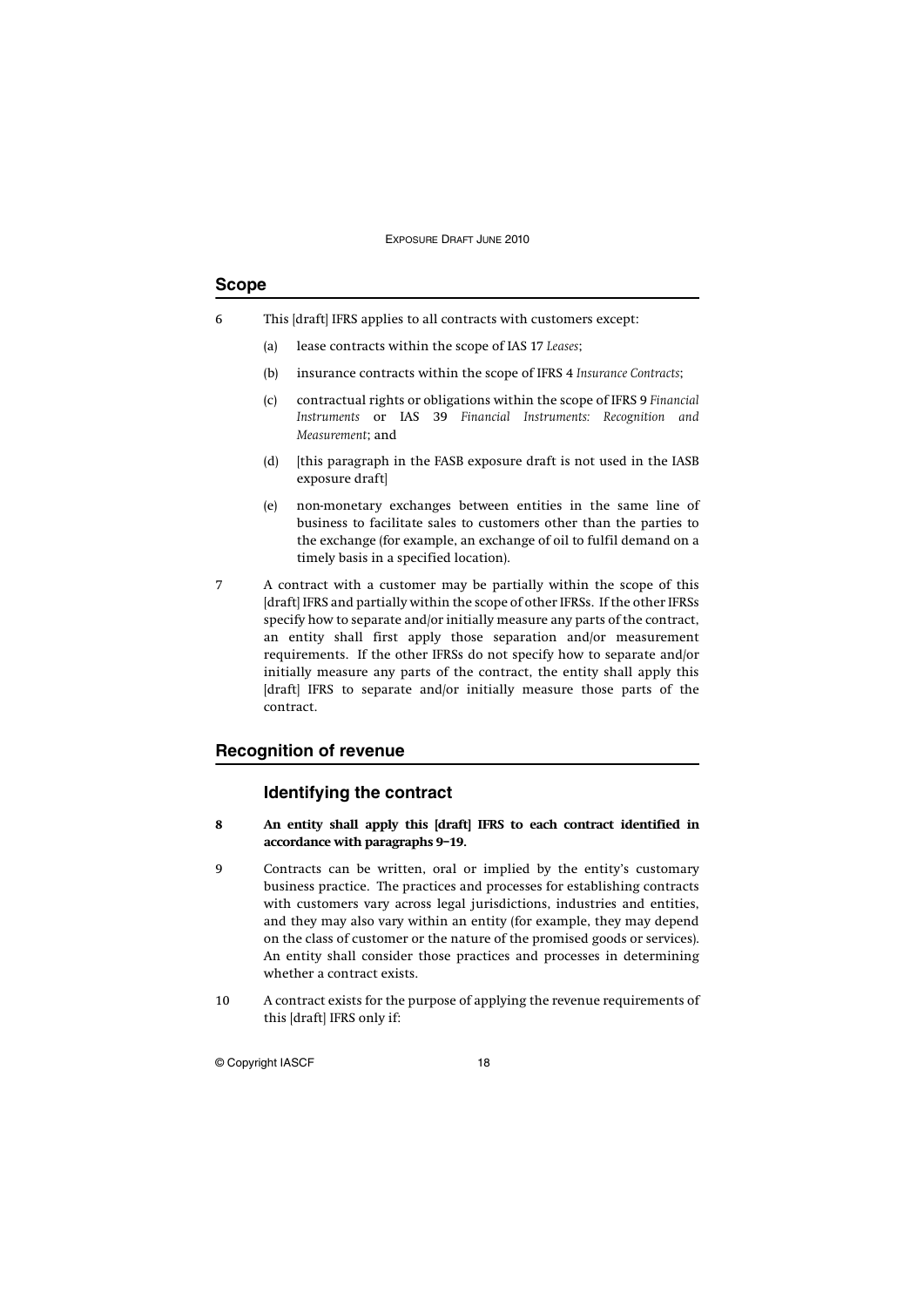## Scope

6 This [draft] IFRS applies to all contracts with customers except:

(a) lease contracts within the scope of IAS 17 *Leases*;

(b) insurance contracts within the scope of IFRS 4 *Insurance Contracts*;

(c) contractual rights or obligations within the scope of IFRS 9 *Financial Instruments* or IAS 39 *Financial Instruments: Recognition and Measurement*; and

(d) [this paragraph in the FASB exposure draft is not used in the IASB exposure draft]

(e) non-monetary exchanges between entities in the same line of business to facilitate sales to customers other than the parties to the exchange (for example, an exchange of oil to fulfil demand on a timely basis in a specified location).

7 A contract with a customer may be partially within the scope of this [draft] IFRS and partially within the scope of other IFRSs. If the other IFRSs specify how to separate and/or initially measure any parts of the contract, an entity shall first apply those separation and/or measurement requirements. If the other IFRSs do not specify how to separate and/or initially measure any parts of the contract, the entity shall apply this [draft] IFRS to separate and/or initially measure those parts of the contract.

## Recognition of revenue

### Identifying the contract

**8 An entity shall apply this [draft] IFRS to each contract identified in accordance with paragraphs 9–19.**

9 Contracts can be written, oral or implied by the entity's customary business practice. The practices and processes for establishing contracts with customers vary across legal jurisdictions, industries and entities, and they may also vary within an entity (for example, they may depend on the class of customer or the nature of the promised goods or services). An entity shall consider those practices and processes in determining whether a contract exists.

10 A contract exists for the purpose of applying the revenue requirements of this [draft] IFRS only if: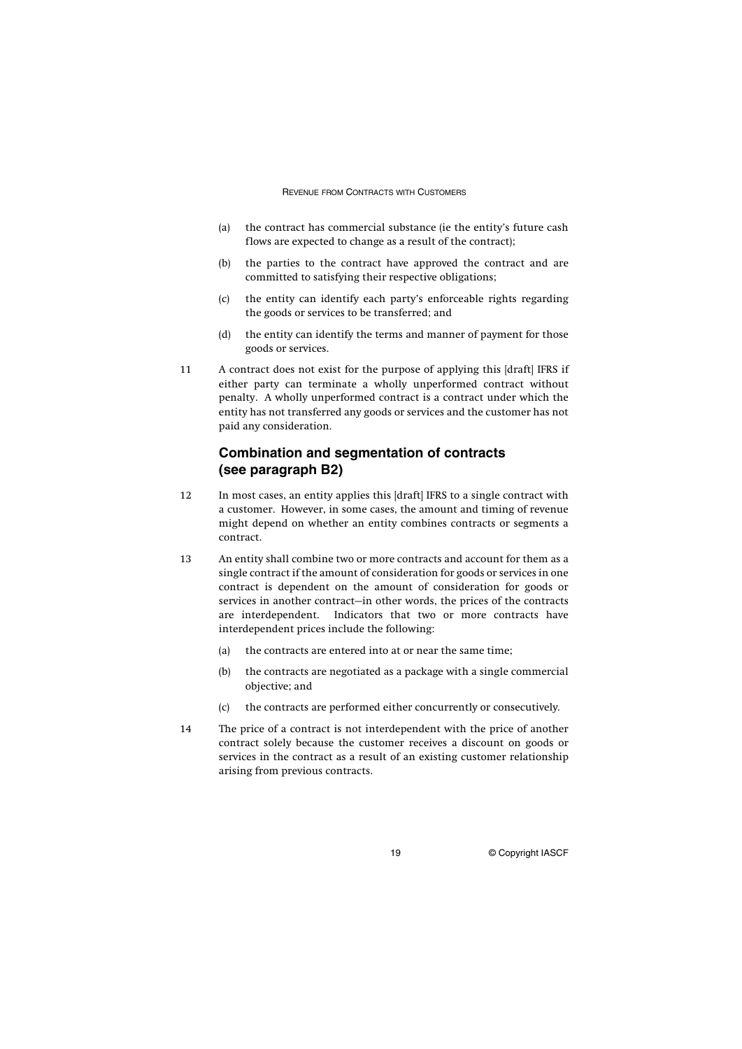(a) the contract has commercial substance (ie the entity's future cash flows are expected to change as a result of the contract);

(b) the parties to the contract have approved the contract and are committed to satisfying their respective obligations;

(c) the entity can identify each party's enforceable rights regarding the goods or services to be transferred; and

(d) the entity can identify the terms and manner of payment for those goods or services.

11 A contract does not exist for the purpose of applying this [draft] IFRS if either party can terminate a wholly unperformed contract without penalty. A wholly unperformed contract is a contract under which the entity has not transferred any goods or services and the customer has not paid any consideration.

## Combination and segmentation of contracts (see paragraph B2)

12 In most cases, an entity applies this [draft] IFRS to a single contract with a customer. However, in some cases, the amount and timing of revenue might depend on whether an entity combines contracts or segments a contract.

13 An entity shall combine two or more contracts and account for them as a single contract if the amount of consideration for goods or services in one contract is dependent on the amount of consideration for goods or services in another contract—in other words, the prices of the contracts are interdependent. Indicators that two or more contracts have interdependent prices include the following:

(a) the contracts are entered into at or near the same time;

(b) the contracts are negotiated as a package with a single commercial objective; and

(c) the contracts are performed either concurrently or consecutively.

14 The price of a contract is not interdependent with the price of another contract solely because the customer receives a discount on goods or services in the contract as a result of an existing customer relationship arising from previous contracts.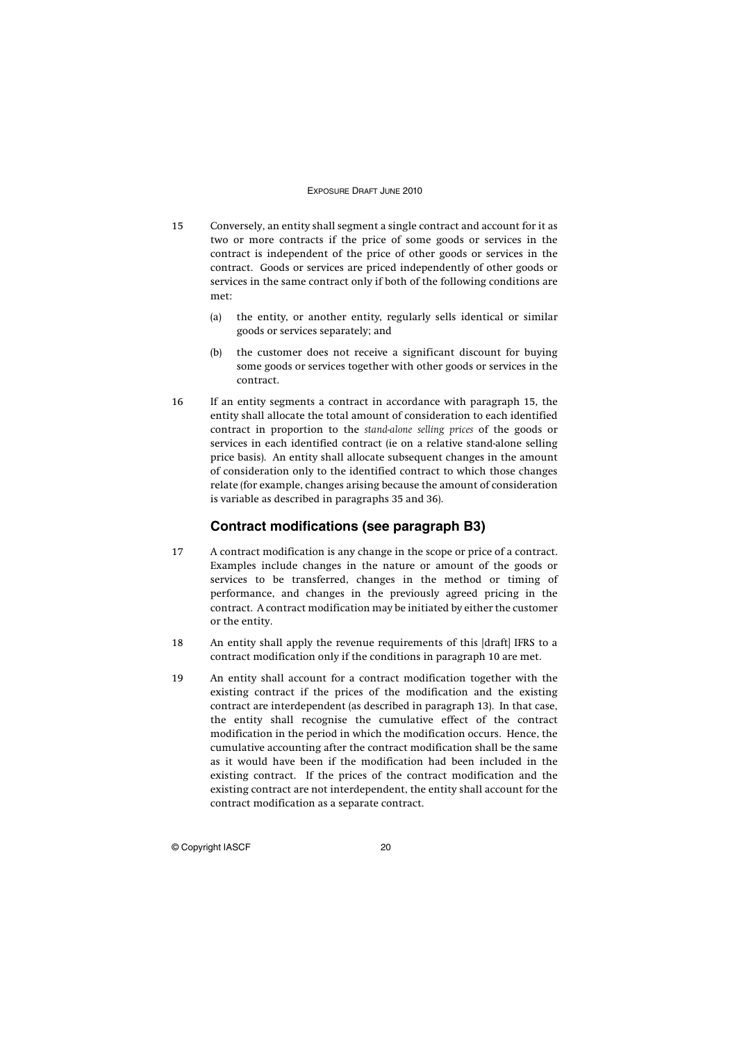15 Conversely, an entity shall segment a single contract and account for it as two or more contracts if the price of some goods or services in the contract is independent of the price of other goods or services in the contract. Goods or services are priced independently of other goods or services in the same contract only if both of the following conditions are met:

(a) the entity, or another entity, regularly sells identical or similar goods or services separately; and

(b) the customer does not receive a significant discount for buying some goods or services together with other goods or services in the contract.

16 If an entity segments a contract in accordance with paragraph 15, the entity shall allocate the total amount of consideration to each identified contract in proportion to the *stand-alone selling prices* of the goods or services in each identified contract (ie on a relative stand-alone selling price basis). An entity shall allocate subsequent changes in the amount of consideration only to the identified contract to which those changes relate (for example, changes arising because the amount of consideration is variable as described in paragraphs 35 and 36).

### Contract modifications (see paragraph B3)

17 A contract modification is any change in the scope or price of a contract. Examples include changes in the nature or amount of the goods or services to be transferred, changes in the method or timing of performance, and changes in the previously agreed pricing in the contract. A contract modification may be initiated by either the customer or the entity.

18 An entity shall apply the revenue requirements of this [draft] IFRS to a contract modification only if the conditions in paragraph 10 are met.

19 An entity shall account for a contract modification together with the existing contract if the prices of the modification and the existing contract are interdependent (as described in paragraph 13). In that case, the entity shall recognise the cumulative effect of the contract modification in the period in which the modification occurs. Hence, the cumulative accounting after the contract modification shall be the same as it would have been if the modification had been included in the existing contract. If the prices of the contract modification and the existing contract are not interdependent, the entity shall account for the contract modification as a separate contract.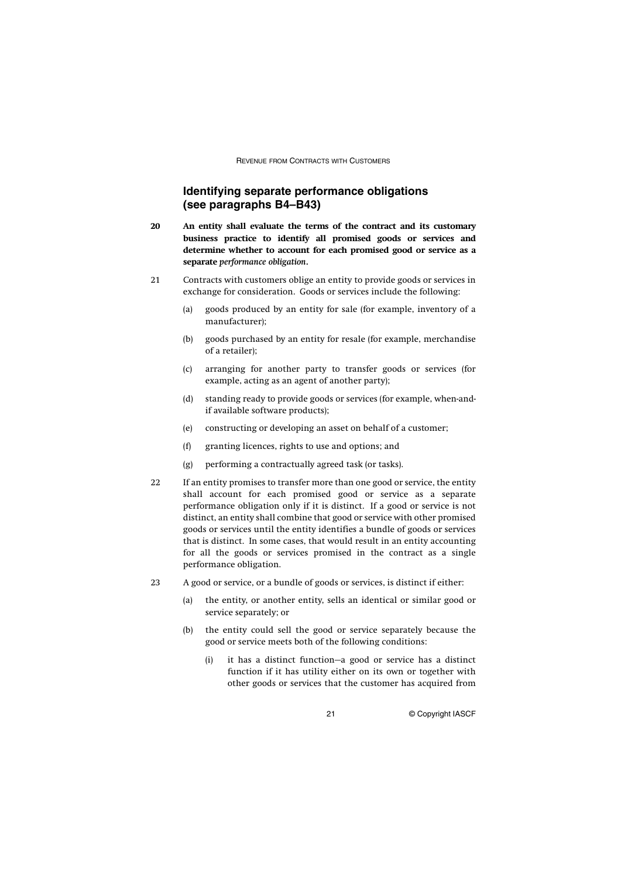## Identifying separate performance obligations (see paragraphs B4–B43)

**20 An entity shall evaluate the terms of the contract and its customary business practice to identify all promised goods or services and determine whether to account for each promised good or service as a separate *performance obligation*.**

21 Contracts with customers oblige an entity to provide goods or services in exchange for consideration. Goods or services include the following:

- (a) goods produced by an entity for sale (for example, inventory of a manufacturer);
- (b) goods purchased by an entity for resale (for example, merchandise of a retailer);
- (c) arranging for another party to transfer goods or services (for example, acting as an agent of another party);
- (d) standing ready to provide goods or services (for example, when-and-if available software products);
- (e) constructing or developing an asset on behalf of a customer;
- (f) granting licences, rights to use and options; and
- (g) performing a contractually agreed task (or tasks).

22 If an entity promises to transfer more than one good or service, the entity shall account for each promised good or service as a separate performance obligation only if it is distinct. If a good or service is not distinct, an entity shall combine that good or service with other promised goods or services until the entity identifies a bundle of goods or services that is distinct. In some cases, that would result in an entity accounting for all the goods or services promised in the contract as a single performance obligation.

23 A good or service, or a bundle of goods or services, is distinct if either:

- (a) the entity, or another entity, sells an identical or similar good or service separately; or
- (b) the entity could sell the good or service separately because the good or service meets both of the following conditions:
  - (i) it has a distinct function—a good or service has a distinct function if it has utility either on its own or together with other goods or services that the customer has acquired from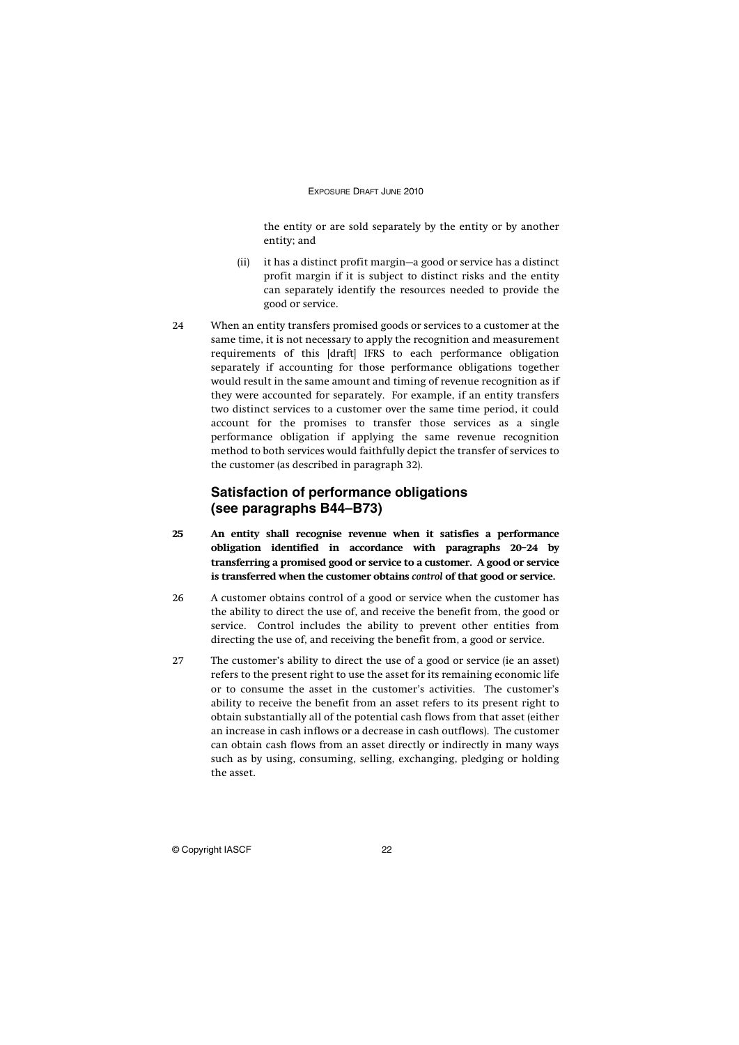the entity or are sold separately by the entity or by another entity; and

(ii) it has a distinct profit margin—a good or service has a distinct profit margin if it is subject to distinct risks and the entity can separately identify the resources needed to provide the good or service.

24 When an entity transfers promised goods or services to a customer at the same time, it is not necessary to apply the recognition and measurement requirements of this [draft] IFRS to each performance obligation separately if accounting for those performance obligations together would result in the same amount and timing of revenue recognition as if they were accounted for separately. For example, if an entity transfers two distinct services to a customer over the same time period, it could account for the promises to transfer those services as a single performance obligation if applying the same revenue recognition method to both services would faithfully depict the transfer of services to the customer (as described in paragraph 32).

## Satisfaction of performance obligations (see paragraphs B44–B73)

**25 An entity shall recognise revenue when it satisfies a performance obligation identified in accordance with paragraphs 20–24 by transferring a promised good or service to a customer. A good or service is transferred when the customer obtains *control* of that good or service.**

26 A customer obtains control of a good or service when the customer has the ability to direct the use of, and receive the benefit from, the good or service. Control includes the ability to prevent other entities from directing the use of, and receiving the benefit from, a good or service.

27 The customer's ability to direct the use of a good or service (ie an asset) refers to the present right to use the asset for its remaining economic life or to consume the asset in the customer's activities. The customer's ability to receive the benefit from an asset refers to its present right to obtain substantially all of the potential cash flows from that asset (either an increase in cash inflows or a decrease in cash outflows). The customer can obtain cash flows from an asset directly or indirectly in many ways such as by using, consuming, selling, exchanging, pledging or holding the asset.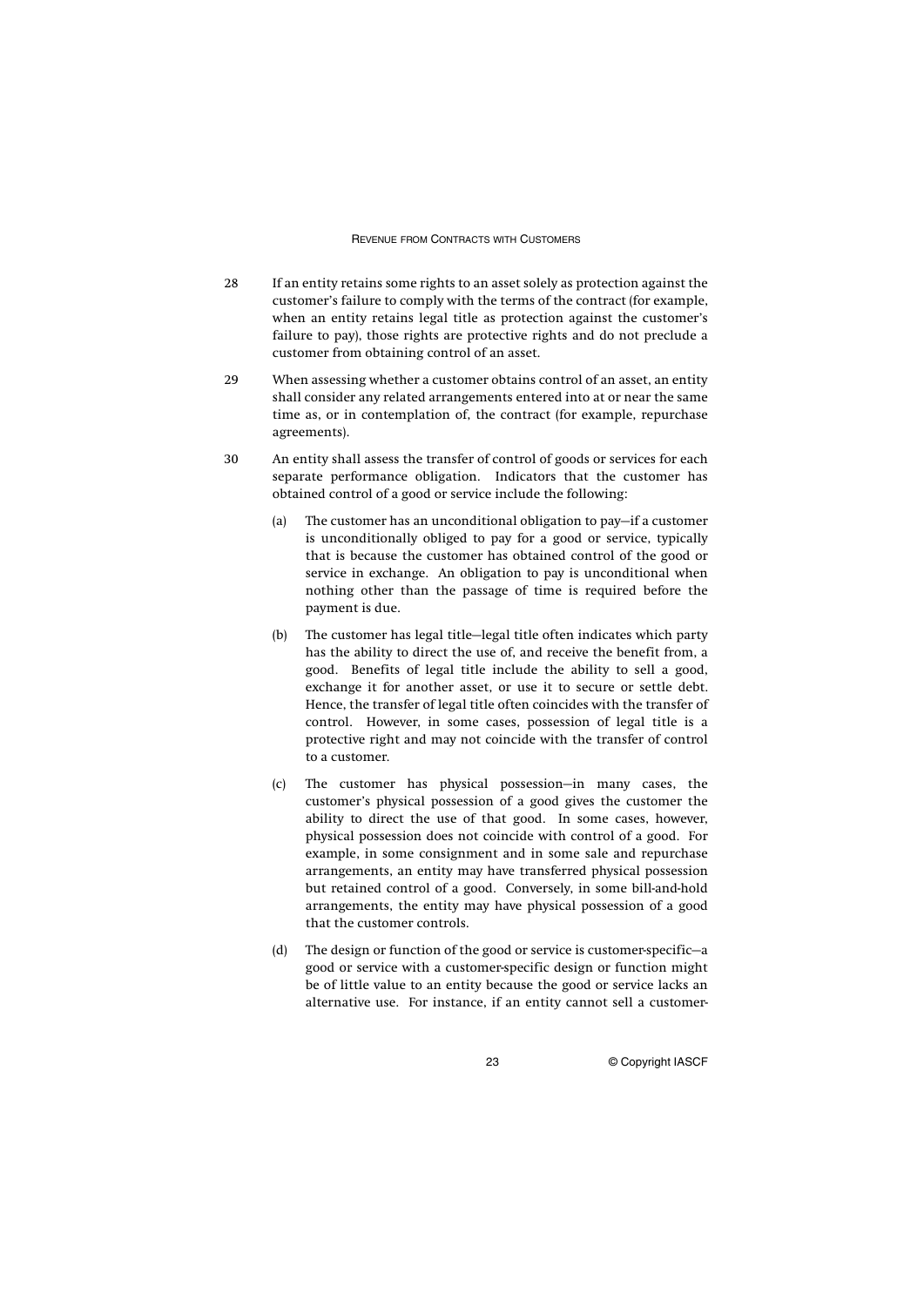28 If an entity retains some rights to an asset solely as protection against the customer's failure to comply with the terms of the contract (for example, when an entity retains legal title as protection against the customer's failure to pay), those rights are protective rights and do not preclude a customer from obtaining control of an asset.

29 When assessing whether a customer obtains control of an asset, an entity shall consider any related arrangements entered into at or near the same time as, or in contemplation of, the contract (for example, repurchase agreements).

30 An entity shall assess the transfer of control of goods or services for each separate performance obligation. Indicators that the customer has obtained control of a good or service include the following:

(a) The customer has an unconditional obligation to pay—if a customer is unconditionally obliged to pay for a good or service, typically that is because the customer has obtained control of the good or service in exchange. An obligation to pay is unconditional when nothing other than the passage of time is required before the payment is due.

(b) The customer has legal title—legal title often indicates which party has the ability to direct the use of, and receive the benefit from, a good. Benefits of legal title include the ability to sell a good, exchange it for another asset, or use it to secure or settle debt. Hence, the transfer of legal title often coincides with the transfer of control. However, in some cases, possession of legal title is a protective right and may not coincide with the transfer of control to a customer.

(c) The customer has physical possession—in many cases, the customer's physical possession of a good gives the customer the ability to direct the use of that good. In some cases, however, physical possession does not coincide with control of a good. For example, in some consignment and in some sale and repurchase arrangements, an entity may have transferred physical possession but retained control of a good. Conversely, in some bill-and-hold arrangements, the entity may have physical possession of a good that the customer controls.

(d) The design or function of the good or service is customer-specific—a good or service with a customer-specific design or function might be of little value to an entity because the good or service lacks an alternative use. For instance, if an entity cannot sell a customer-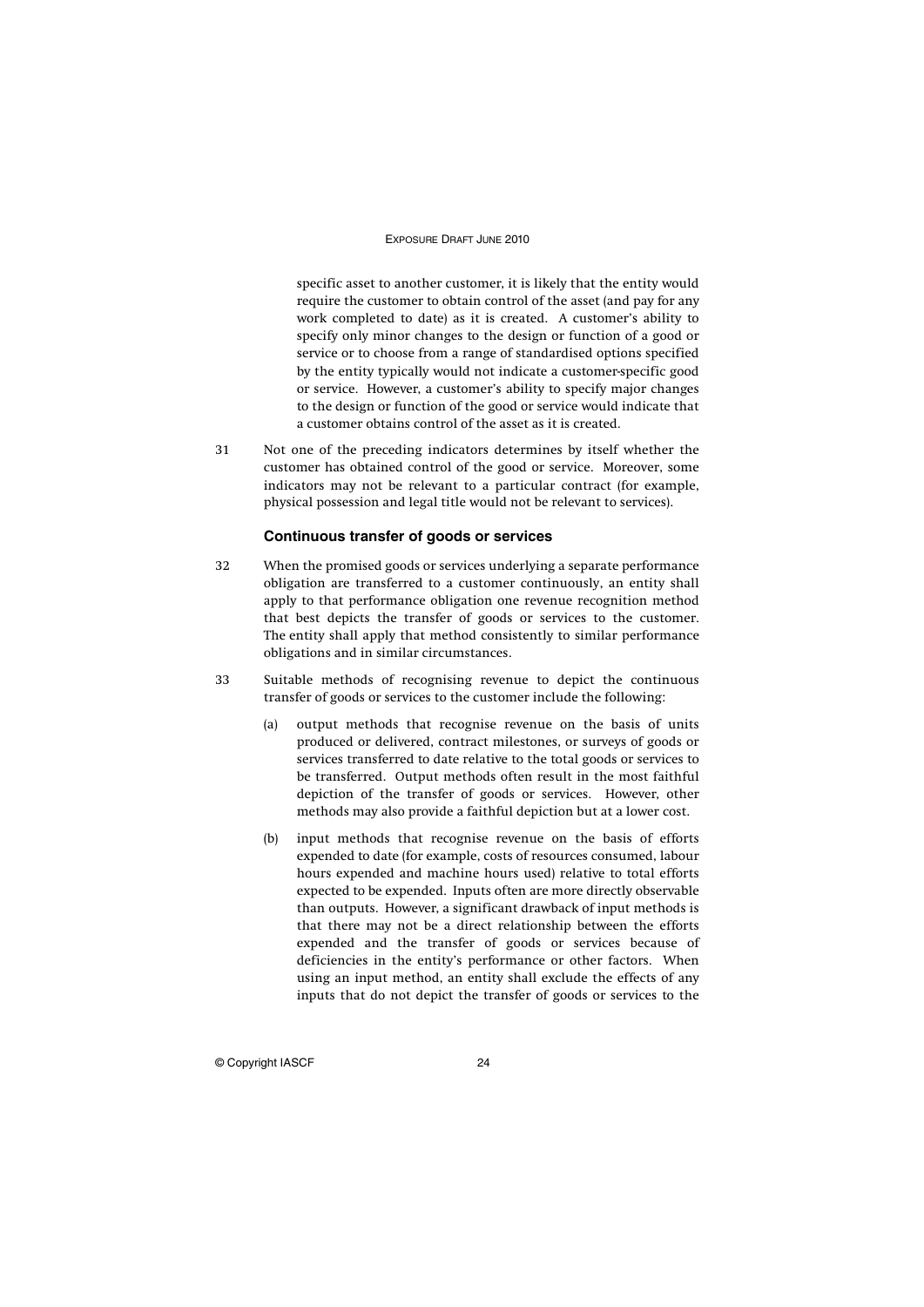specific asset to another customer, it is likely that the entity would require the customer to obtain control of the asset (and pay for any work completed to date) as it is created. A customer's ability to specify only minor changes to the design or function of a good or service or to choose from a range of standardised options specified by the entity typically would not indicate a customer-specific good or service. However, a customer's ability to specify major changes to the design or function of the good or service would indicate that a customer obtains control of the asset as it is created.

31 Not one of the preceding indicators determines by itself whether the customer has obtained control of the good or service. Moreover, some indicators may not be relevant to a particular contract (for example, physical possession and legal title would not be relevant to services).

### Continuous transfer of goods or services

32 When the promised goods or services underlying a separate performance obligation are transferred to a customer continuously, an entity shall apply to that performance obligation one revenue recognition method that best depicts the transfer of goods or services to the customer. The entity shall apply that method consistently to similar performance obligations and in similar circumstances.

33 Suitable methods of recognising revenue to depict the continuous transfer of goods or services to the customer include the following:

(a) output methods that recognise revenue on the basis of units produced or delivered, contract milestones, or surveys of goods or services transferred to date relative to the total goods or services to be transferred. Output methods often result in the most faithful depiction of the transfer of goods or services. However, other methods may also provide a faithful depiction but at a lower cost.

(b) input methods that recognise revenue on the basis of efforts expended to date (for example, costs of resources consumed, labour hours expended and machine hours used) relative to total efforts expected to be expended. Inputs often are more directly observable than outputs. However, a significant drawback of input methods is that there may not be a direct relationship between the efforts expended and the transfer of goods or services because of deficiencies in the entity's performance or other factors. When using an input method, an entity shall exclude the effects of any inputs that do not depict the transfer of goods or services to the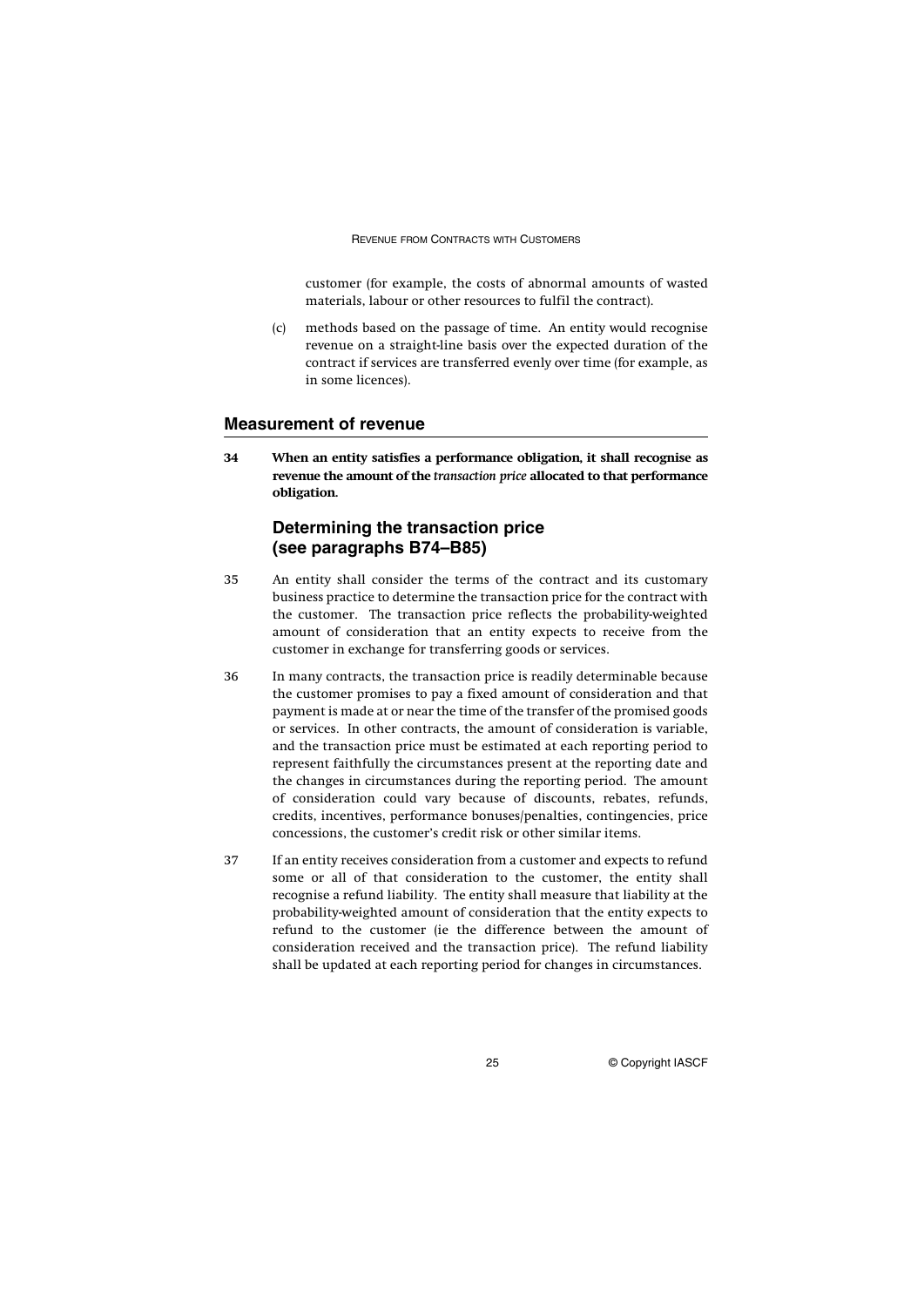customer (for example, the costs of abnormal amounts of wasted materials, labour or other resources to fulfil the contract).

(c) methods based on the passage of time. An entity would recognise revenue on a straight-line basis over the expected duration of the contract if services are transferred evenly over time (for example, as in some licences).

## Measurement of revenue

34 **When an entity satisfies a performance obligation, it shall recognise as revenue the amount of the *transaction price* allocated to that performance obligation.**

### Determining the transaction price (see paragraphs B74–B85)

35 An entity shall consider the terms of the contract and its customary business practice to determine the transaction price for the contract with the customer. The transaction price reflects the probability-weighted amount of consideration that an entity expects to receive from the customer in exchange for transferring goods or services.

36 In many contracts, the transaction price is readily determinable because the customer promises to pay a fixed amount of consideration and that payment is made at or near the time of the transfer of the promised goods or services. In other contracts, the amount of consideration is variable, and the transaction price must be estimated at each reporting period to represent faithfully the circumstances present at the reporting date and the changes in circumstances during the reporting period. The amount of consideration could vary because of discounts, rebates, refunds, credits, incentives, performance bonuses/penalties, contingencies, price concessions, the customer's credit risk or other similar items.

37 If an entity receives consideration from a customer and expects to refund some or all of that consideration to the customer, the entity shall recognise a refund liability. The entity shall measure that liability at the probability-weighted amount of consideration that the entity expects to refund to the customer (ie the difference between the amount of consideration received and the transaction price). The refund liability shall be updated at each reporting period for changes in circumstances.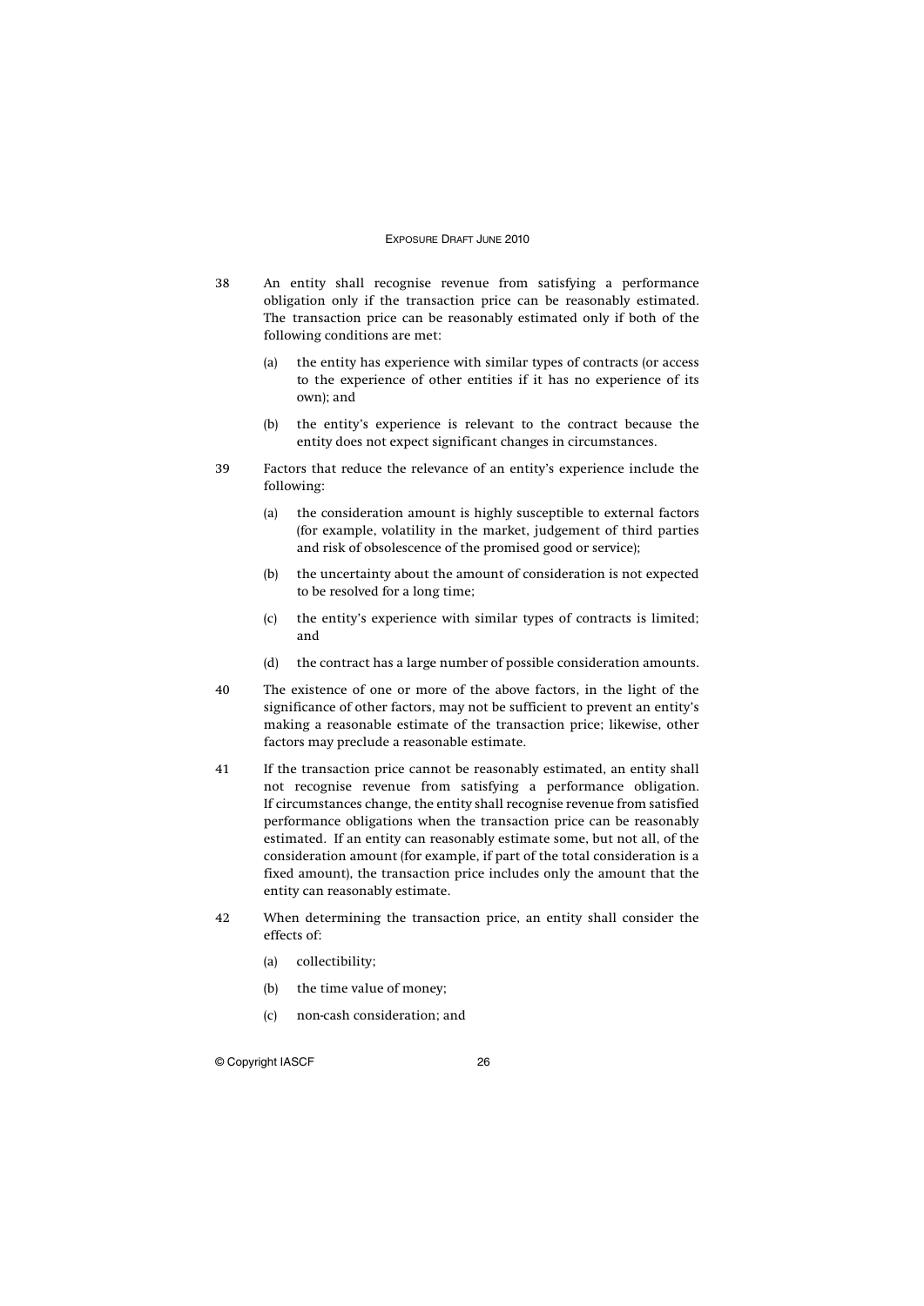38 An entity shall recognise revenue from satisfying a performance obligation only if the transaction price can be reasonably estimated. The transaction price can be reasonably estimated only if both of the following conditions are met:

   (a) the entity has experience with similar types of contracts (or access to the experience of other entities if it has no experience of its own); and

   (b) the entity's experience is relevant to the contract because the entity does not expect significant changes in circumstances.

39 Factors that reduce the relevance of an entity's experience include the following:

   (a) the consideration amount is highly susceptible to external factors (for example, volatility in the market, judgement of third parties and risk of obsolescence of the promised good or service);

   (b) the uncertainty about the amount of consideration is not expected to be resolved for a long time;

   (c) the entity's experience with similar types of contracts is limited; and

   (d) the contract has a large number of possible consideration amounts.

40 The existence of one or more of the above factors, in the light of the significance of other factors, may not be sufficient to prevent an entity's making a reasonable estimate of the transaction price; likewise, other factors may preclude a reasonable estimate.

41 If the transaction price cannot be reasonably estimated, an entity shall not recognise revenue from satisfying a performance obligation. If circumstances change, the entity shall recognise revenue from satisfied performance obligations when the transaction price can be reasonably estimated. If an entity can reasonably estimate some, but not all, of the consideration amount (for example, if part of the total consideration is a fixed amount), the transaction price includes only the amount that the entity can reasonably estimate.

42 When determining the transaction price, an entity shall consider the effects of:

   (a) collectibility;

   (b) the time value of money;

   (c) non-cash consideration; and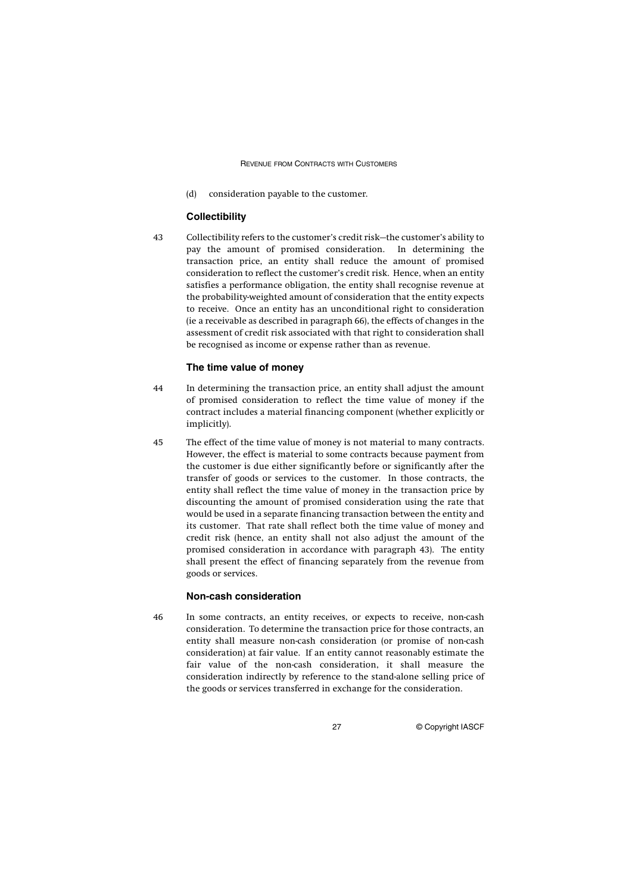(d) consideration payable to the customer.

### Collectibility

43 Collectibility refers to the customer's credit risk—the customer's ability to pay the amount of promised consideration. In determining the transaction price, an entity shall reduce the amount of promised consideration to reflect the customer's credit risk. Hence, when an entity satisfies a performance obligation, the entity shall recognise revenue at the probability-weighted amount of consideration that the entity expects to receive. Once an entity has an unconditional right to consideration (ie a receivable as described in paragraph 66), the effects of changes in the assessment of credit risk associated with that right to consideration shall be recognised as income or expense rather than as revenue.

### The time value of money

44 In determining the transaction price, an entity shall adjust the amount of promised consideration to reflect the time value of money if the contract includes a material financing component (whether explicitly or implicitly).

45 The effect of the time value of money is not material to many contracts. However, the effect is material to some contracts because payment from the customer is due either significantly before or significantly after the transfer of goods or services to the customer. In those contracts, the entity shall reflect the time value of money in the transaction price by discounting the amount of promised consideration using the rate that would be used in a separate financing transaction between the entity and its customer. That rate shall reflect both the time value of money and credit risk (hence, an entity shall not also adjust the amount of the promised consideration in accordance with paragraph 43). The entity shall present the effect of financing separately from the revenue from goods or services.

### Non-cash consideration

46 In some contracts, an entity receives, or expects to receive, non-cash consideration. To determine the transaction price for those contracts, an entity shall measure non-cash consideration (or promise of non-cash consideration) at fair value. If an entity cannot reasonably estimate the fair value of the non-cash consideration, it shall measure the consideration indirectly by reference to the stand-alone selling price of the goods or services transferred in exchange for the consideration.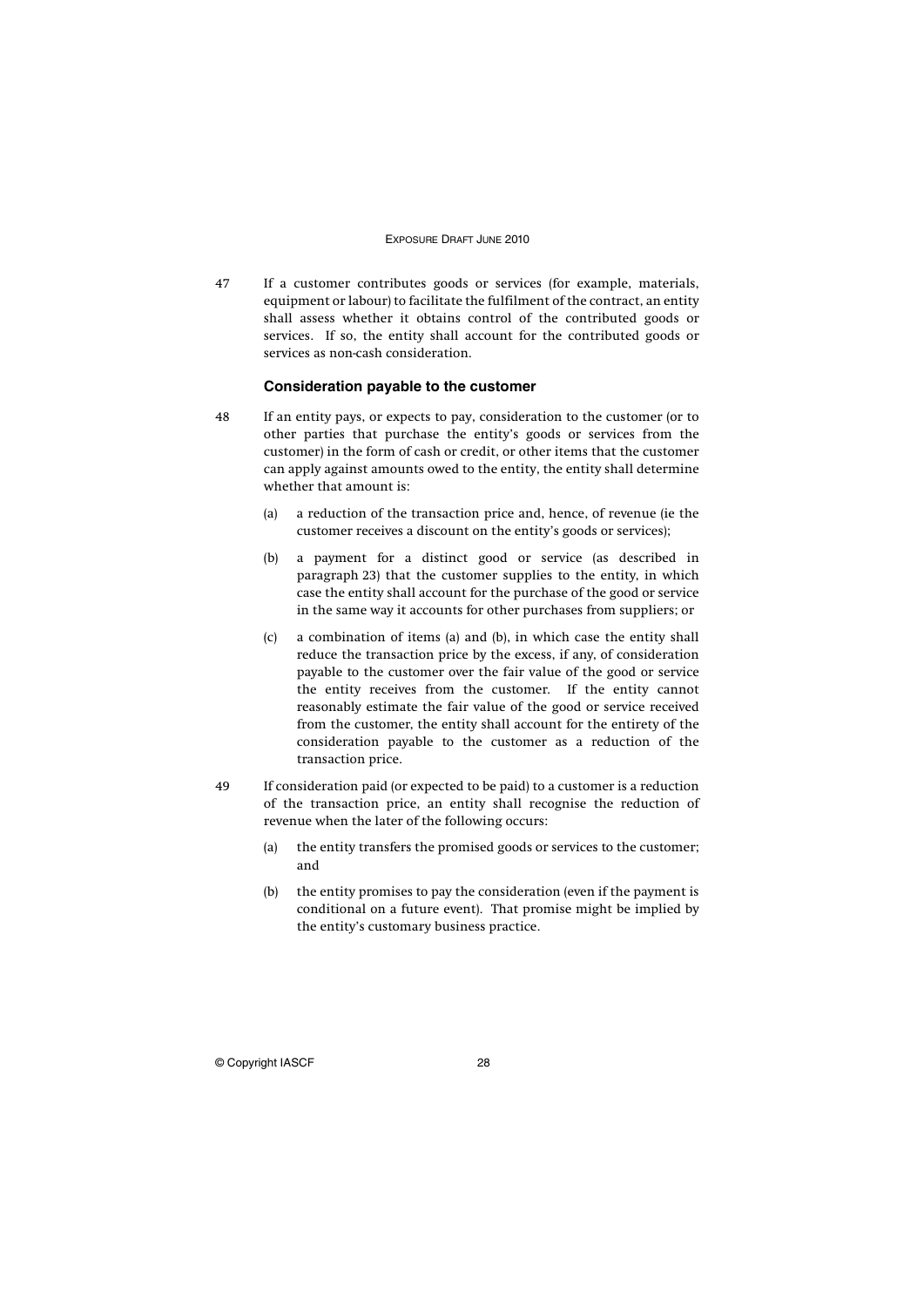47 If a customer contributes goods or services (for example, materials, equipment or labour) to facilitate the fulfilment of the contract, an entity shall assess whether it obtains control of the contributed goods or services. If so, the entity shall account for the contributed goods or services as non-cash consideration.

### Consideration payable to the customer

48 If an entity pays, or expects to pay, consideration to the customer (or to other parties that purchase the entity's goods or services from the customer) in the form of cash or credit, or other items that the customer can apply against amounts owed to the entity, the entity shall determine whether that amount is:

(a) a reduction of the transaction price and, hence, of revenue (ie the customer receives a discount on the entity's goods or services);

(b) a payment for a distinct good or service (as described in paragraph 23) that the customer supplies to the entity, in which case the entity shall account for the purchase of the good or service in the same way it accounts for other purchases from suppliers; or

(c) a combination of items (a) and (b), in which case the entity shall reduce the transaction price by the excess, if any, of consideration payable to the customer over the fair value of the good or service the entity receives from the customer. If the entity cannot reasonably estimate the fair value of the good or service received from the customer, the entity shall account for the entirety of the consideration payable to the customer as a reduction of the transaction price.

49 If consideration paid (or expected to be paid) to a customer is a reduction of the transaction price, an entity shall recognise the reduction of revenue when the later of the following occurs:

(a) the entity transfers the promised goods or services to the customer; and

(b) the entity promises to pay the consideration (even if the payment is conditional on a future event). That promise might be implied by the entity's customary business practice.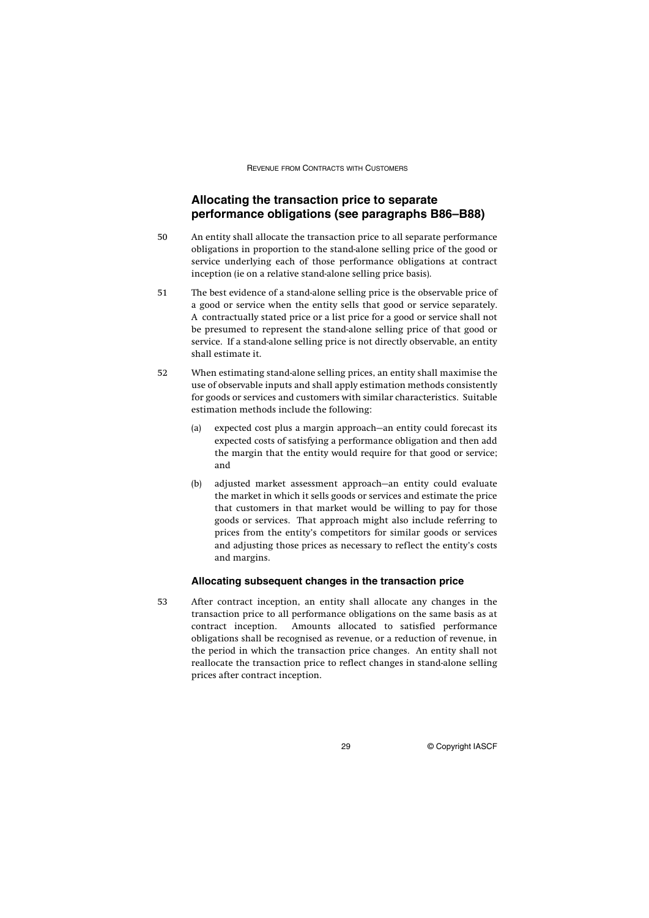## Allocating the transaction price to separate performance obligations (see paragraphs B86–B88)

50 An entity shall allocate the transaction price to all separate performance obligations in proportion to the stand-alone selling price of the good or service underlying each of those performance obligations at contract inception (ie on a relative stand-alone selling price basis).

51 The best evidence of a stand-alone selling price is the observable price of a good or service when the entity sells that good or service separately. A contractually stated price or a list price for a good or service shall not be presumed to represent the stand-alone selling price of that good or service. If a stand-alone selling price is not directly observable, an entity shall estimate it.

52 When estimating stand-alone selling prices, an entity shall maximise the use of observable inputs and shall apply estimation methods consistently for goods or services and customers with similar characteristics. Suitable estimation methods include the following:

(a) expected cost plus a margin approach—an entity could forecast its expected costs of satisfying a performance obligation and then add the margin that the entity would require for that good or service; and

(b) adjusted market assessment approach—an entity could evaluate the market in which it sells goods or services and estimate the price that customers in that market would be willing to pay for those goods or services. That approach might also include referring to prices from the entity's competitors for similar goods or services and adjusting those prices as necessary to reflect the entity's costs and margins.

### Allocating subsequent changes in the transaction price

53 After contract inception, an entity shall allocate any changes in the transaction price to all performance obligations on the same basis as at contract inception. Amounts allocated to satisfied performance obligations shall be recognised as revenue, or a reduction of revenue, in the period in which the transaction price changes. An entity shall not reallocate the transaction price to reflect changes in stand-alone selling prices after contract inception.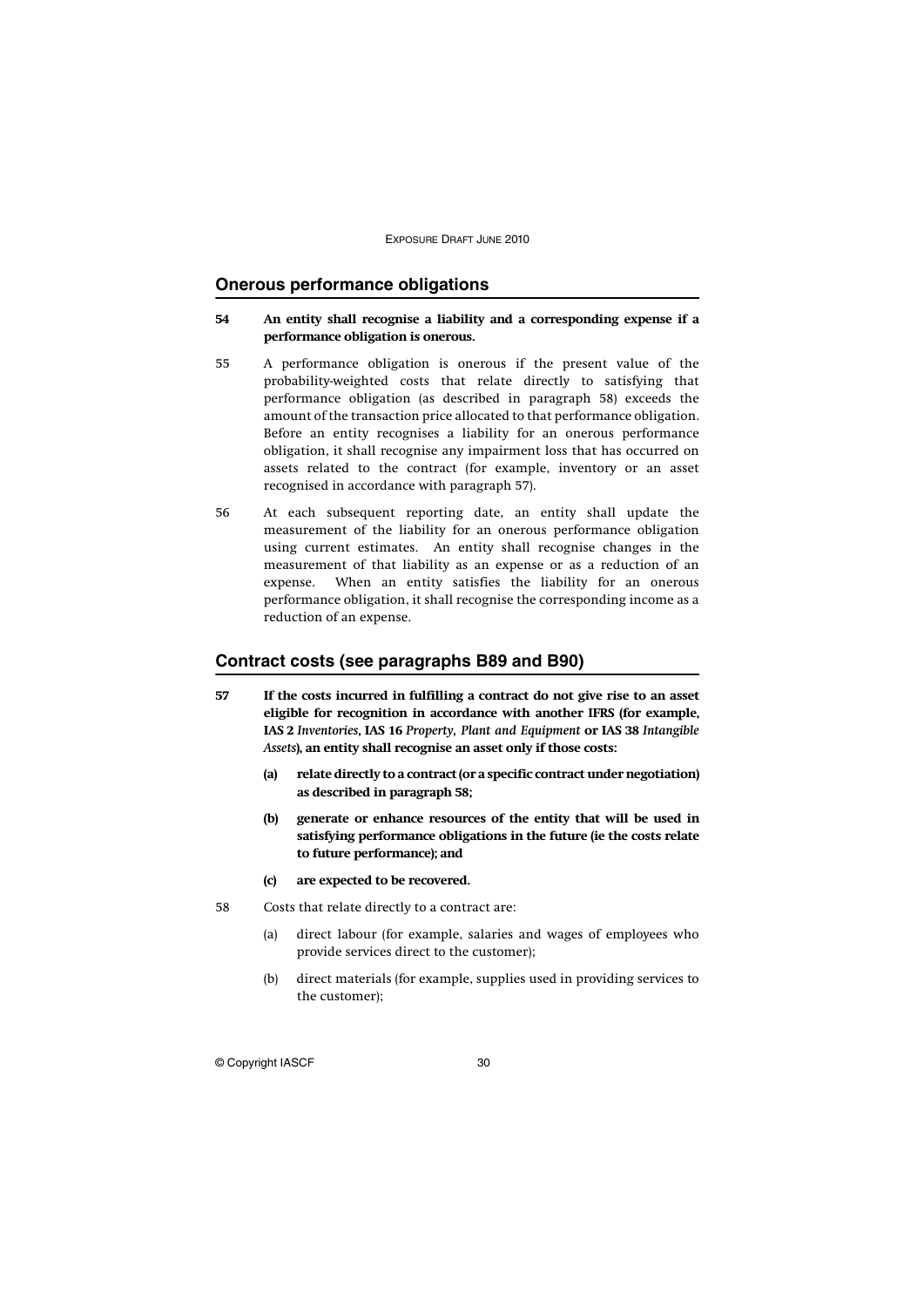## Onerous performance obligations

**54 An entity shall recognise a liability and a corresponding expense if a performance obligation is onerous.**

55 A performance obligation is onerous if the present value of the probability-weighted costs that relate directly to satisfying that performance obligation (as described in paragraph 58) exceeds the amount of the transaction price allocated to that performance obligation. Before an entity recognises a liability for an onerous performance obligation, it shall recognise any impairment loss that has occurred on assets related to the contract (for example, inventory or an asset recognised in accordance with paragraph 57).

56 At each subsequent reporting date, an entity shall update the measurement of the liability for an onerous performance obligation using current estimates. An entity shall recognise changes in the measurement of that liability as an expense or as a reduction of an expense. When an entity satisfies the liability for an onerous performance obligation, it shall recognise the corresponding income as a reduction of an expense.

## Contract costs (see paragraphs B89 and B90)

**57 If the costs incurred in fulfilling a contract do not give rise to an asset eligible for recognition in accordance with another IFRS (for example, IAS 2 *Inventories*, IAS 16 *Property, Plant and Equipment* or IAS 38 *Intangible Assets*), an entity shall recognise an asset only if those costs:**

- **(a) relate directly to a contract (or a specific contract under negotiation) as described in paragraph 58;**
- **(b) generate or enhance resources of the entity that will be used in satisfying performance obligations in the future (ie the costs relate to future performance); and**
- **(c) are expected to be recovered.**

58 Costs that relate directly to a contract are:

- (a) direct labour (for example, salaries and wages of employees who provide services direct to the customer);
- (b) direct materials (for example, supplies used in providing services to the customer);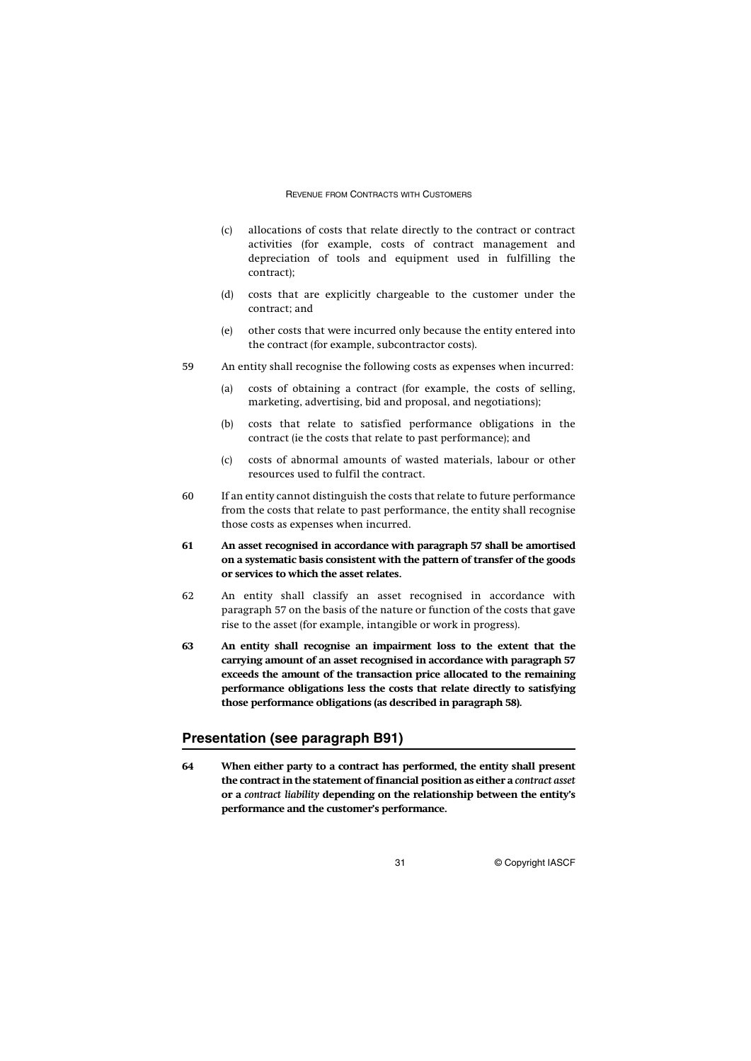(c) allocations of costs that relate directly to the contract or contract activities (for example, costs of contract management and depreciation of tools and equipment used in fulfilling the contract);

(d) costs that are explicitly chargeable to the customer under the contract; and

(e) other costs that were incurred only because the entity entered into the contract (for example, subcontractor costs).

59 An entity shall recognise the following costs as expenses when incurred:

(a) costs of obtaining a contract (for example, the costs of selling, marketing, advertising, bid and proposal, and negotiations);

(b) costs that relate to satisfied performance obligations in the contract (ie the costs that relate to past performance); and

(c) costs of abnormal amounts of wasted materials, labour or other resources used to fulfil the contract.

60 If an entity cannot distinguish the costs that relate to future performance from the costs that relate to past performance, the entity shall recognise those costs as expenses when incurred.

**61 An asset recognised in accordance with paragraph 57 shall be amortised on a systematic basis consistent with the pattern of transfer of the goods or services to which the asset relates.**

62 An entity shall classify an asset recognised in accordance with paragraph 57 on the basis of the nature or function of the costs that gave rise to the asset (for example, intangible or work in progress).

**63 An entity shall recognise an impairment loss to the extent that the carrying amount of an asset recognised in accordance with paragraph 57 exceeds the amount of the transaction price allocated to the remaining performance obligations less the costs that relate directly to satisfying those performance obligations (as described in paragraph 58).**

## Presentation (see paragraph B91)

**64 When either party to a contract has performed, the entity shall present the contract in the statement of financial position as either a *contract asset* or a *contract liability* depending on the relationship between the entity's performance and the customer's performance.**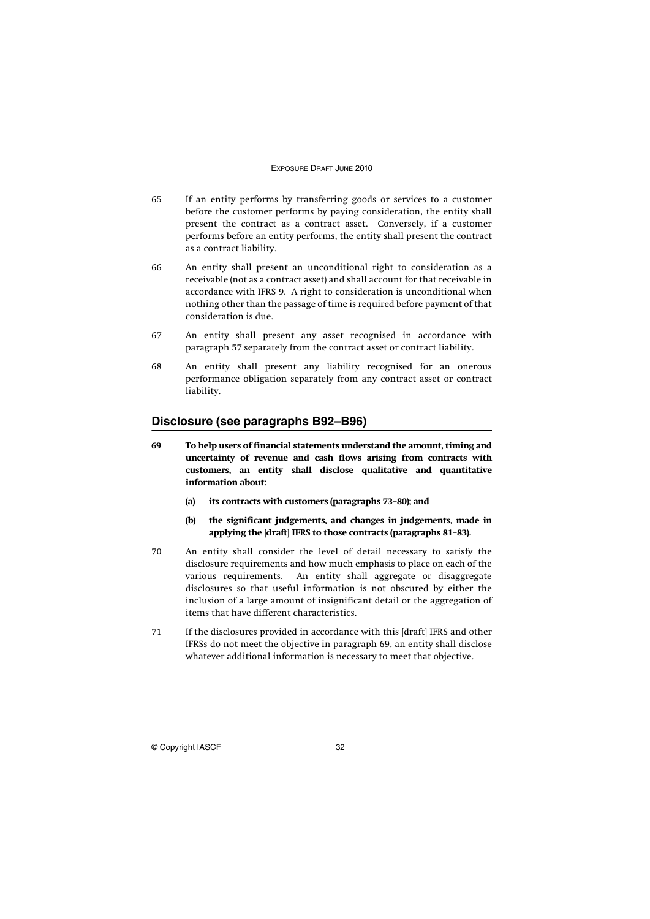65 If an entity performs by transferring goods or services to a customer before the customer performs by paying consideration, the entity shall present the contract as a contract asset. Conversely, if a customer performs before an entity performs, the entity shall present the contract as a contract liability.

66 An entity shall present an unconditional right to consideration as a receivable (not as a contract asset) and shall account for that receivable in accordance with IFRS 9. A right to consideration is unconditional when nothing other than the passage of time is required before payment of that consideration is due.

67 An entity shall present any asset recognised in accordance with paragraph 57 separately from the contract asset or contract liability.

68 An entity shall present any liability recognised for an onerous performance obligation separately from any contract asset or contract liability.

## Disclosure (see paragraphs B92–B96)

**69 To help users of financial statements understand the amount, timing and uncertainty of revenue and cash flows arising from contracts with customers, an entity shall disclose qualitative and quantitative information about:**

- **(a) its contracts with customers (paragraphs 73–80); and**
- **(b) the significant judgements, and changes in judgements, made in applying the [draft] IFRS to those contracts (paragraphs 81–83).**

70 An entity shall consider the level of detail necessary to satisfy the disclosure requirements and how much emphasis to place on each of the various requirements. An entity shall aggregate or disaggregate disclosures so that useful information is not obscured by either the inclusion of a large amount of insignificant detail or the aggregation of items that have different characteristics.

71 If the disclosures provided in accordance with this [draft] IFRS and other IFRSs do not meet the objective in paragraph 69, an entity shall disclose whatever additional information is necessary to meet that objective.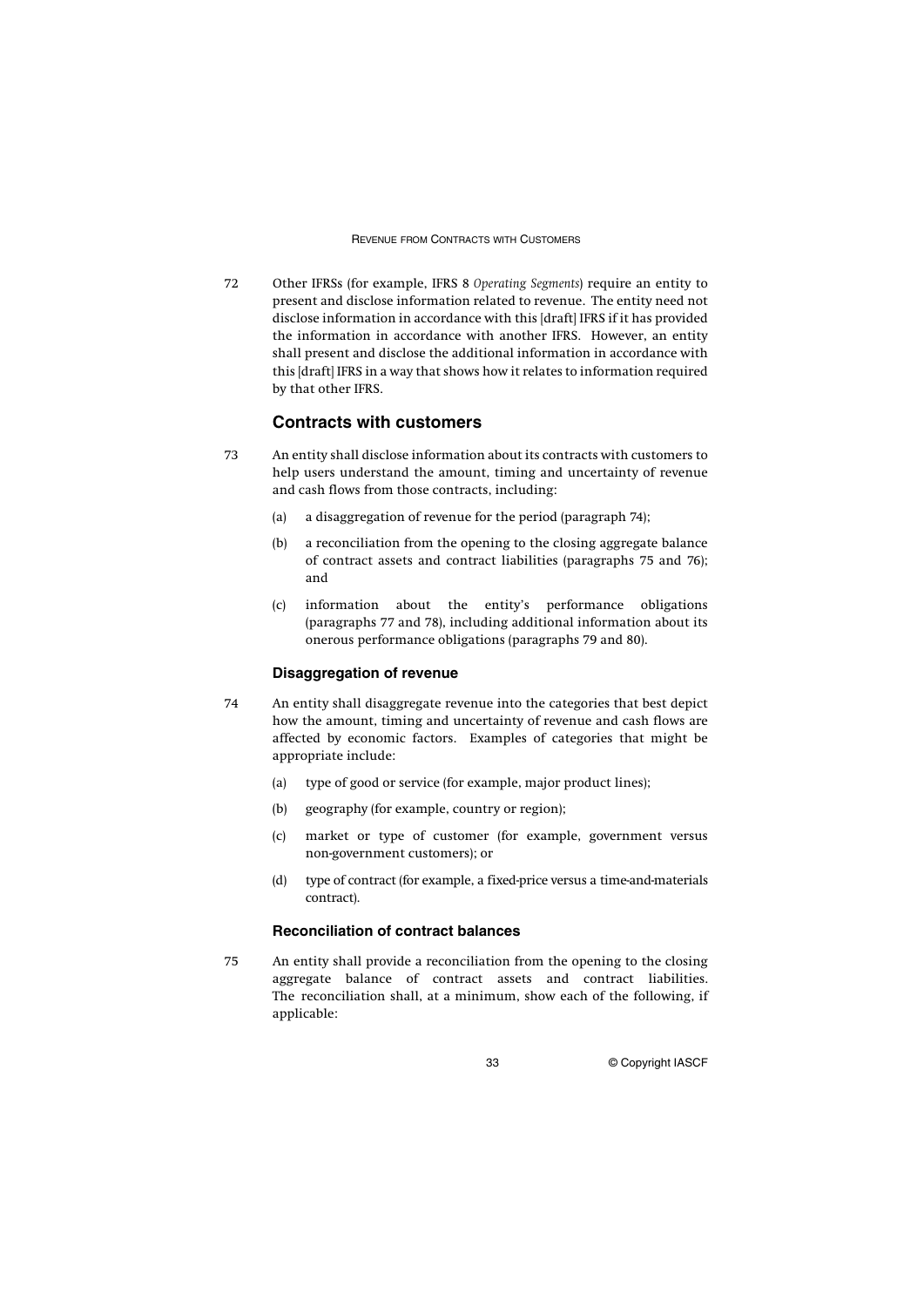72 Other IFRSs (for example, IFRS 8 *Operating Segments*) require an entity to present and disclose information related to revenue. The entity need not disclose information in accordance with this [draft] IFRS if it has provided the information in accordance with another IFRS. However, an entity shall present and disclose the additional information in accordance with this [draft] IFRS in a way that shows how it relates to information required by that other IFRS.

## Contracts with customers

73 An entity shall disclose information about its contracts with customers to help users understand the amount, timing and uncertainty of revenue and cash flows from those contracts, including:

(a) a disaggregation of revenue for the period (paragraph 74);

(b) a reconciliation from the opening to the closing aggregate balance of contract assets and contract liabilities (paragraphs 75 and 76); and

(c) information about the entity's performance obligations (paragraphs 77 and 78), including additional information about its onerous performance obligations (paragraphs 79 and 80).

### Disaggregation of revenue

74 An entity shall disaggregate revenue into the categories that best depict how the amount, timing and uncertainty of revenue and cash flows are affected by economic factors. Examples of categories that might be appropriate include:

(a) type of good or service (for example, major product lines);

(b) geography (for example, country or region);

(c) market or type of customer (for example, government versus non-government customers); or

(d) type of contract (for example, a fixed-price versus a time-and-materials contract).

### Reconciliation of contract balances

75 An entity shall provide a reconciliation from the opening to the closing aggregate balance of contract assets and contract liabilities. The reconciliation shall, at a minimum, show each of the following, if applicable: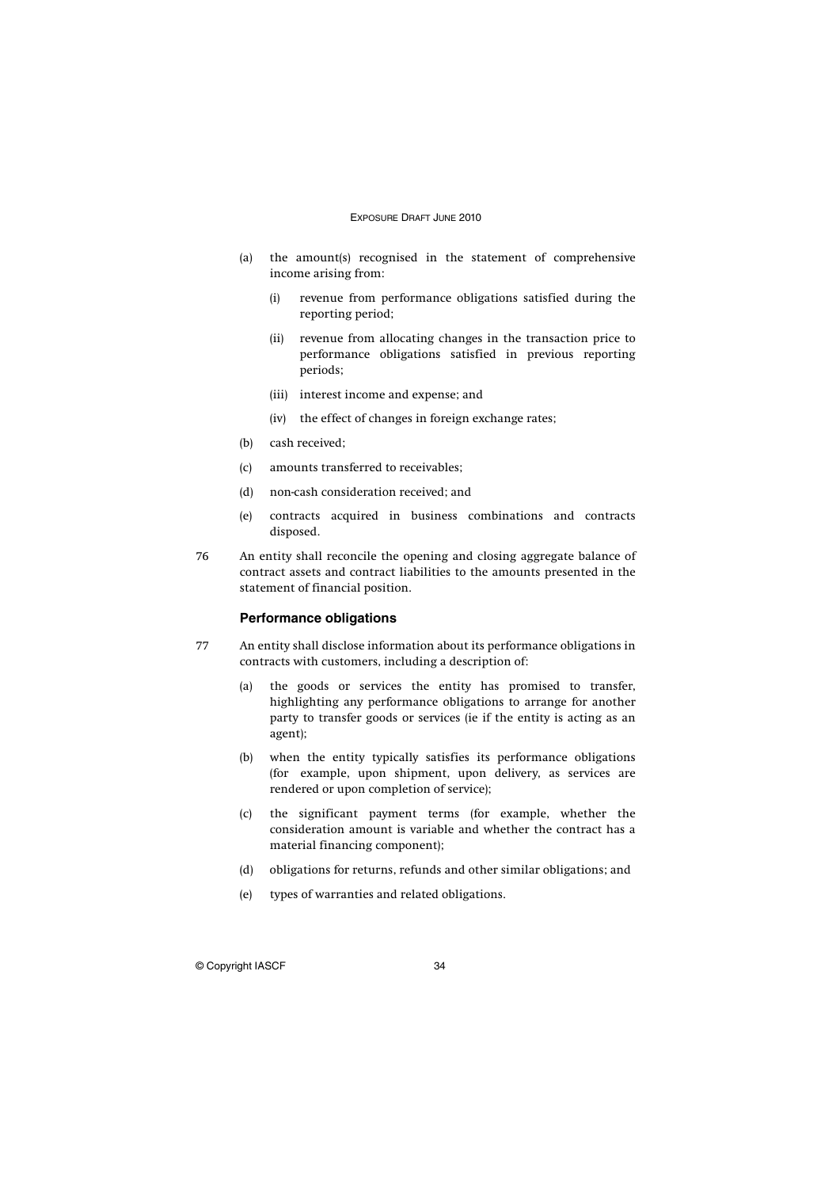(a) the amount(s) recognised in the statement of comprehensive income arising from:

   (i) revenue from performance obligations satisfied during the reporting period;

   (ii) revenue from allocating changes in the transaction price to performance obligations satisfied in previous reporting periods;

   (iii) interest income and expense; and

   (iv) the effect of changes in foreign exchange rates;

(b) cash received;

(c) amounts transferred to receivables;

(d) non-cash consideration received; and

(e) contracts acquired in business combinations and contracts disposed.

76 An entity shall reconcile the opening and closing aggregate balance of contract assets and contract liabilities to the amounts presented in the statement of financial position.

### Performance obligations

77 An entity shall disclose information about its performance obligations in contracts with customers, including a description of:

(a) the goods or services the entity has promised to transfer, highlighting any performance obligations to arrange for another party to transfer goods or services (ie if the entity is acting as an agent);

(b) when the entity typically satisfies its performance obligations (for example, upon shipment, upon delivery, as services are rendered or upon completion of service);

(c) the significant payment terms (for example, whether the consideration amount is variable and whether the contract has a material financing component);

(d) obligations for returns, refunds and other similar obligations; and

(e) types of warranties and related obligations.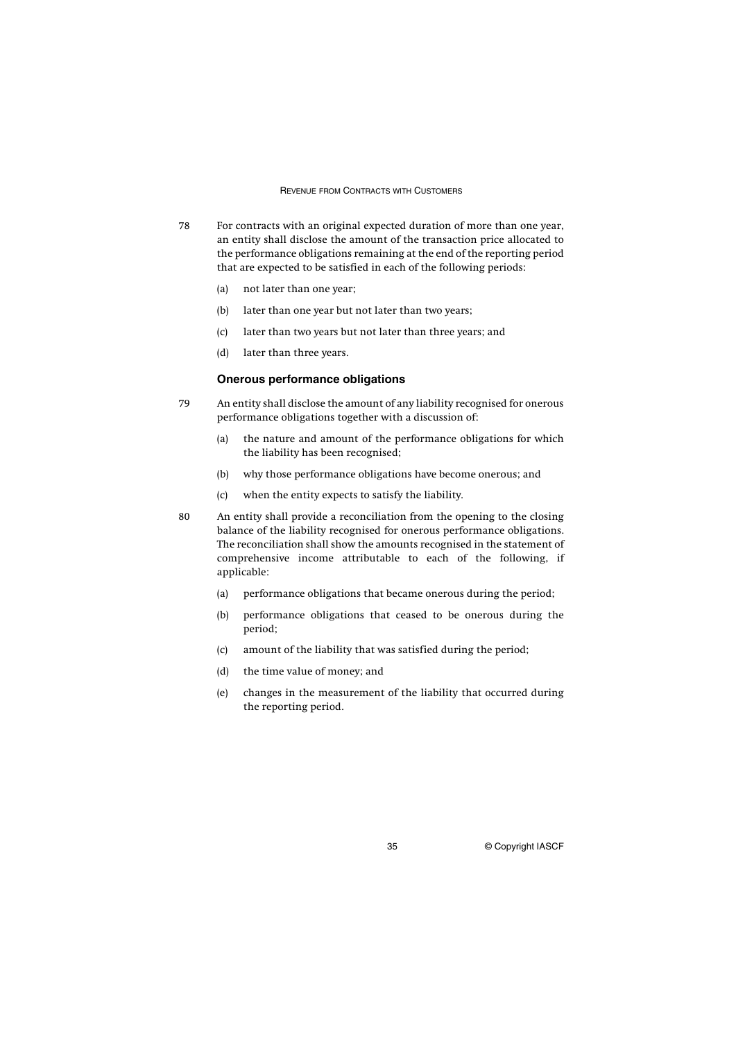78 For contracts with an original expected duration of more than one year, an entity shall disclose the amount of the transaction price allocated to the performance obligations remaining at the end of the reporting period that are expected to be satisfied in each of the following periods:

(a) not later than one year;

(b) later than one year but not later than two years;

(c) later than two years but not later than three years; and

(d) later than three years.

### Onerous performance obligations

79 An entity shall disclose the amount of any liability recognised for onerous performance obligations together with a discussion of:

(a) the nature and amount of the performance obligations for which the liability has been recognised;

(b) why those performance obligations have become onerous; and

(c) when the entity expects to satisfy the liability.

80 An entity shall provide a reconciliation from the opening to the closing balance of the liability recognised for onerous performance obligations. The reconciliation shall show the amounts recognised in the statement of comprehensive income attributable to each of the following, if applicable:

(a) performance obligations that became onerous during the period;

(b) performance obligations that ceased to be onerous during the period;

(c) amount of the liability that was satisfied during the period;

(d) the time value of money; and

(e) changes in the measurement of the liability that occurred during the reporting period.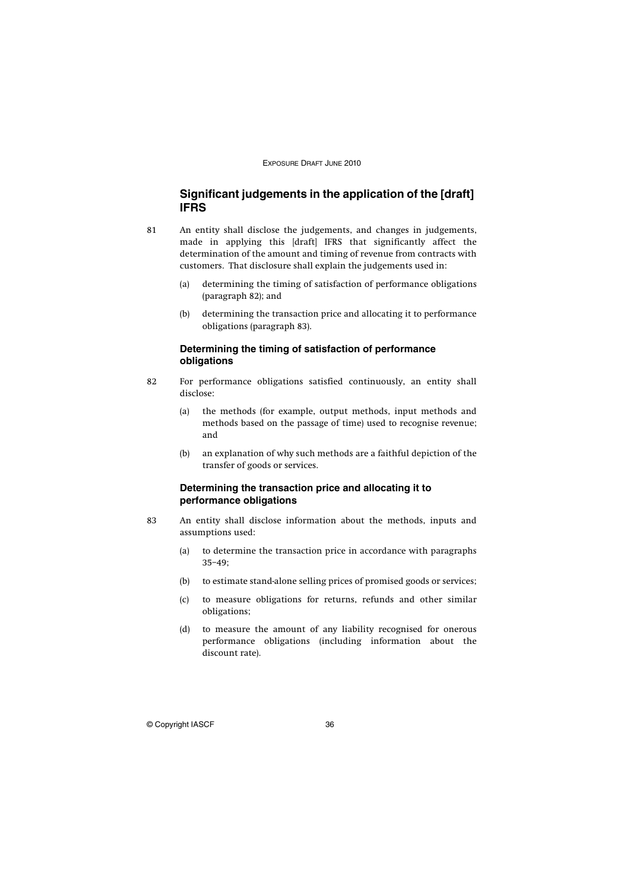## Significant judgements in the application of the [draft] IFRS

81 An entity shall disclose the judgements, and changes in judgements, made in applying this [draft] IFRS that significantly affect the determination of the amount and timing of revenue from contracts with customers. That disclosure shall explain the judgements used in:

(a) determining the timing of satisfaction of performance obligations (paragraph 82); and

(b) determining the transaction price and allocating it to performance obligations (paragraph 83).

### Determining the timing of satisfaction of performance obligations

82 For performance obligations satisfied continuously, an entity shall disclose:

(a) the methods (for example, output methods, input methods and methods based on the passage of time) used to recognise revenue; and

(b) an explanation of why such methods are a faithful depiction of the transfer of goods or services.

### Determining the transaction price and allocating it to performance obligations

83 An entity shall disclose information about the methods, inputs and assumptions used:

(a) to determine the transaction price in accordance with paragraphs 35–49;

(b) to estimate stand-alone selling prices of promised goods or services;

(c) to measure obligations for returns, refunds and other similar obligations;

(d) to measure the amount of any liability recognised for onerous performance obligations (including information about the discount rate).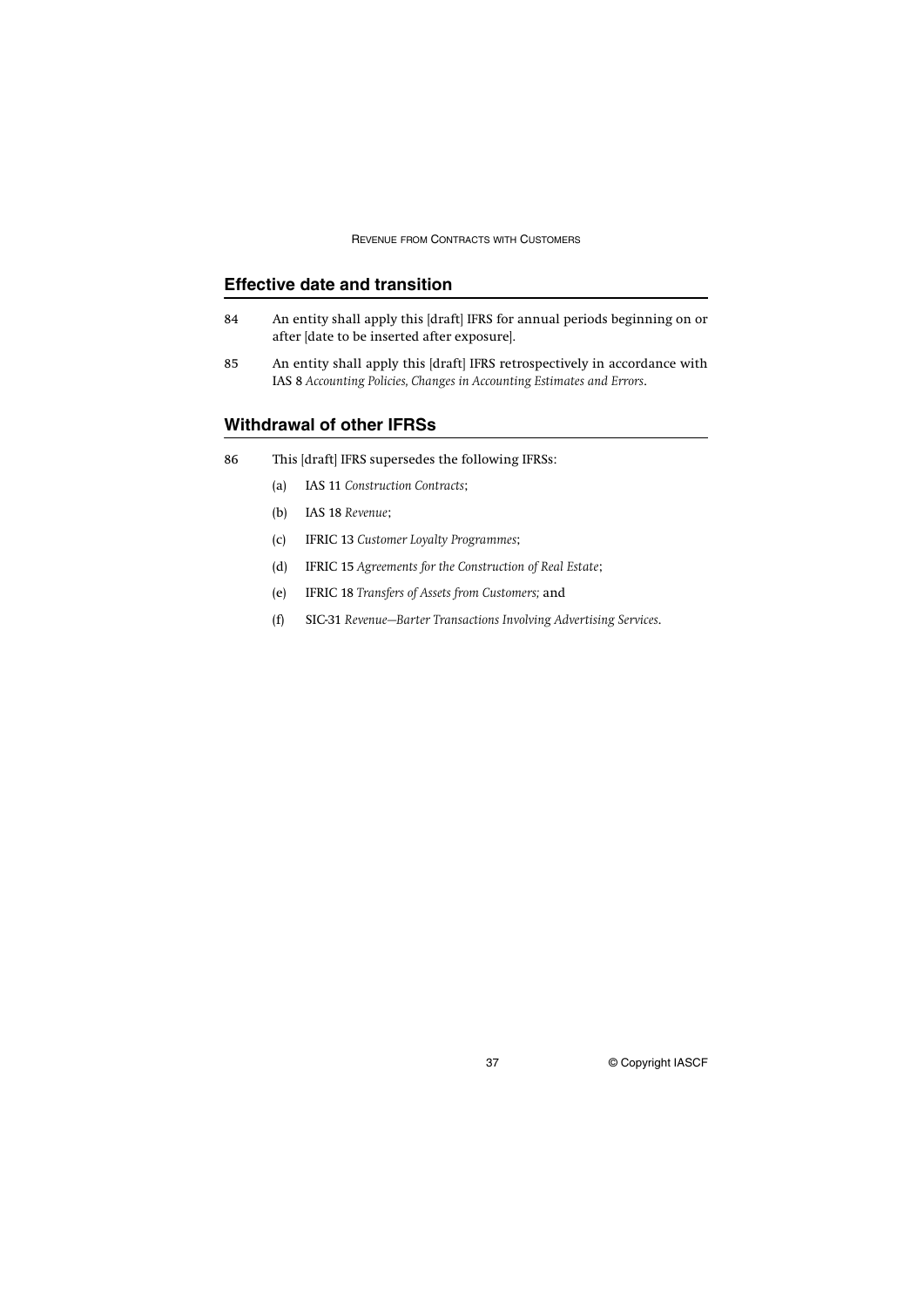## Effective date and transition

84 An entity shall apply this [draft] IFRS for annual periods beginning on or after [date to be inserted after exposure].

85 An entity shall apply this [draft] IFRS retrospectively in accordance with IAS 8 *Accounting Policies, Changes in Accounting Estimates and Errors*.

## Withdrawal of other IFRSs

86 This [draft] IFRS supersedes the following IFRSs:

(a) IAS 11 *Construction Contracts*;

(b) IAS 18 *Revenue*;

(c) IFRIC 13 *Customer Loyalty Programmes*;

(d) IFRIC 15 *Agreements for the Construction of Real Estate*;

(e) IFRIC 18 *Transfers of Assets from Customers;* and

(f) SIC-31 *Revenue—Barter Transactions Involving Advertising Services*.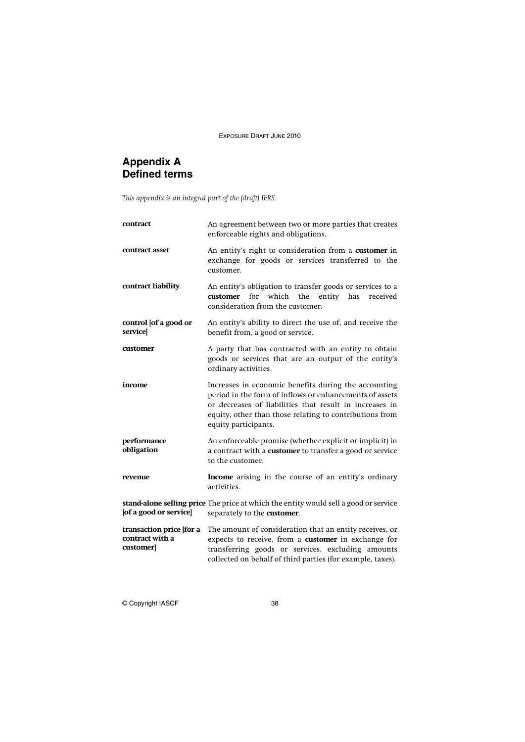## Appendix A
## Defined terms

*This appendix is an integral part of the [draft] IFRS.*

| | |
|---|---|
| **contract** | An agreement between two or more parties that creates enforceable rights and obligations. |
| **contract asset** | An entity's right to consideration from a **customer** in exchange for goods or services transferred to the customer. |
| **contract liability** | An entity's obligation to transfer goods or services to a **customer** for which the entity has received consideration from the customer. |
| **control [of a good or service]** | An entity's ability to direct the use of, and receive the benefit from, a good or service. |
| **customer** | A party that has contracted with an entity to obtain goods or services that are an output of the entity's ordinary activities. |
| **income** | Increases in economic benefits during the accounting period in the form of inflows or enhancements of assets or decreases of liabilities that result in increases in equity, other than those relating to contributions from equity participants. |
| **performance obligation** | An enforceable promise (whether explicit or implicit) in a contract with a **customer** to transfer a good or service to the customer. |
| **revenue** | **Income** arising in the course of an entity's ordinary activities. |
| **stand-alone selling price [of a good or service]** | The price at which the entity would sell a good or service separately to the **customer**. |
| **transaction price [for a contract with a customer]** | The amount of consideration that an entity receives, or expects to receive, from a **customer** in exchange for transferring goods or services, excluding amounts collected on behalf of third parties (for example, taxes). |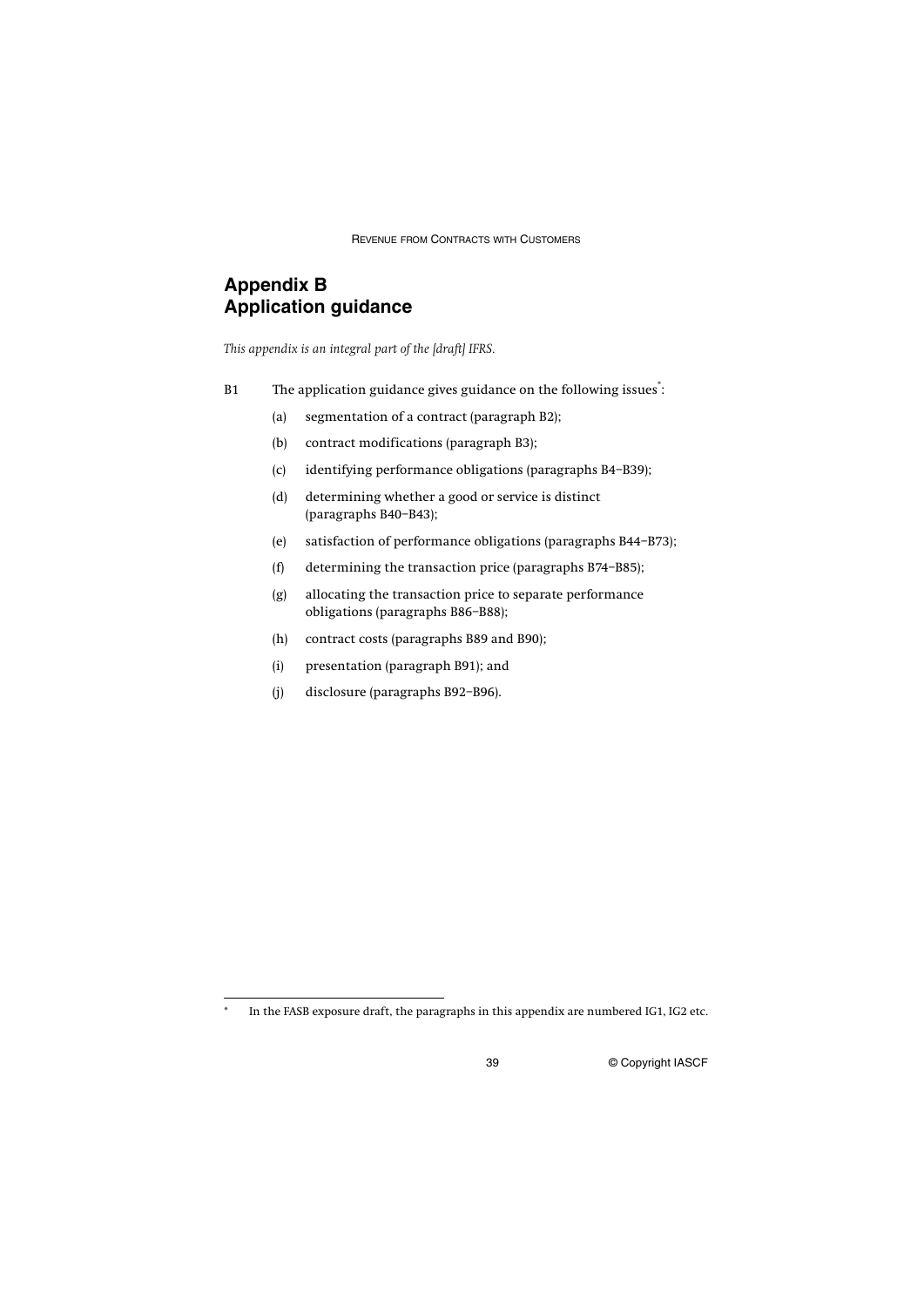# Appendix B
# Application guidance

*This appendix is an integral part of the [draft] IFRS.*

B1 The application guidance gives guidance on the following issues*:

(a) segmentation of a contract (paragraph B2);

(b) contract modifications (paragraph B3);

(c) identifying performance obligations (paragraphs B4–B39);

(d) determining whether a good or service is distinct (paragraphs B40–B43);

(e) satisfaction of performance obligations (paragraphs B44–B73);

(f) determining the transaction price (paragraphs B74–B85);

(g) allocating the transaction price to separate performance obligations (paragraphs B86–B88);

(h) contract costs (paragraphs B89 and B90);

(i) presentation (paragraph B91); and

(j) disclosure (paragraphs B92–B96).

---

\* In the FASB exposure draft, the paragraphs in this appendix are numbered IG1, IG2 etc.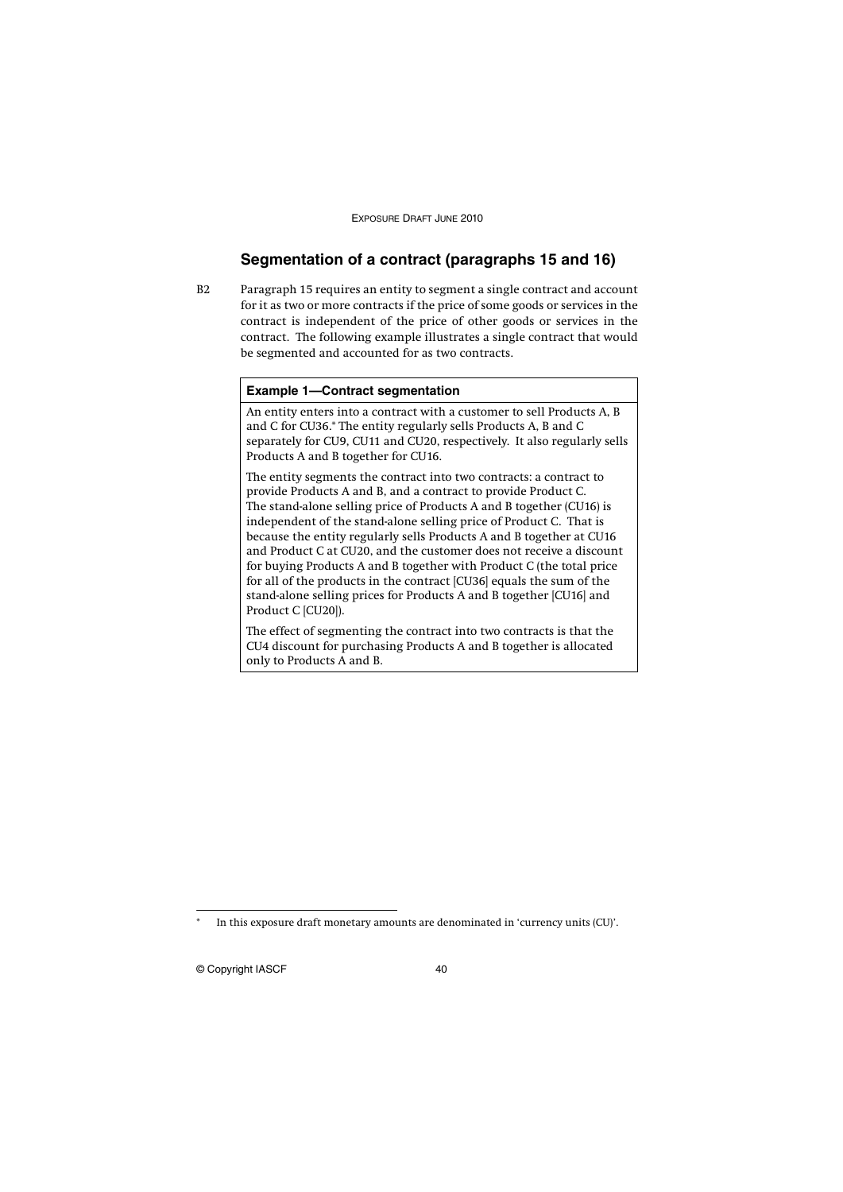## Segmentation of a contract (paragraphs 15 and 16)

B2 Paragraph 15 requires an entity to segment a single contract and account for it as two or more contracts if the price of some goods or services in the contract is independent of the price of other goods or services in the contract. The following example illustrates a single contract that would be segmented and accounted for as two contracts.

**Example 1—Contract segmentation**

An entity enters into a contract with a customer to sell Products A, B and C for CU36.* The entity regularly sells Products A, B and C separately for CU9, CU11 and CU20, respectively. It also regularly sells Products A and B together for CU16.

The entity segments the contract into two contracts: a contract to provide Products A and B, and a contract to provide Product C. The stand-alone selling price of Products A and B together (CU16) is independent of the stand-alone selling price of Product C. That is because the entity regularly sells Products A and B together at CU16 and Product C at CU20, and the customer does not receive a discount for buying Products A and B together with Product C (the total price for all of the products in the contract [CU36] equals the sum of the stand-alone selling prices for Products A and B together [CU16] and Product C [CU20]).

The effect of segmenting the contract into two contracts is that the CU4 discount for purchasing Products A and B together is allocated only to Products A and B.

* In this exposure draft monetary amounts are denominated in 'currency units (CU)'.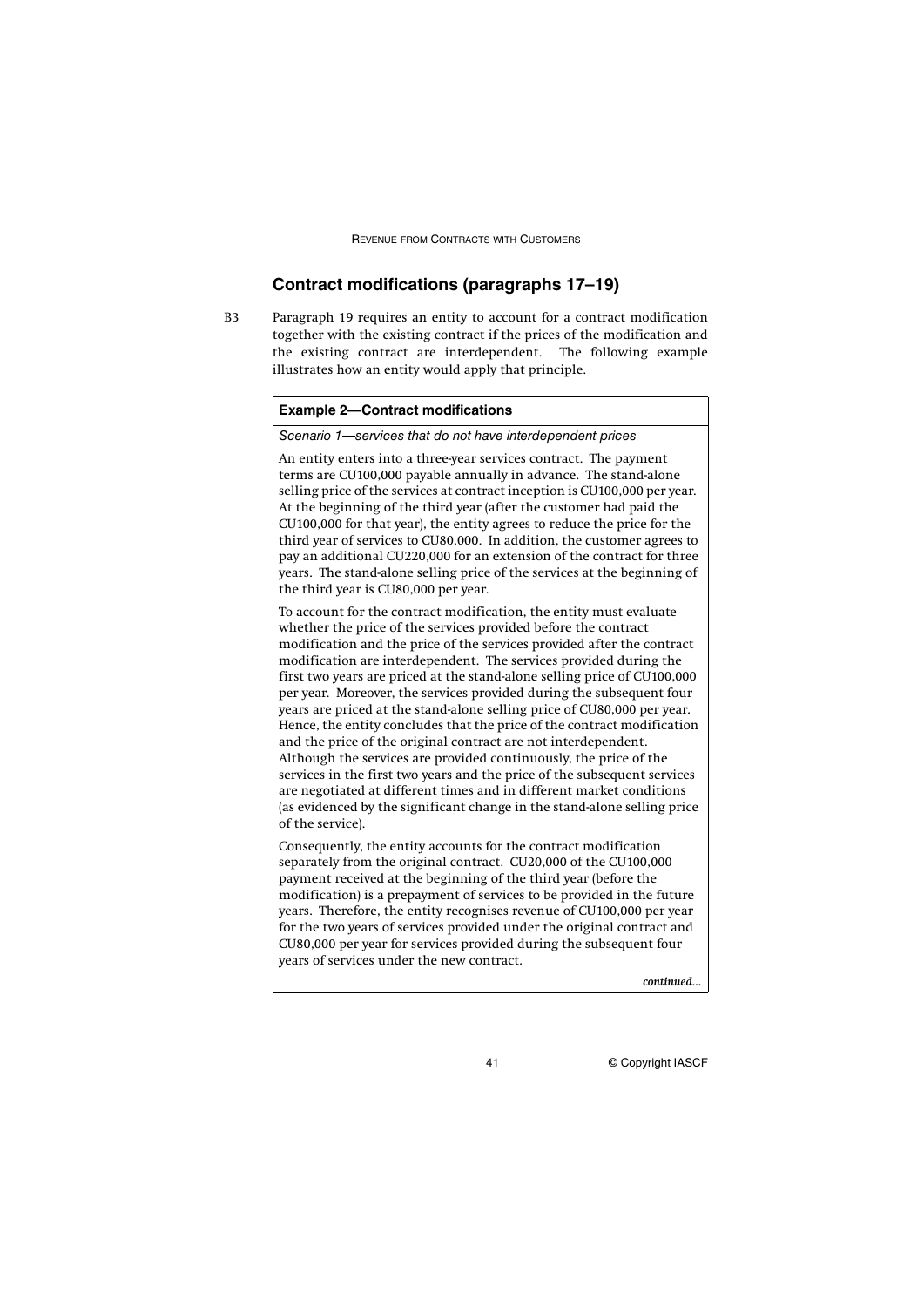## Contract modifications (paragraphs 17–19)

B3 Paragraph 19 requires an entity to account for a contract modification together with the existing contract if the prices of the modification and the existing contract are interdependent. The following example illustrates how an entity would apply that principle.

**Example 2—Contract modifications**

*Scenario 1—services that do not have interdependent prices*

An entity enters into a three-year services contract. The payment terms are CU100,000 payable annually in advance. The stand-alone selling price of the services at contract inception is CU100,000 per year. At the beginning of the third year (after the customer had paid the CU100,000 for that year), the entity agrees to reduce the price for the third year of services to CU80,000. In addition, the customer agrees to pay an additional CU220,000 for an extension of the contract for three years. The stand-alone selling price of the services at the beginning of the third year is CU80,000 per year.

To account for the contract modification, the entity must evaluate whether the price of the services provided before the contract modification and the price of the services provided after the contract modification are interdependent. The services provided during the first two years are priced at the stand-alone selling price of CU100,000 per year. Moreover, the services provided during the subsequent four years are priced at the stand-alone selling price of CU80,000 per year. Hence, the entity concludes that the price of the contract modification and the price of the original contract are not interdependent. Although the services are provided continuously, the price of the services in the first two years and the price of the subsequent services are negotiated at different times and in different market conditions (as evidenced by the significant change in the stand-alone selling price of the service).

Consequently, the entity accounts for the contract modification separately from the original contract. CU20,000 of the CU100,000 payment received at the beginning of the third year (before the modification) is a prepayment of services to be provided in the future years. Therefore, the entity recognises revenue of CU100,000 per year for the two years of services provided under the original contract and CU80,000 per year for services provided during the subsequent four years of services under the new contract.

*continued...*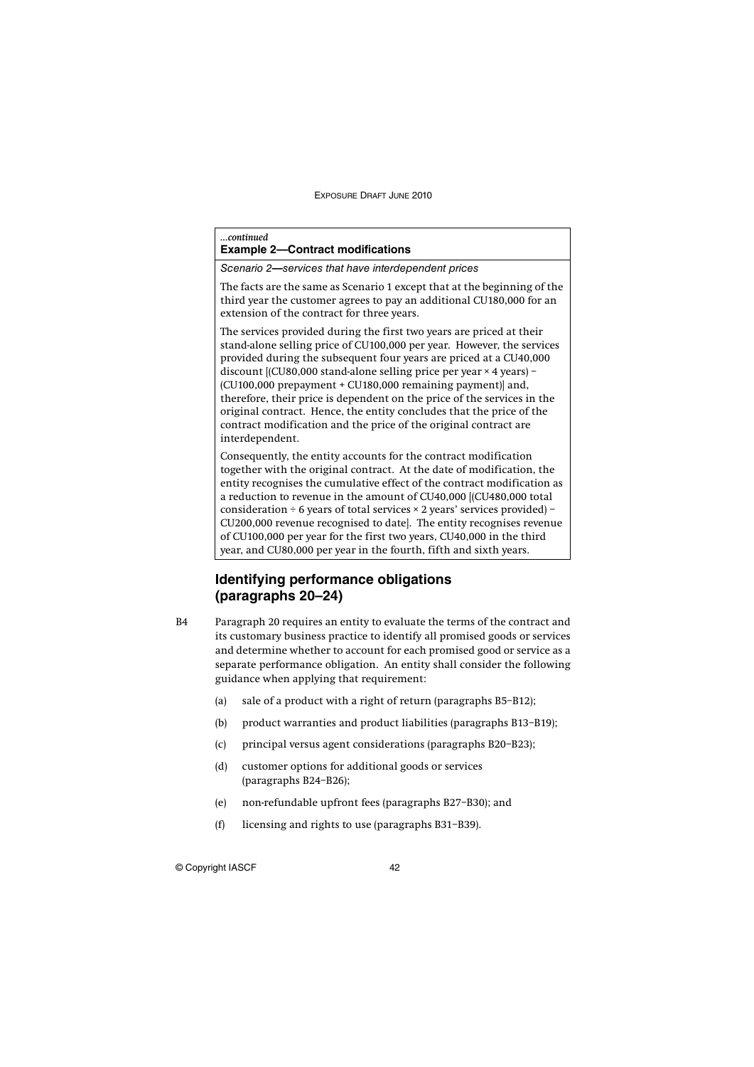*...continued*

**Example 2—Contract modifications**

*Scenario 2—services that have interdependent prices*

The facts are the same as Scenario 1 except that at the beginning of the third year the customer agrees to pay an additional CU180,000 for an extension of the contract for three years.

The services provided during the first two years are priced at their stand-alone selling price of CU100,000 per year. However, the services provided during the subsequent four years are priced at a CU40,000 discount [(CU80,000 stand-alone selling price per year × 4 years) – (CU100,000 prepayment + CU180,000 remaining payment)] and, therefore, their price is dependent on the price of the services in the original contract. Hence, the entity concludes that the price of the contract modification and the price of the original contract are interdependent.

Consequently, the entity accounts for the contract modification together with the original contract. At the date of modification, the entity recognises the cumulative effect of the contract modification as a reduction to revenue in the amount of CU40,000 [(CU480,000 total consideration ÷ 6 years of total services × 2 years' services provided) – CU200,000 revenue recognised to date]. The entity recognises revenue of CU100,000 per year for the first two years, CU40,000 in the third year, and CU80,000 per year in the fourth, fifth and sixth years.

## Identifying performance obligations (paragraphs 20–24)

B4 Paragraph 20 requires an entity to evaluate the terms of the contract and its customary business practice to identify all promised goods or services and determine whether to account for each promised good or service as a separate performance obligation. An entity shall consider the following guidance when applying that requirement:

(a) sale of a product with a right of return (paragraphs B5–B12);

(b) product warranties and product liabilities (paragraphs B13–B19);

(c) principal versus agent considerations (paragraphs B20–B23);

(d) customer options for additional goods or services (paragraphs B24–B26);

(e) non-refundable upfront fees (paragraphs B27–B30); and

(f) licensing and rights to use (paragraphs B31–B39).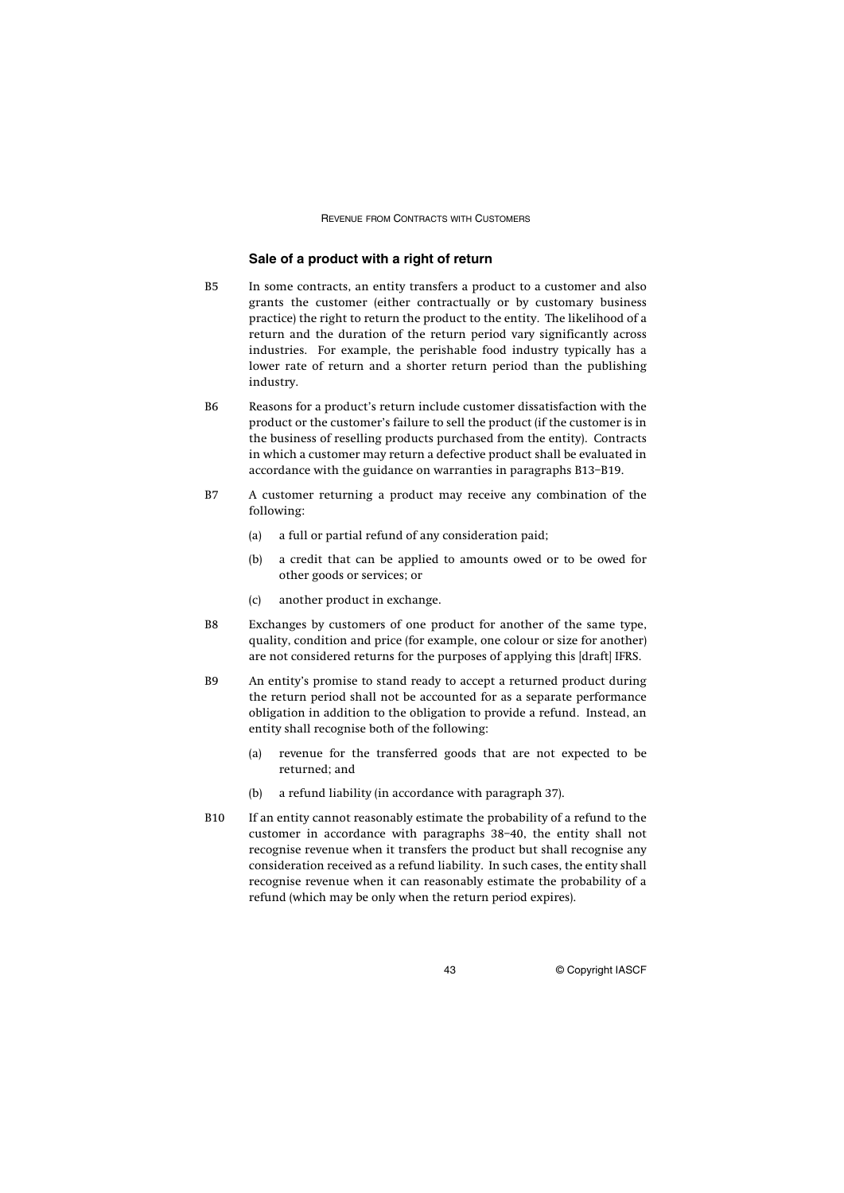### Sale of a product with a right of return

B5 In some contracts, an entity transfers a product to a customer and also grants the customer (either contractually or by customary business practice) the right to return the product to the entity. The likelihood of a return and the duration of the return period vary significantly across industries. For example, the perishable food industry typically has a lower rate of return and a shorter return period than the publishing industry.

B6 Reasons for a product's return include customer dissatisfaction with the product or the customer's failure to sell the product (if the customer is in the business of reselling products purchased from the entity). Contracts in which a customer may return a defective product shall be evaluated in accordance with the guidance on warranties in paragraphs B13–B19.

B7 A customer returning a product may receive any combination of the following:

(a) a full or partial refund of any consideration paid;

(b) a credit that can be applied to amounts owed or to be owed for other goods or services; or

(c) another product in exchange.

B8 Exchanges by customers of one product for another of the same type, quality, condition and price (for example, one colour or size for another) are not considered returns for the purposes of applying this [draft] IFRS.

B9 An entity's promise to stand ready to accept a returned product during the return period shall not be accounted for as a separate performance obligation in addition to the obligation to provide a refund. Instead, an entity shall recognise both of the following:

(a) revenue for the transferred goods that are not expected to be returned; and

(b) a refund liability (in accordance with paragraph 37).

B10 If an entity cannot reasonably estimate the probability of a refund to the customer in accordance with paragraphs 38–40, the entity shall not recognise revenue when it transfers the product but shall recognise any consideration received as a refund liability. In such cases, the entity shall recognise revenue when it can reasonably estimate the probability of a refund (which may be only when the return period expires).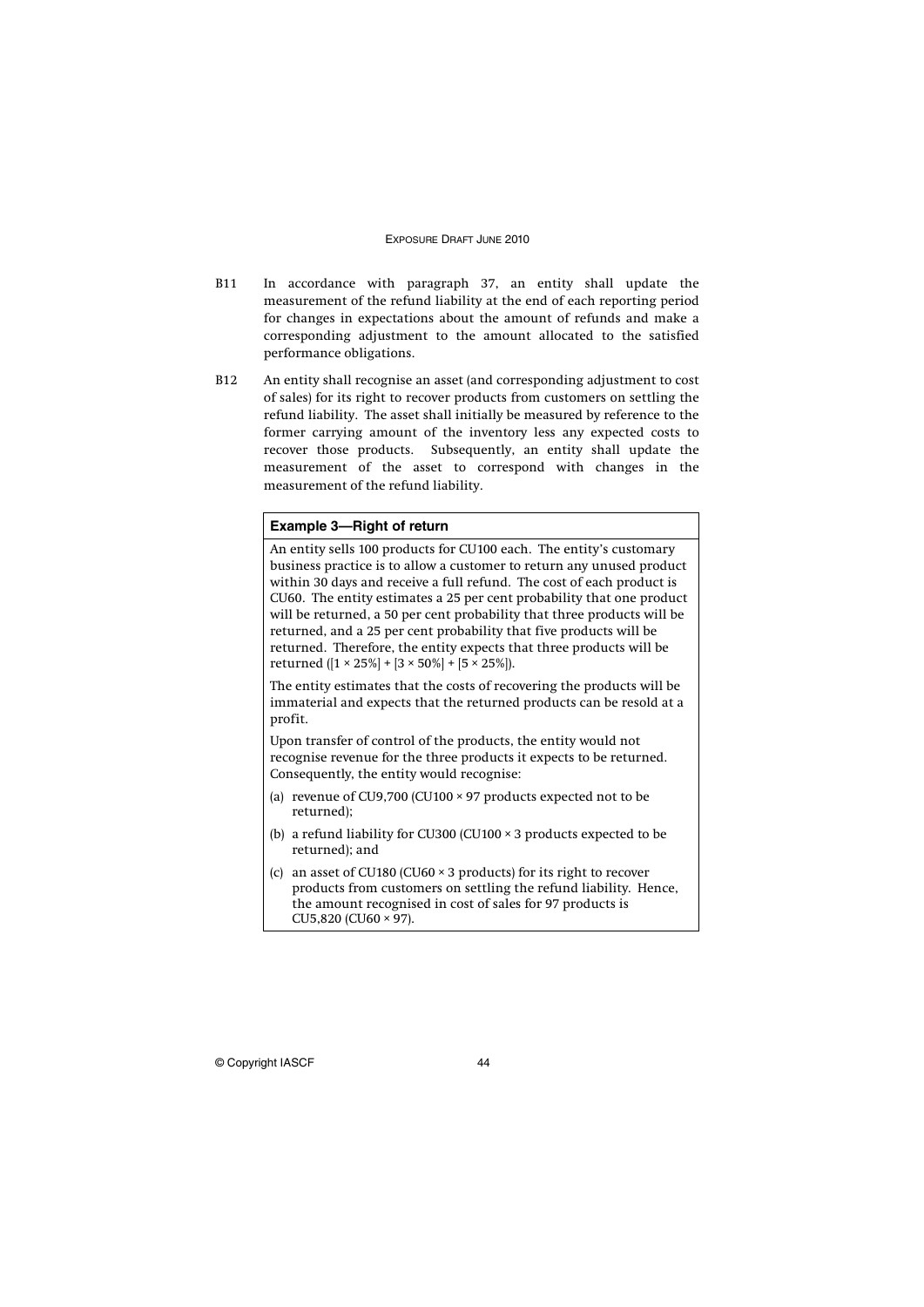B11 In accordance with paragraph 37, an entity shall update the measurement of the refund liability at the end of each reporting period for changes in expectations about the amount of refunds and make a corresponding adjustment to the amount allocated to the satisfied performance obligations.

B12 An entity shall recognise an asset (and corresponding adjustment to cost of sales) for its right to recover products from customers on settling the refund liability. The asset shall initially be measured by reference to the former carrying amount of the inventory less any expected costs to recover those products. Subsequently, an entity shall update the measurement of the asset to correspond with changes in the measurement of the refund liability.

**Example 3—Right of return**

An entity sells 100 products for CU100 each. The entity's customary business practice is to allow a customer to return any unused product within 30 days and receive a full refund. The cost of each product is CU60. The entity estimates a 25 per cent probability that one product will be returned, a 50 per cent probability that three products will be returned, and a 25 per cent probability that five products will be returned. Therefore, the entity expects that three products will be returned ([1 × 25%] + [3 × 50%] + [5 × 25%]).

The entity estimates that the costs of recovering the products will be immaterial and expects that the returned products can be resold at a profit.

Upon transfer of control of the products, the entity would not recognise revenue for the three products it expects to be returned. Consequently, the entity would recognise:

(a) revenue of CU9,700 (CU100 × 97 products expected not to be returned);

(b) a refund liability for CU300 (CU100 × 3 products expected to be returned); and

(c) an asset of CU180 (CU60 × 3 products) for its right to recover products from customers on settling the refund liability. Hence, the amount recognised in cost of sales for 97 products is CU5,820 (CU60 × 97).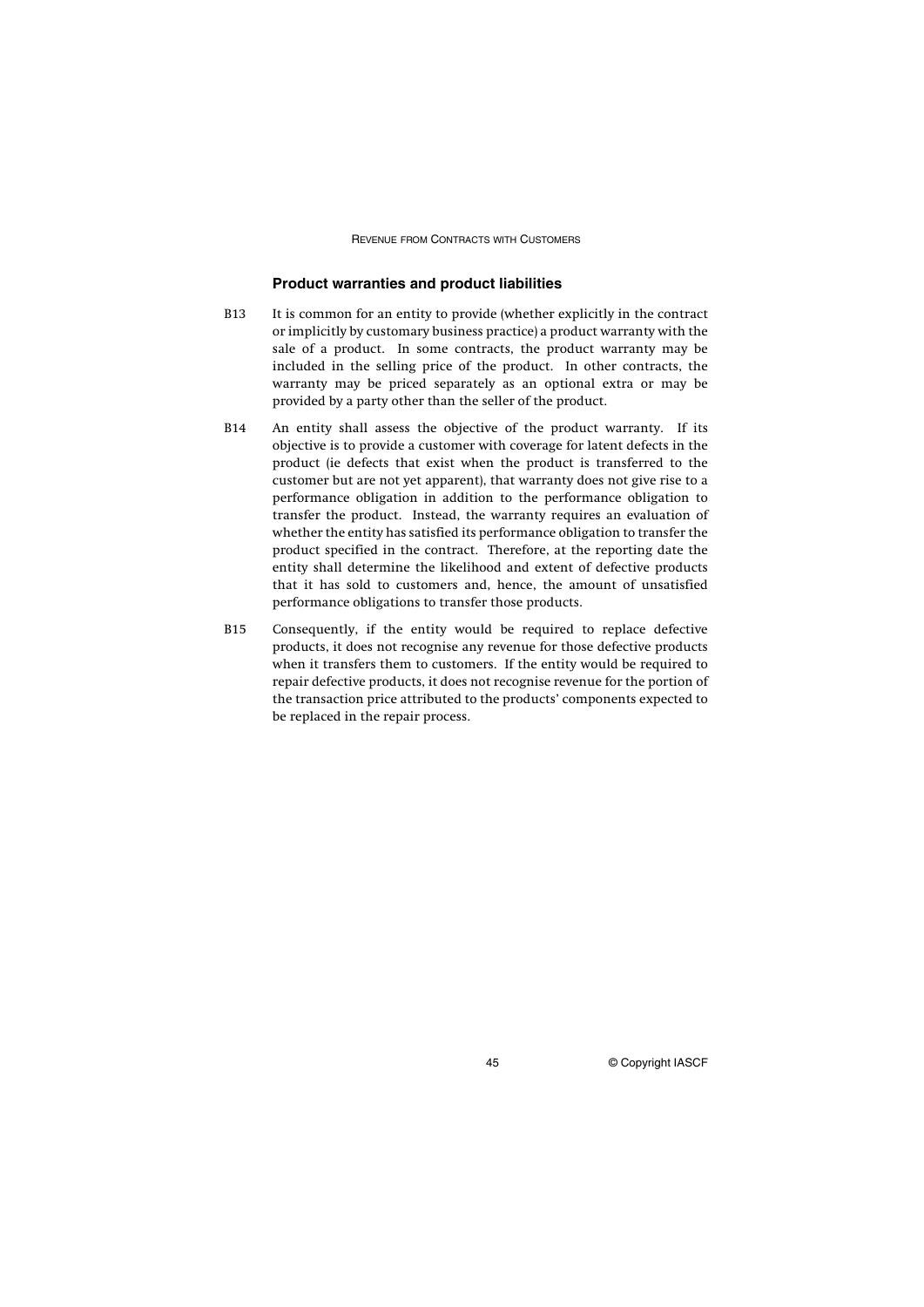### Product warranties and product liabilities

B13 It is common for an entity to provide (whether explicitly in the contract or implicitly by customary business practice) a product warranty with the sale of a product. In some contracts, the product warranty may be included in the selling price of the product. In other contracts, the warranty may be priced separately as an optional extra or may be provided by a party other than the seller of the product.

B14 An entity shall assess the objective of the product warranty. If its objective is to provide a customer with coverage for latent defects in the product (ie defects that exist when the product is transferred to the customer but are not yet apparent), that warranty does not give rise to a performance obligation in addition to the performance obligation to transfer the product. Instead, the warranty requires an evaluation of whether the entity has satisfied its performance obligation to transfer the product specified in the contract. Therefore, at the reporting date the entity shall determine the likelihood and extent of defective products that it has sold to customers and, hence, the amount of unsatisfied performance obligations to transfer those products.

B15 Consequently, if the entity would be required to replace defective products, it does not recognise any revenue for those defective products when it transfers them to customers. If the entity would be required to repair defective products, it does not recognise revenue for the portion of the transaction price attributed to the products' components expected to be replaced in the repair process.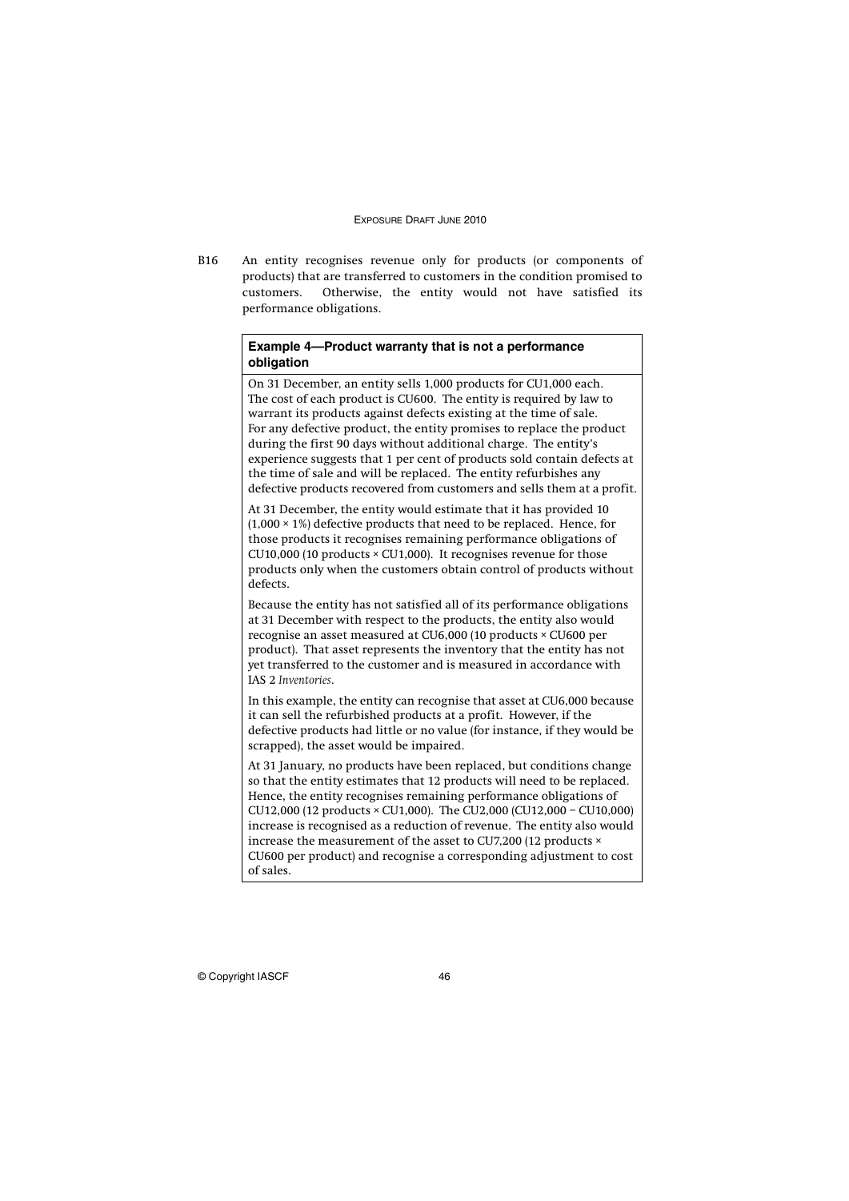B16 An entity recognises revenue only for products (or components of products) that are transferred to customers in the condition promised to customers. Otherwise, the entity would not have satisfied its performance obligations.

**Example 4—Product warranty that is not a performance obligation**

On 31 December, an entity sells 1,000 products for CU1,000 each. The cost of each product is CU600. The entity is required by law to warrant its products against defects existing at the time of sale. For any defective product, the entity promises to replace the product during the first 90 days without additional charge. The entity's experience suggests that 1 per cent of products sold contain defects at the time of sale and will be replaced. The entity refurbishes any defective products recovered from customers and sells them at a profit.

At 31 December, the entity would estimate that it has provided 10 (1,000 × 1%) defective products that need to be replaced. Hence, for those products it recognises remaining performance obligations of CU10,000 (10 products × CU1,000). It recognises revenue for those products only when the customers obtain control of products without defects.

Because the entity has not satisfied all of its performance obligations at 31 December with respect to the products, the entity also would recognise an asset measured at CU6,000 (10 products × CU600 per product). That asset represents the inventory that the entity has not yet transferred to the customer and is measured in accordance with IAS 2 *Inventories*.

In this example, the entity can recognise that asset at CU6,000 because it can sell the refurbished products at a profit. However, if the defective products had little or no value (for instance, if they would be scrapped), the asset would be impaired.

At 31 January, no products have been replaced, but conditions change so that the entity estimates that 12 products will need to be replaced. Hence, the entity recognises remaining performance obligations of CU12,000 (12 products × CU1,000). The CU2,000 (CU12,000 – CU10,000) increase is recognised as a reduction of revenue. The entity also would increase the measurement of the asset to CU7,200 (12 products × CU600 per product) and recognise a corresponding adjustment to cost of sales.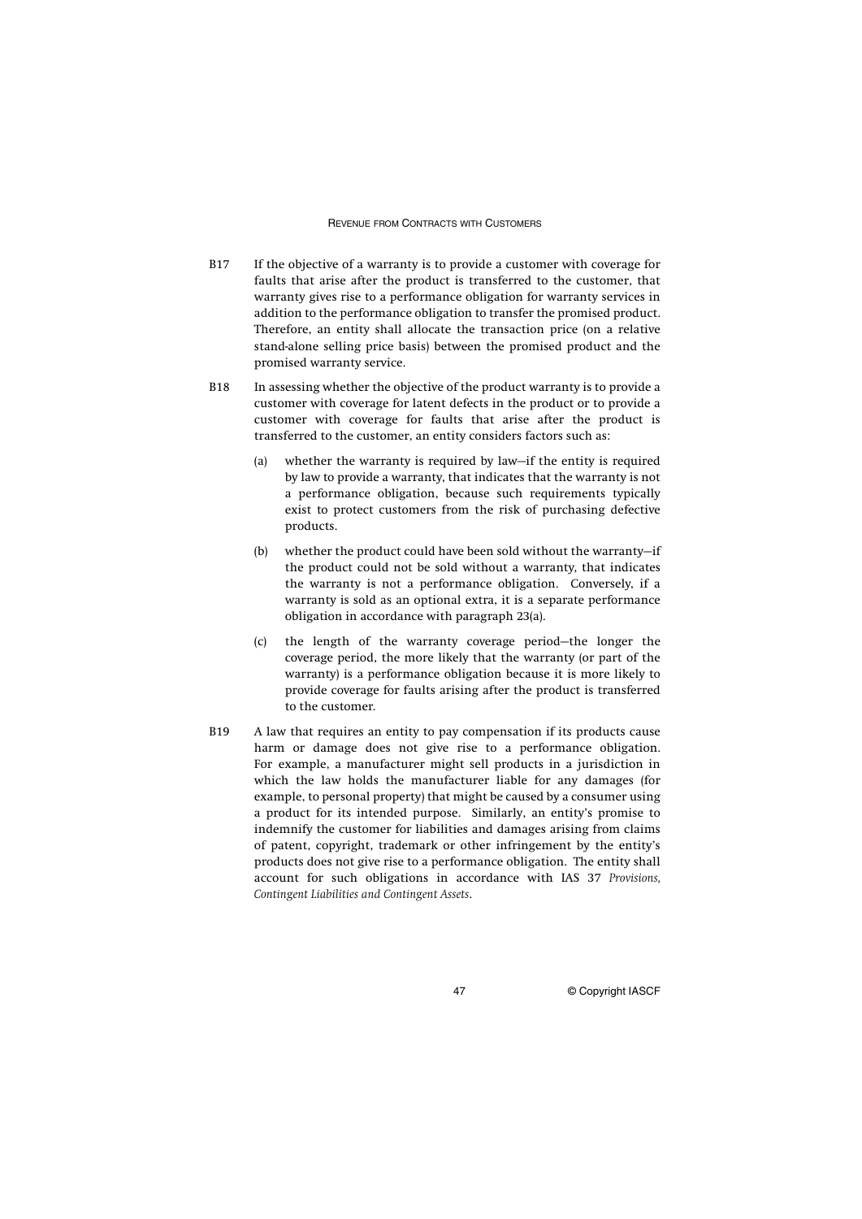B17 If the objective of a warranty is to provide a customer with coverage for faults that arise after the product is transferred to the customer, that warranty gives rise to a performance obligation for warranty services in addition to the performance obligation to transfer the promised product. Therefore, an entity shall allocate the transaction price (on a relative stand-alone selling price basis) between the promised product and the promised warranty service.

B18 In assessing whether the objective of the product warranty is to provide a customer with coverage for latent defects in the product or to provide a customer with coverage for faults that arise after the product is transferred to the customer, an entity considers factors such as:

(a) whether the warranty is required by law—if the entity is required by law to provide a warranty, that indicates that the warranty is not a performance obligation, because such requirements typically exist to protect customers from the risk of purchasing defective products.

(b) whether the product could have been sold without the warranty—if the product could not be sold without a warranty, that indicates the warranty is not a performance obligation. Conversely, if a warranty is sold as an optional extra, it is a separate performance obligation in accordance with paragraph 23(a).

(c) the length of the warranty coverage period—the longer the coverage period, the more likely that the warranty (or part of the warranty) is a performance obligation because it is more likely to provide coverage for faults arising after the product is transferred to the customer.

B19 A law that requires an entity to pay compensation if its products cause harm or damage does not give rise to a performance obligation. For example, a manufacturer might sell products in a jurisdiction in which the law holds the manufacturer liable for any damages (for example, to personal property) that might be caused by a consumer using a product for its intended purpose. Similarly, an entity's promise to indemnify the customer for liabilities and damages arising from claims of patent, copyright, trademark or other infringement by the entity's products does not give rise to a performance obligation. The entity shall account for such obligations in accordance with IAS 37 *Provisions, Contingent Liabilities and Contingent Assets*.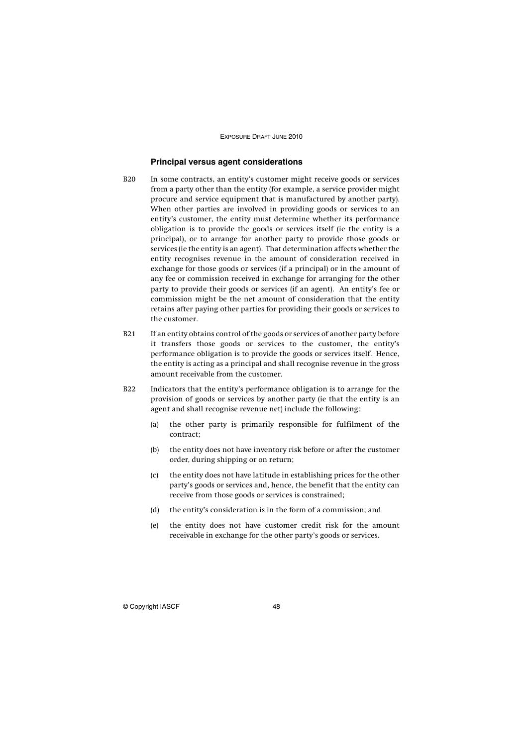### Principal versus agent considerations

B20 In some contracts, an entity's customer might receive goods or services from a party other than the entity (for example, a service provider might procure and service equipment that is manufactured by another party). When other parties are involved in providing goods or services to an entity's customer, the entity must determine whether its performance obligation is to provide the goods or services itself (ie the entity is a principal), or to arrange for another party to provide those goods or services (ie the entity is an agent). That determination affects whether the entity recognises revenue in the amount of consideration received in exchange for those goods or services (if a principal) or in the amount of any fee or commission received in exchange for arranging for the other party to provide their goods or services (if an agent). An entity's fee or commission might be the net amount of consideration that the entity retains after paying other parties for providing their goods or services to the customer.

B21 If an entity obtains control of the goods or services of another party before it transfers those goods or services to the customer, the entity's performance obligation is to provide the goods or services itself. Hence, the entity is acting as a principal and shall recognise revenue in the gross amount receivable from the customer.

B22 Indicators that the entity's performance obligation is to arrange for the provision of goods or services by another party (ie that the entity is an agent and shall recognise revenue net) include the following:

(a) the other party is primarily responsible for fulfilment of the contract;

(b) the entity does not have inventory risk before or after the customer order, during shipping or on return;

(c) the entity does not have latitude in establishing prices for the other party's goods or services and, hence, the benefit that the entity can receive from those goods or services is constrained;

(d) the entity's consideration is in the form of a commission; and

(e) the entity does not have customer credit risk for the amount receivable in exchange for the other party's goods or services.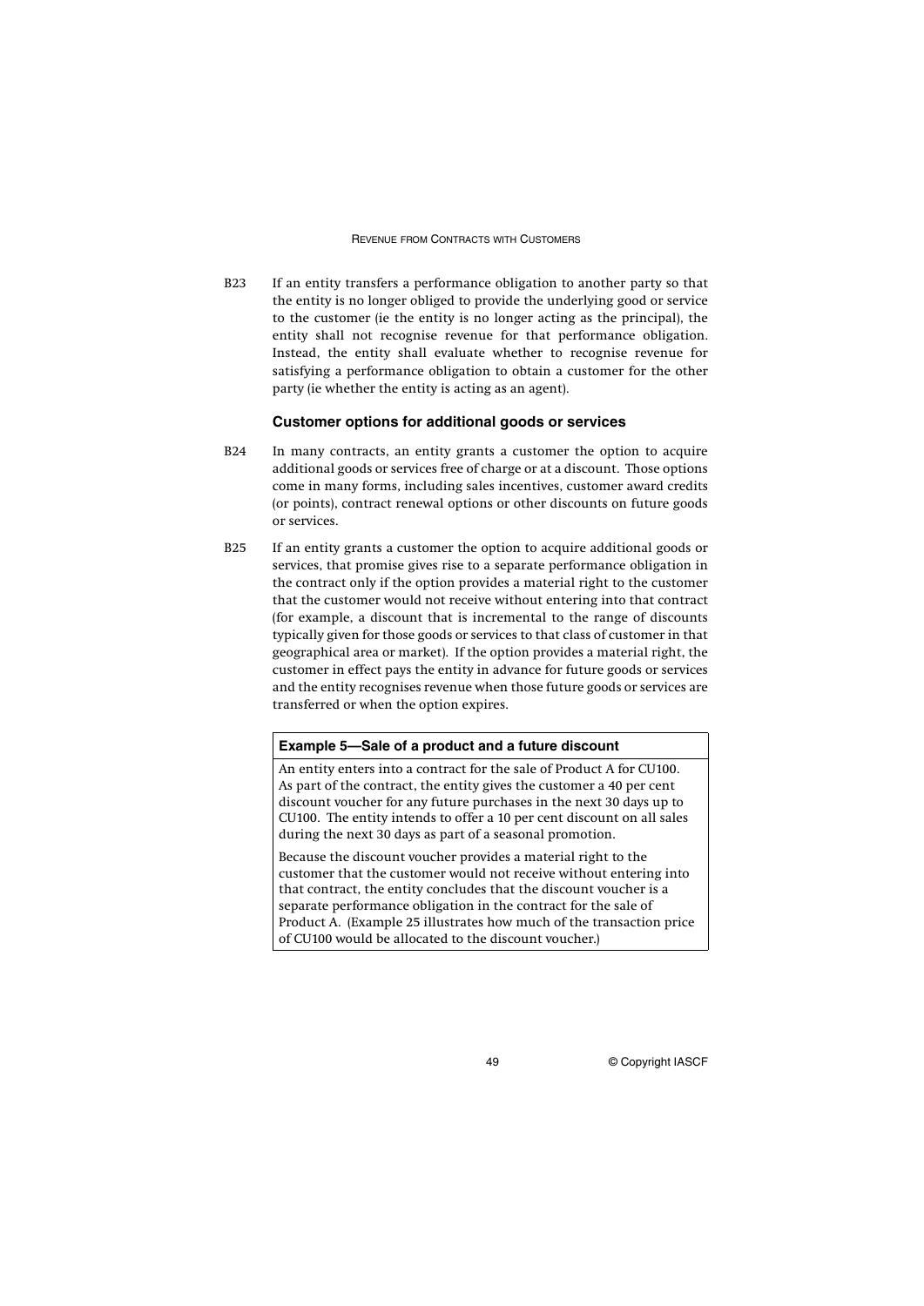B23 If an entity transfers a performance obligation to another party so that the entity is no longer obliged to provide the underlying good or service to the customer (ie the entity is no longer acting as the principal), the entity shall not recognise revenue for that performance obligation. Instead, the entity shall evaluate whether to recognise revenue for satisfying a performance obligation to obtain a customer for the other party (ie whether the entity is acting as an agent).

### Customer options for additional goods or services

B24 In many contracts, an entity grants a customer the option to acquire additional goods or services free of charge or at a discount. Those options come in many forms, including sales incentives, customer award credits (or points), contract renewal options or other discounts on future goods or services.

B25 If an entity grants a customer the option to acquire additional goods or services, that promise gives rise to a separate performance obligation in the contract only if the option provides a material right to the customer that the customer would not receive without entering into that contract (for example, a discount that is incremental to the range of discounts typically given for those goods or services to that class of customer in that geographical area or market). If the option provides a material right, the customer in effect pays the entity in advance for future goods or services and the entity recognises revenue when those future goods or services are transferred or when the option expires.

**Example 5—Sale of a product and a future discount**

An entity enters into a contract for the sale of Product A for CU100. As part of the contract, the entity gives the customer a 40 per cent discount voucher for any future purchases in the next 30 days up to CU100. The entity intends to offer a 10 per cent discount on all sales during the next 30 days as part of a seasonal promotion.

Because the discount voucher provides a material right to the customer that the customer would not receive without entering into that contract, the entity concludes that the discount voucher is a separate performance obligation in the contract for the sale of Product A. (Example 25 illustrates how much of the transaction price of CU100 would be allocated to the discount voucher.)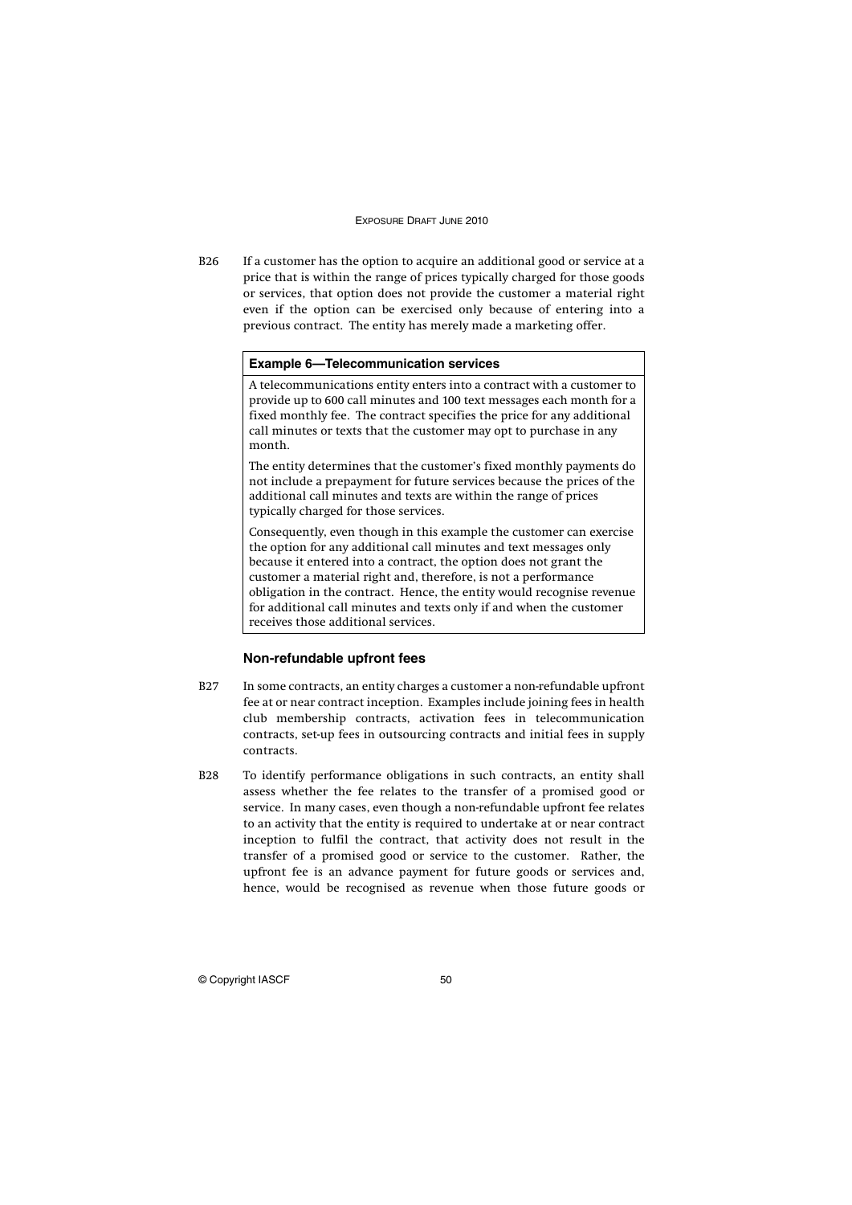B26 If a customer has the option to acquire an additional good or service at a price that is within the range of prices typically charged for those goods or services, that option does not provide the customer a material right even if the option can be exercised only because of entering into a previous contract. The entity has merely made a marketing offer.

**Example 6—Telecommunication services**

A telecommunications entity enters into a contract with a customer to provide up to 600 call minutes and 100 text messages each month for a fixed monthly fee. The contract specifies the price for any additional call minutes or texts that the customer may opt to purchase in any month.

The entity determines that the customer's fixed monthly payments do not include a prepayment for future services because the prices of the additional call minutes and texts are within the range of prices typically charged for those services.

Consequently, even though in this example the customer can exercise the option for any additional call minutes and text messages only because it entered into a contract, the option does not grant the customer a material right and, therefore, is not a performance obligation in the contract. Hence, the entity would recognise revenue for additional call minutes and texts only if and when the customer receives those additional services.

### Non-refundable upfront fees

B27 In some contracts, an entity charges a customer a non-refundable upfront fee at or near contract inception. Examples include joining fees in health club membership contracts, activation fees in telecommunication contracts, set-up fees in outsourcing contracts and initial fees in supply contracts.

B28 To identify performance obligations in such contracts, an entity shall assess whether the fee relates to the transfer of a promised good or service. In many cases, even though a non-refundable upfront fee relates to an activity that the entity is required to undertake at or near contract inception to fulfil the contract, that activity does not result in the transfer of a promised good or service to the customer. Rather, the upfront fee is an advance payment for future goods or services and, hence, would be recognised as revenue when those future goods or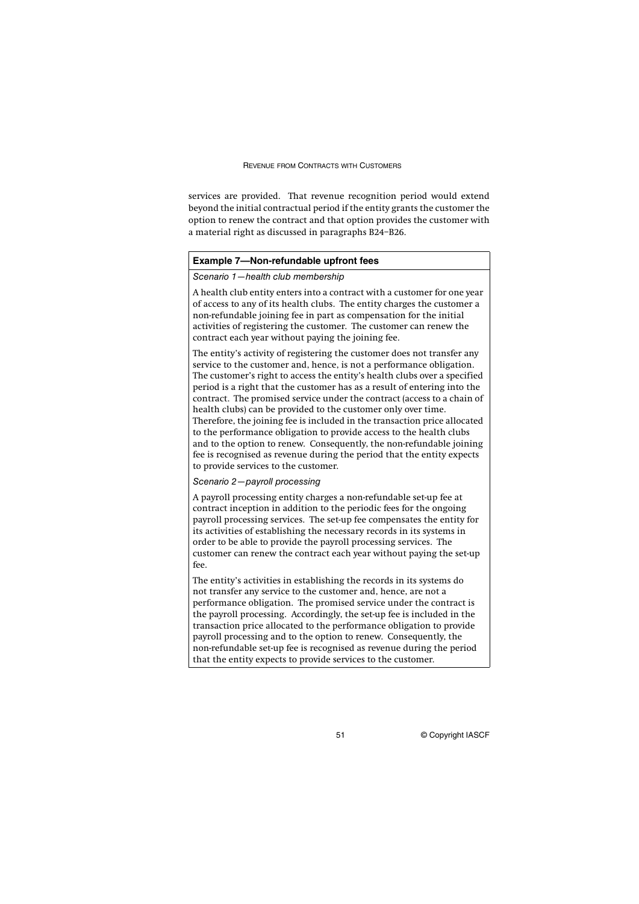services are provided. That revenue recognition period would extend beyond the initial contractual period if the entity grants the customer the option to renew the contract and that option provides the customer with a material right as discussed in paragraphs B24–B26.

**Example 7—Non-refundable upfront fees**

*Scenario 1—health club membership*

A health club entity enters into a contract with a customer for one year of access to any of its health clubs. The entity charges the customer a non-refundable joining fee in part as compensation for the initial activities of registering the customer. The customer can renew the contract each year without paying the joining fee.

The entity's activity of registering the customer does not transfer any service to the customer and, hence, is not a performance obligation. The customer's right to access the entity's health clubs over a specified period is a right that the customer has as a result of entering into the contract. The promised service under the contract (access to a chain of health clubs) can be provided to the customer only over time. Therefore, the joining fee is included in the transaction price allocated to the performance obligation to provide access to the health clubs and to the option to renew. Consequently, the non-refundable joining fee is recognised as revenue during the period that the entity expects to provide services to the customer.

*Scenario 2—payroll processing*

A payroll processing entity charges a non-refundable set-up fee at contract inception in addition to the periodic fees for the ongoing payroll processing services. The set-up fee compensates the entity for its activities of establishing the necessary records in its systems in order to be able to provide the payroll processing services. The customer can renew the contract each year without paying the set-up fee.

The entity's activities in establishing the records in its systems do not transfer any service to the customer and, hence, are not a performance obligation. The promised service under the contract is the payroll processing. Accordingly, the set-up fee is included in the transaction price allocated to the performance obligation to provide payroll processing and to the option to renew. Consequently, the non-refundable set-up fee is recognised as revenue during the period that the entity expects to provide services to the customer.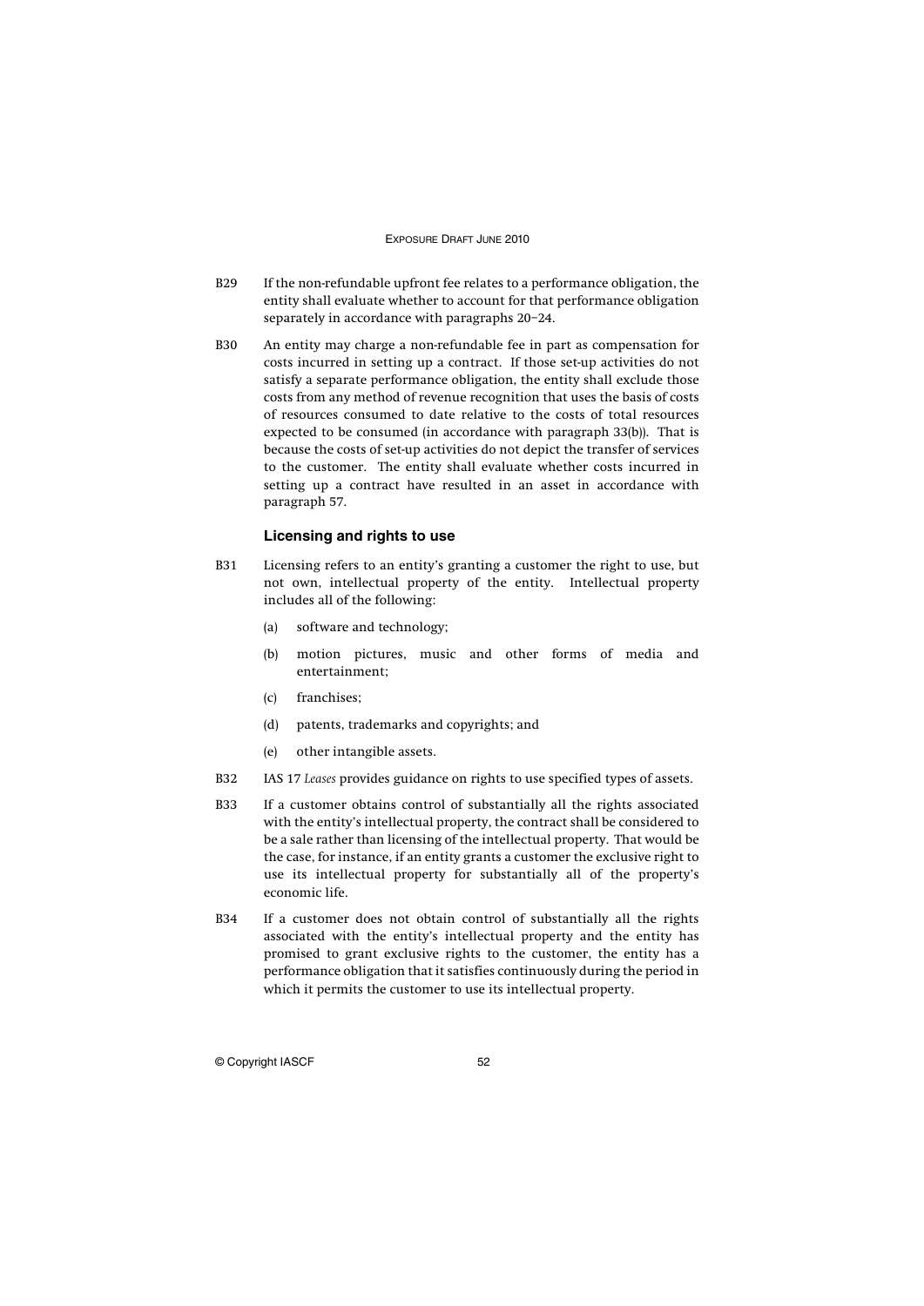B29 If the non-refundable upfront fee relates to a performance obligation, the entity shall evaluate whether to account for that performance obligation separately in accordance with paragraphs 20–24.

B30 An entity may charge a non-refundable fee in part as compensation for costs incurred in setting up a contract. If those set-up activities do not satisfy a separate performance obligation, the entity shall exclude those costs from any method of revenue recognition that uses the basis of costs of resources consumed to date relative to the costs of total resources expected to be consumed (in accordance with paragraph 33(b)). That is because the costs of set-up activities do not depict the transfer of services to the customer. The entity shall evaluate whether costs incurred in setting up a contract have resulted in an asset in accordance with paragraph 57.

### Licensing and rights to use

B31 Licensing refers to an entity's granting a customer the right to use, but not own, intellectual property of the entity. Intellectual property includes all of the following:

(a) software and technology;

(b) motion pictures, music and other forms of media and entertainment;

(c) franchises;

(d) patents, trademarks and copyrights; and

(e) other intangible assets.

B32 IAS 17 *Leases* provides guidance on rights to use specified types of assets.

B33 If a customer obtains control of substantially all the rights associated with the entity's intellectual property, the contract shall be considered to be a sale rather than licensing of the intellectual property. That would be the case, for instance, if an entity grants a customer the exclusive right to use its intellectual property for substantially all of the property's economic life.

B34 If a customer does not obtain control of substantially all the rights associated with the entity's intellectual property and the entity has promised to grant exclusive rights to the customer, the entity has a performance obligation that it satisfies continuously during the period in which it permits the customer to use its intellectual property.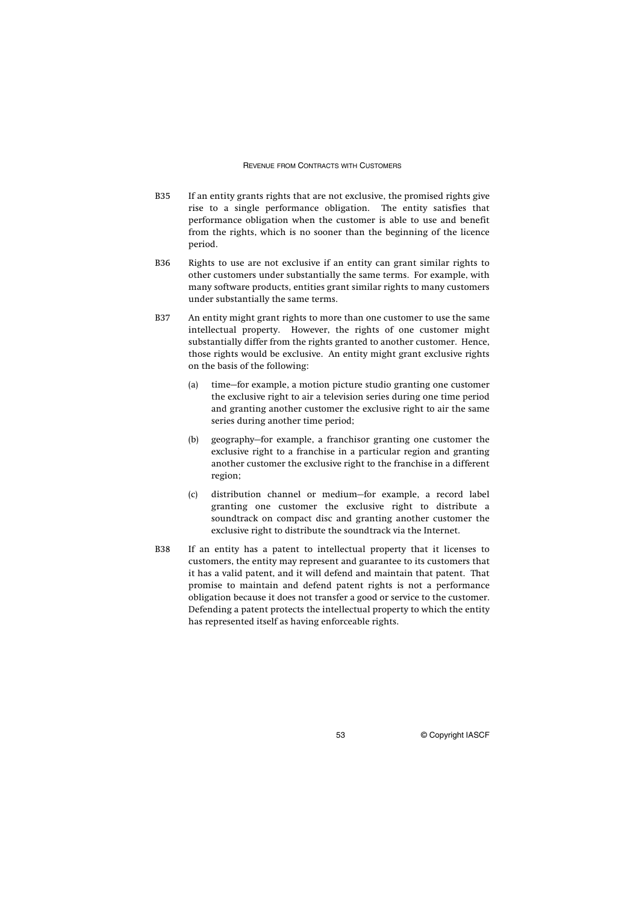B35 If an entity grants rights that are not exclusive, the promised rights give rise to a single performance obligation. The entity satisfies that performance obligation when the customer is able to use and benefit from the rights, which is no sooner than the beginning of the licence period.

B36 Rights to use are not exclusive if an entity can grant similar rights to other customers under substantially the same terms. For example, with many software products, entities grant similar rights to many customers under substantially the same terms.

B37 An entity might grant rights to more than one customer to use the same intellectual property. However, the rights of one customer might substantially differ from the rights granted to another customer. Hence, those rights would be exclusive. An entity might grant exclusive rights on the basis of the following:

(a) time—for example, a motion picture studio granting one customer the exclusive right to air a television series during one time period and granting another customer the exclusive right to air the same series during another time period;

(b) geography—for example, a franchisor granting one customer the exclusive right to a franchise in a particular region and granting another customer the exclusive right to the franchise in a different region;

(c) distribution channel or medium—for example, a record label granting one customer the exclusive right to distribute a soundtrack on compact disc and granting another customer the exclusive right to distribute the soundtrack via the Internet.

B38 If an entity has a patent to intellectual property that it licenses to customers, the entity may represent and guarantee to its customers that it has a valid patent, and it will defend and maintain that patent. That promise to maintain and defend patent rights is not a performance obligation because it does not transfer a good or service to the customer. Defending a patent protects the intellectual property to which the entity has represented itself as having enforceable rights.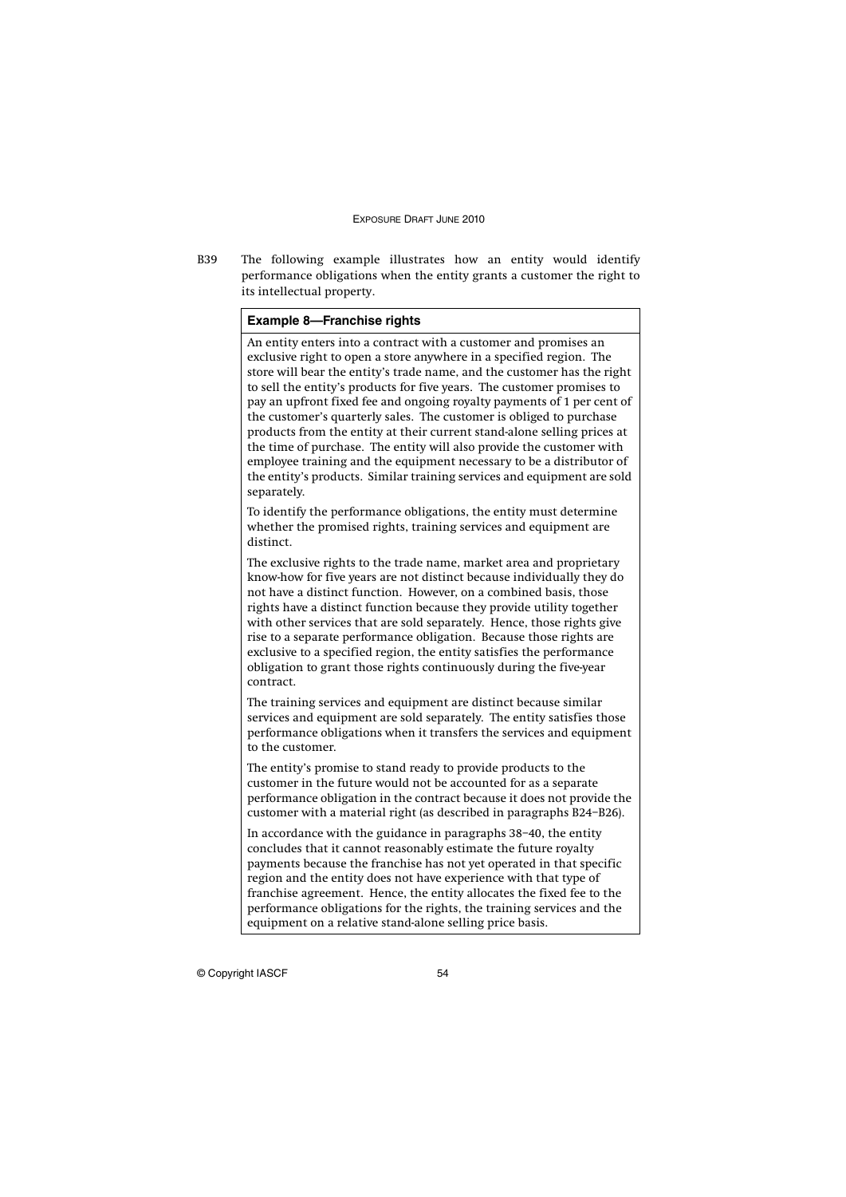B39 The following example illustrates how an entity would identify performance obligations when the entity grants a customer the right to its intellectual property.

**Example 8—Franchise rights**

An entity enters into a contract with a customer and promises an exclusive right to open a store anywhere in a specified region. The store will bear the entity's trade name, and the customer has the right to sell the entity's products for five years. The customer promises to pay an upfront fixed fee and ongoing royalty payments of 1 per cent of the customer's quarterly sales. The customer is obliged to purchase products from the entity at their current stand-alone selling prices at the time of purchase. The entity will also provide the customer with employee training and the equipment necessary to be a distributor of the entity's products. Similar training services and equipment are sold separately.

To identify the performance obligations, the entity must determine whether the promised rights, training services and equipment are distinct.

The exclusive rights to the trade name, market area and proprietary know-how for five years are not distinct because individually they do not have a distinct function. However, on a combined basis, those rights have a distinct function because they provide utility together with other services that are sold separately. Hence, those rights give rise to a separate performance obligation. Because those rights are exclusive to a specified region, the entity satisfies the performance obligation to grant those rights continuously during the five-year contract.

The training services and equipment are distinct because similar services and equipment are sold separately. The entity satisfies those performance obligations when it transfers the services and equipment to the customer.

The entity's promise to stand ready to provide products to the customer in the future would not be accounted for as a separate performance obligation in the contract because it does not provide the customer with a material right (as described in paragraphs B24–B26).

In accordance with the guidance in paragraphs 38–40, the entity concludes that it cannot reasonably estimate the future royalty payments because the franchise has not yet operated in that specific region and the entity does not have experience with that type of franchise agreement. Hence, the entity allocates the fixed fee to the performance obligations for the rights, the training services and the equipment on a relative stand-alone selling price basis.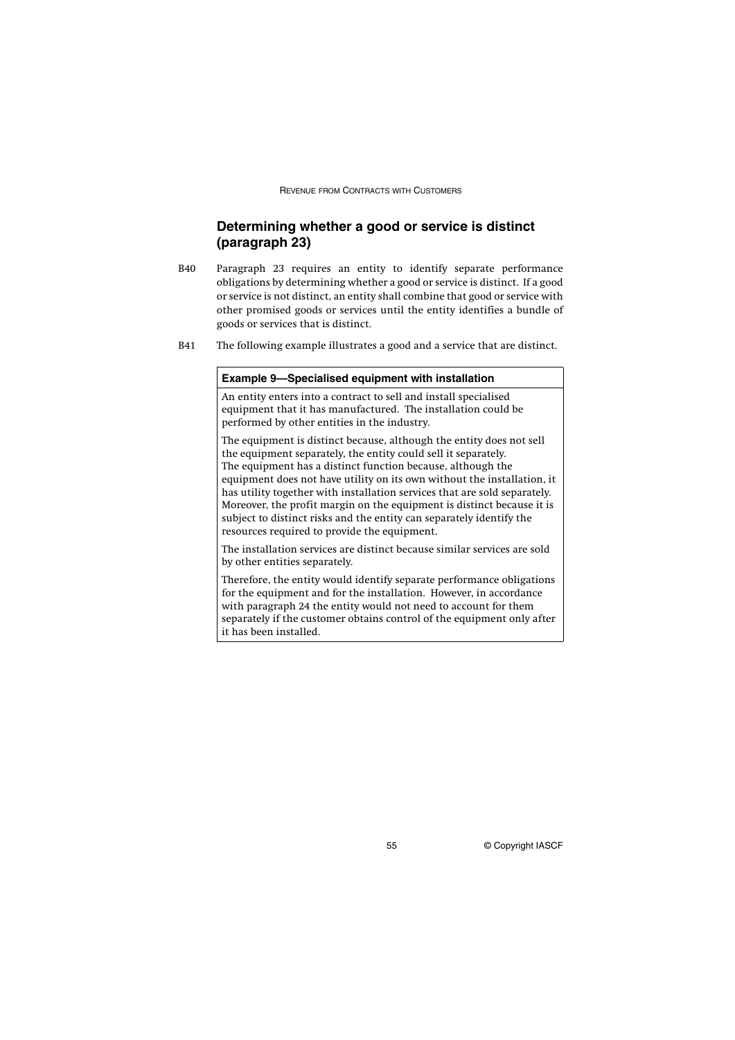## Determining whether a good or service is distinct (paragraph 23)

B40 Paragraph 23 requires an entity to identify separate performance obligations by determining whether a good or service is distinct. If a good or service is not distinct, an entity shall combine that good or service with other promised goods or services until the entity identifies a bundle of goods or services that is distinct.

B41 The following example illustrates a good and a service that are distinct.

> **Example 9—Specialised equipment with installation**
>
> An entity enters into a contract to sell and install specialised equipment that it has manufactured. The installation could be performed by other entities in the industry.
>
> The equipment is distinct because, although the entity does not sell the equipment separately, the entity could sell it separately. The equipment has a distinct function because, although the equipment does not have utility on its own without the installation, it has utility together with installation services that are sold separately. Moreover, the profit margin on the equipment is distinct because it is subject to distinct risks and the entity can separately identify the resources required to provide the equipment.
>
> The installation services are distinct because similar services are sold by other entities separately.
>
> Therefore, the entity would identify separate performance obligations for the equipment and for the installation. However, in accordance with paragraph 24 the entity would not need to account for them separately if the customer obtains control of the equipment only after it has been installed.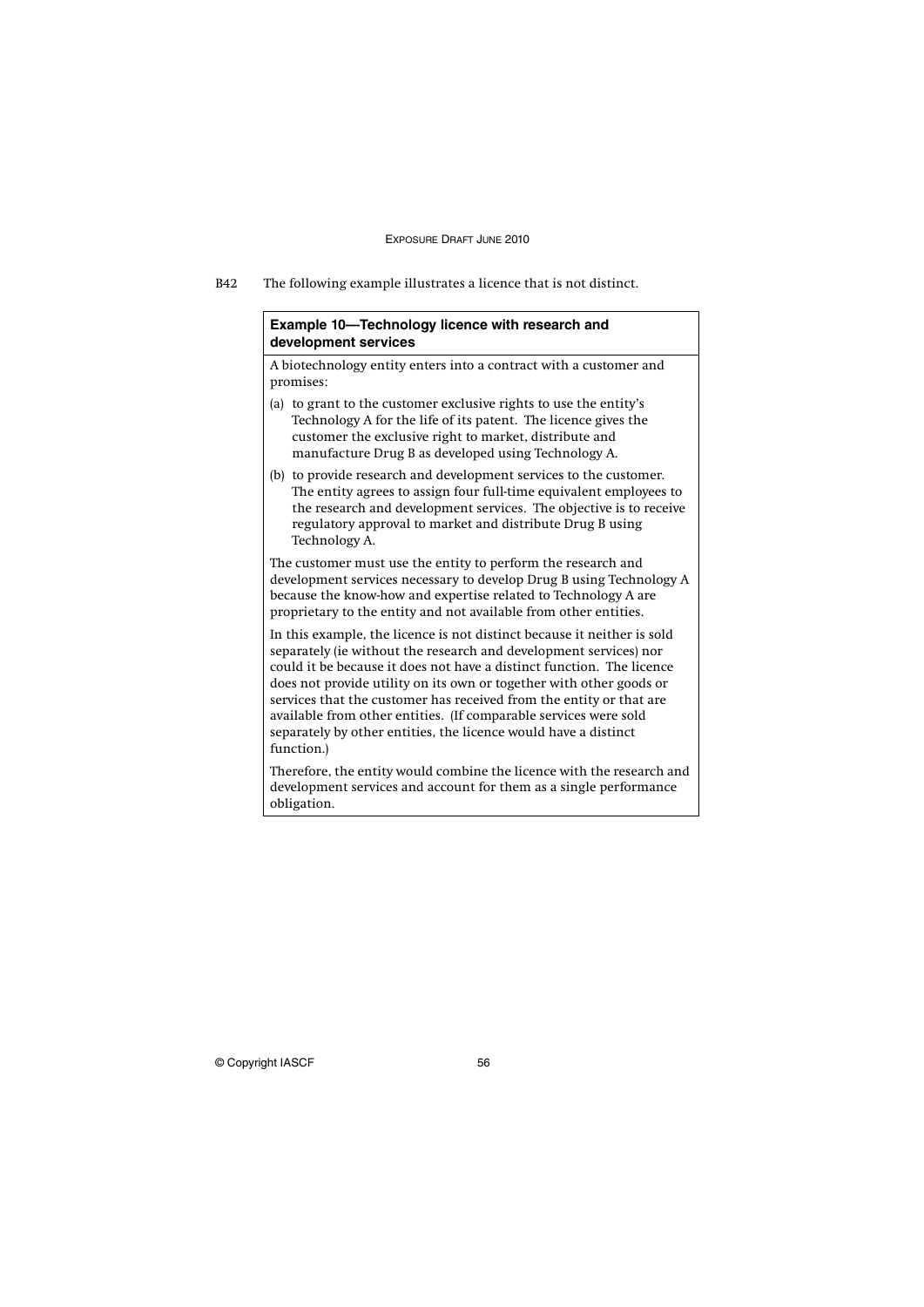B42 The following example illustrates a licence that is not distinct.

**Example 10—Technology licence with research and development services**

A biotechnology entity enters into a contract with a customer and promises:

(a) to grant to the customer exclusive rights to use the entity's Technology A for the life of its patent. The licence gives the customer the exclusive right to market, distribute and manufacture Drug B as developed using Technology A.

(b) to provide research and development services to the customer. The entity agrees to assign four full-time equivalent employees to the research and development services. The objective is to receive regulatory approval to market and distribute Drug B using Technology A.

The customer must use the entity to perform the research and development services necessary to develop Drug B using Technology A because the know-how and expertise related to Technology A are proprietary to the entity and not available from other entities.

In this example, the licence is not distinct because it neither is sold separately (ie without the research and development services) nor could it be because it does not have a distinct function. The licence does not provide utility on its own or together with other goods or services that the customer has received from the entity or that are available from other entities. (If comparable services were sold separately by other entities, the licence would have a distinct function.)

Therefore, the entity would combine the licence with the research and development services and account for them as a single performance obligation.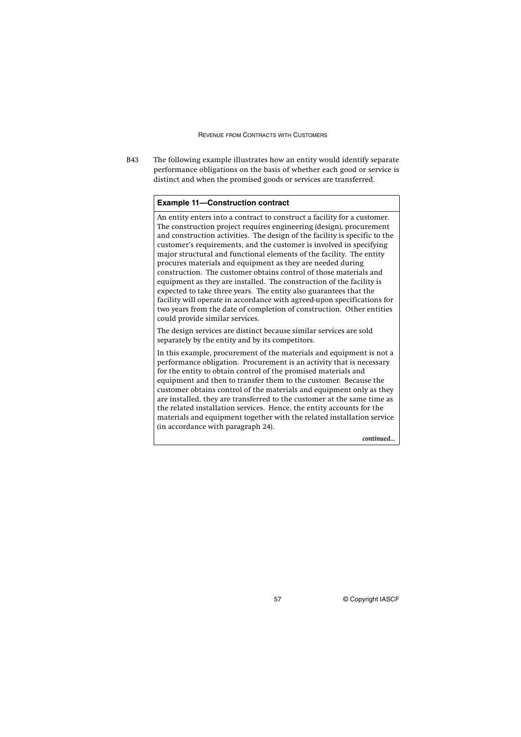B43 The following example illustrates how an entity would identify separate performance obligations on the basis of whether each good or service is distinct and when the promised goods or services are transferred.

**Example 11—Construction contract**

An entity enters into a contract to construct a facility for a customer. The construction project requires engineering (design), procurement and construction activities. The design of the facility is specific to the customer's requirements, and the customer is involved in specifying major structural and functional elements of the facility. The entity procures materials and equipment as they are needed during construction. The customer obtains control of those materials and equipment as they are installed. The construction of the facility is expected to take three years. The entity also guarantees that the facility will operate in accordance with agreed-upon specifications for two years from the date of completion of construction. Other entities could provide similar services.

The design services are distinct because similar services are sold separately by the entity and by its competitors.

In this example, procurement of the materials and equipment is not a performance obligation. Procurement is an activity that is necessary for the entity to obtain control of the promised materials and equipment and then to transfer them to the customer. Because the customer obtains control of the materials and equipment only as they are installed, they are transferred to the customer at the same time as the related installation services. Hence, the entity accounts for the materials and equipment together with the related installation service (in accordance with paragraph 24).

*continued...*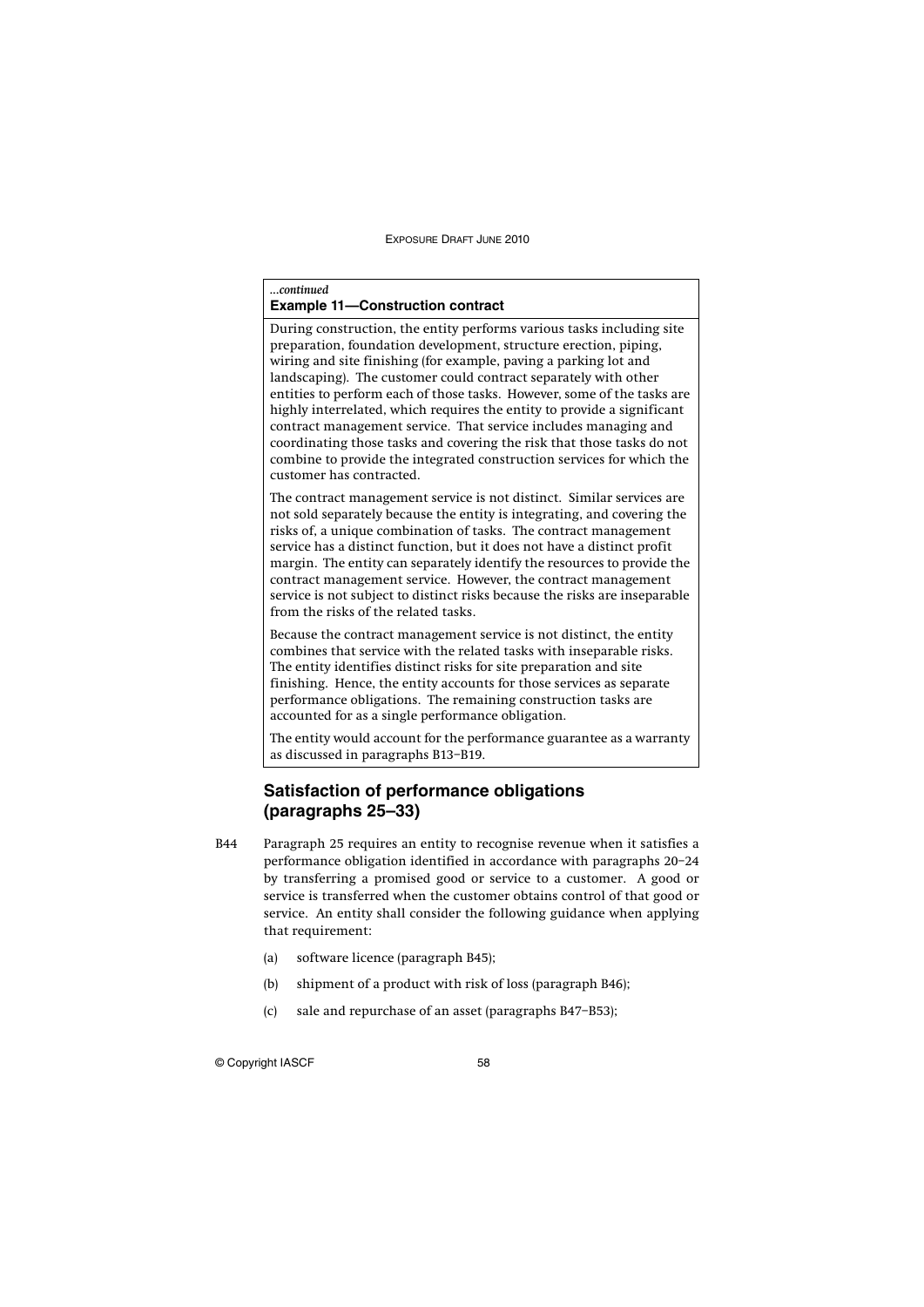*...continued*

**Example 11—Construction contract**

During construction, the entity performs various tasks including site preparation, foundation development, structure erection, piping, wiring and site finishing (for example, paving a parking lot and landscaping). The customer could contract separately with other entities to perform each of those tasks. However, some of the tasks are highly interrelated, which requires the entity to provide a significant contract management service. That service includes managing and coordinating those tasks and covering the risk that those tasks do not combine to provide the integrated construction services for which the customer has contracted.

The contract management service is not distinct. Similar services are not sold separately because the entity is integrating, and covering the risks of, a unique combination of tasks. The contract management service has a distinct function, but it does not have a distinct profit margin. The entity can separately identify the resources to provide the contract management service. However, the contract management service is not subject to distinct risks because the risks are inseparable from the risks of the related tasks.

Because the contract management service is not distinct, the entity combines that service with the related tasks with inseparable risks. The entity identifies distinct risks for site preparation and site finishing. Hence, the entity accounts for those services as separate performance obligations. The remaining construction tasks are accounted for as a single performance obligation.

The entity would account for the performance guarantee as a warranty as discussed in paragraphs B13–B19.

## Satisfaction of performance obligations (paragraphs 25–33)

B44 Paragraph 25 requires an entity to recognise revenue when it satisfies a performance obligation identified in accordance with paragraphs 20–24 by transferring a promised good or service to a customer. A good or service is transferred when the customer obtains control of that good or service. An entity shall consider the following guidance when applying that requirement:

(a) software licence (paragraph B45);

(b) shipment of a product with risk of loss (paragraph B46);

(c) sale and repurchase of an asset (paragraphs B47–B53);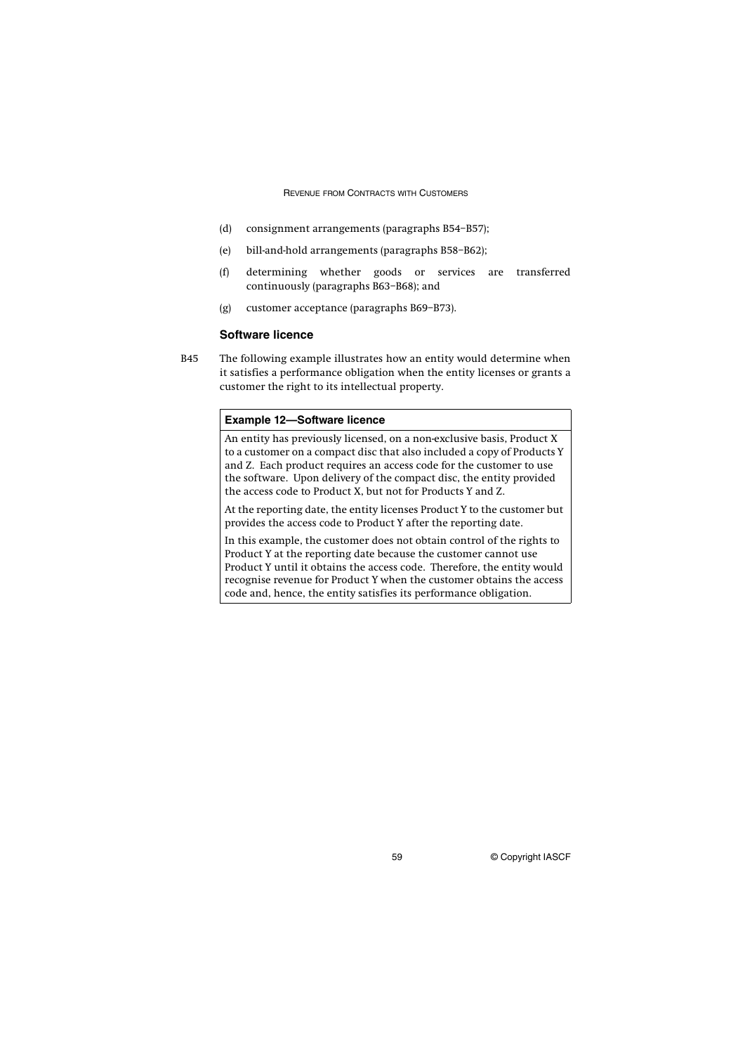(d) consignment arrangements (paragraphs B54–B57);

(e) bill-and-hold arrangements (paragraphs B58–B62);

(f) determining whether goods or services are transferred continuously (paragraphs B63–B68); and

(g) customer acceptance (paragraphs B69–B73).

### Software licence

B45 The following example illustrates how an entity would determine when it satisfies a performance obligation when the entity licenses or grants a customer the right to its intellectual property.

> **Example 12—Software licence**
>
> An entity has previously licensed, on a non-exclusive basis, Product X to a customer on a compact disc that also included a copy of Products Y and Z. Each product requires an access code for the customer to use the software. Upon delivery of the compact disc, the entity provided the access code to Product X, but not for Products Y and Z.
>
> At the reporting date, the entity licenses Product Y to the customer but provides the access code to Product Y after the reporting date.
>
> In this example, the customer does not obtain control of the rights to Product Y at the reporting date because the customer cannot use Product Y until it obtains the access code. Therefore, the entity would recognise revenue for Product Y when the customer obtains the access code and, hence, the entity satisfies its performance obligation.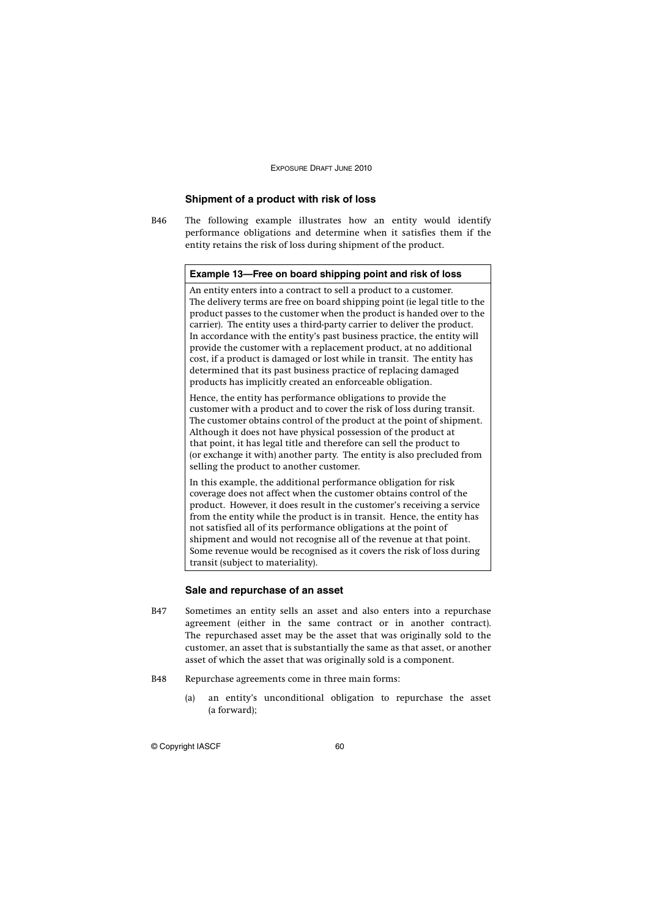### Shipment of a product with risk of loss

B46 The following example illustrates how an entity would identify performance obligations and determine when it satisfies them if the entity retains the risk of loss during shipment of the product.

**Example 13—Free on board shipping point and risk of loss**

An entity enters into a contract to sell a product to a customer. The delivery terms are free on board shipping point (ie legal title to the product passes to the customer when the product is handed over to the carrier). The entity uses a third-party carrier to deliver the product. In accordance with the entity's past business practice, the entity will provide the customer with a replacement product, at no additional cost, if a product is damaged or lost while in transit. The entity has determined that its past business practice of replacing damaged products has implicitly created an enforceable obligation.

Hence, the entity has performance obligations to provide the customer with a product and to cover the risk of loss during transit. The customer obtains control of the product at the point of shipment. Although it does not have physical possession of the product at that point, it has legal title and therefore can sell the product to (or exchange it with) another party. The entity is also precluded from selling the product to another customer.

In this example, the additional performance obligation for risk coverage does not affect when the customer obtains control of the product. However, it does result in the customer's receiving a service from the entity while the product is in transit. Hence, the entity has not satisfied all of its performance obligations at the point of shipment and would not recognise all of the revenue at that point. Some revenue would be recognised as it covers the risk of loss during transit (subject to materiality).

### Sale and repurchase of an asset

B47 Sometimes an entity sells an asset and also enters into a repurchase agreement (either in the same contract or in another contract). The repurchased asset may be the asset that was originally sold to the customer, an asset that is substantially the same as that asset, or another asset of which the asset that was originally sold is a component.

B48 Repurchase agreements come in three main forms:

(a) an entity's unconditional obligation to repurchase the asset (a forward);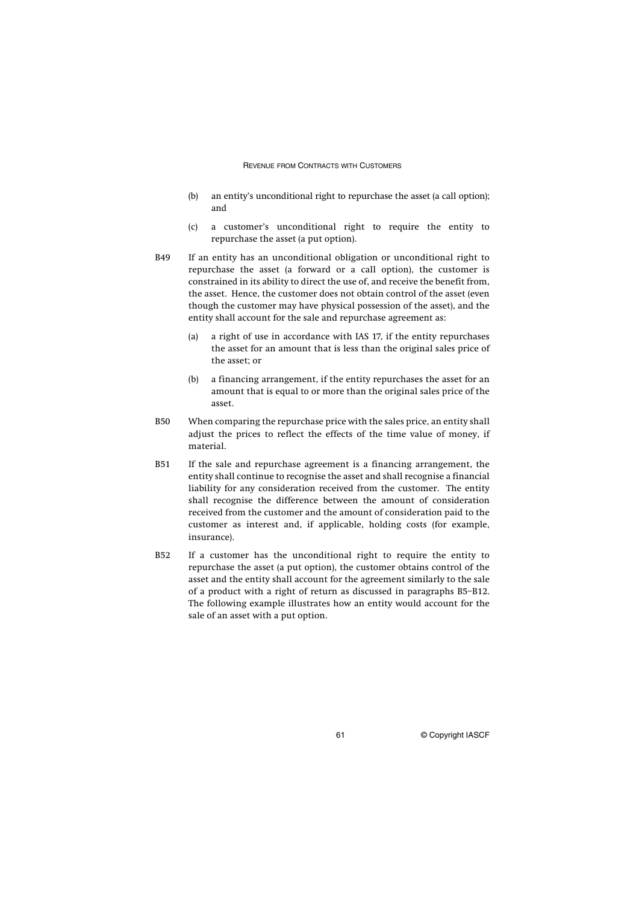(b) an entity's unconditional right to repurchase the asset (a call option); and

(c) a customer's unconditional right to require the entity to repurchase the asset (a put option).

B49 If an entity has an unconditional obligation or unconditional right to repurchase the asset (a forward or a call option), the customer is constrained in its ability to direct the use of, and receive the benefit from, the asset. Hence, the customer does not obtain control of the asset (even though the customer may have physical possession of the asset), and the entity shall account for the sale and repurchase agreement as:

(a) a right of use in accordance with IAS 17, if the entity repurchases the asset for an amount that is less than the original sales price of the asset; or

(b) a financing arrangement, if the entity repurchases the asset for an amount that is equal to or more than the original sales price of the asset.

B50 When comparing the repurchase price with the sales price, an entity shall adjust the prices to reflect the effects of the time value of money, if material.

B51 If the sale and repurchase agreement is a financing arrangement, the entity shall continue to recognise the asset and shall recognise a financial liability for any consideration received from the customer. The entity shall recognise the difference between the amount of consideration received from the customer and the amount of consideration paid to the customer as interest and, if applicable, holding costs (for example, insurance).

B52 If a customer has the unconditional right to require the entity to repurchase the asset (a put option), the customer obtains control of the asset and the entity shall account for the agreement similarly to the sale of a product with a right of return as discussed in paragraphs B5–B12. The following example illustrates how an entity would account for the sale of an asset with a put option.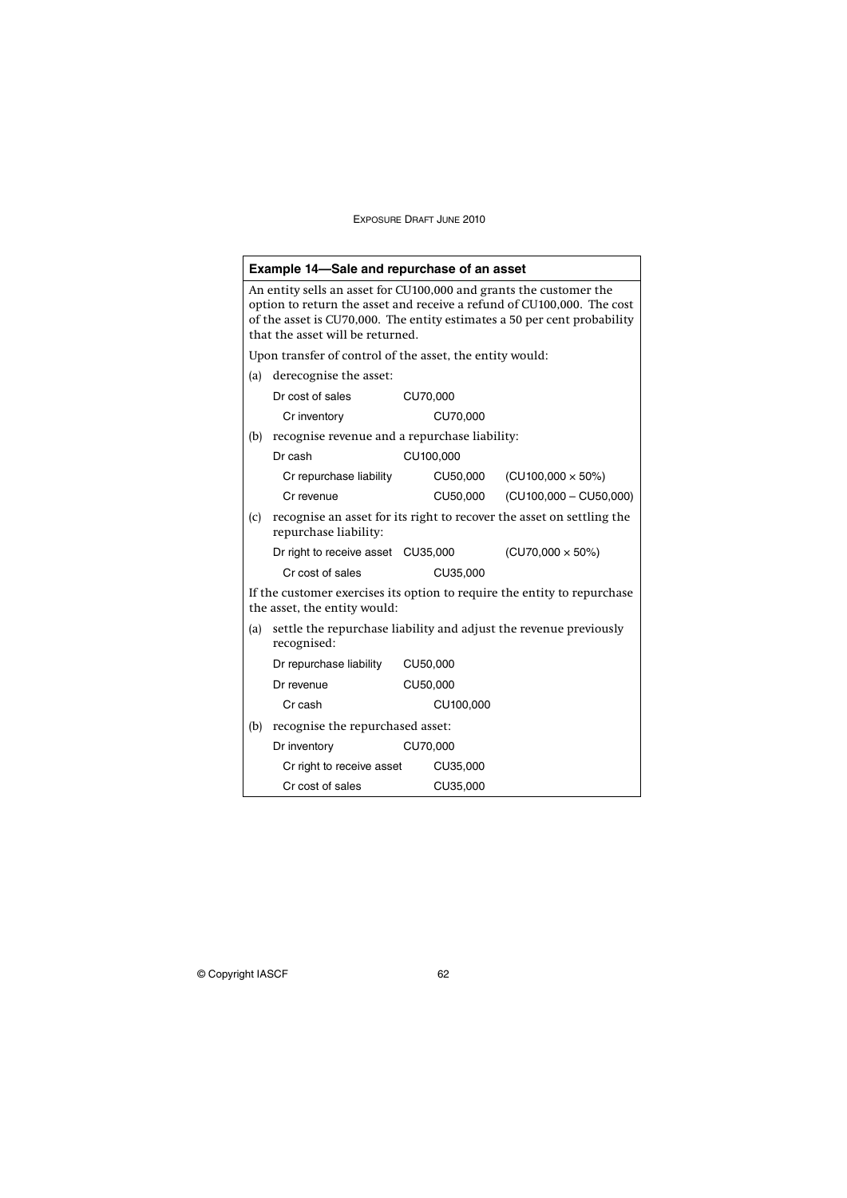### Example 14—Sale and repurchase of an asset

An entity sells an asset for CU100,000 and grants the customer the option to return the asset and receive a refund of CU100,000. The cost of the asset is CU70,000. The entity estimates a 50 per cent probability that the asset will be returned.

Upon transfer of control of the asset, the entity would:

(a) derecognise the asset:

| | | | |
|---|---|---|---|
| Dr cost of sales | CU70,000 | | |
| Cr inventory | | CU70,000 | |

(b) recognise revenue and a repurchase liability:

| | | | |
|---|---|---|---|
| Dr cash | CU100,000 | | |
| Cr repurchase liability | | CU50,000 | (CU100,000 × 50%) |
| Cr revenue | | CU50,000 | (CU100,000 – CU50,000) |

(c) recognise an asset for its right to recover the asset on settling the repurchase liability:

| | | | |
|---|---|---|---|
| Dr right to receive asset | CU35,000 | | (CU70,000 × 50%) |
| Cr cost of sales | | CU35,000 | |

If the customer exercises its option to require the entity to repurchase the asset, the entity would:

(a) settle the repurchase liability and adjust the revenue previously recognised:

| | | |
|---|---|---|
| Dr repurchase liability | CU50,000 | |
| Dr revenue | CU50,000 | |
| Cr cash | | CU100,000 |

(b) recognise the repurchased asset:

| | | |
|---|---|---|
| Dr inventory | CU70,000 | |
| Cr right to receive asset | | CU35,000 |
| Cr cost of sales | | CU35,000 |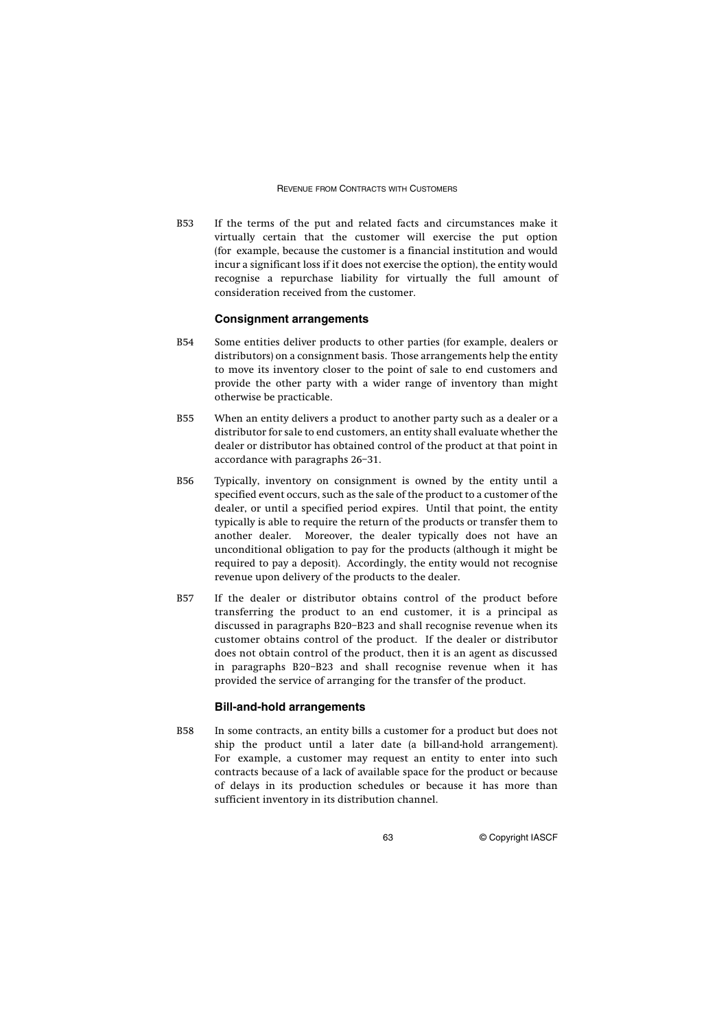B53 If the terms of the put and related facts and circumstances make it virtually certain that the customer will exercise the put option (for example, because the customer is a financial institution and would incur a significant loss if it does not exercise the option), the entity would recognise a repurchase liability for virtually the full amount of consideration received from the customer.

### Consignment arrangements

B54 Some entities deliver products to other parties (for example, dealers or distributors) on a consignment basis. Those arrangements help the entity to move its inventory closer to the point of sale to end customers and provide the other party with a wider range of inventory than might otherwise be practicable.

B55 When an entity delivers a product to another party such as a dealer or a distributor for sale to end customers, an entity shall evaluate whether the dealer or distributor has obtained control of the product at that point in accordance with paragraphs 26–31.

B56 Typically, inventory on consignment is owned by the entity until a specified event occurs, such as the sale of the product to a customer of the dealer, or until a specified period expires. Until that point, the entity typically is able to require the return of the products or transfer them to another dealer. Moreover, the dealer typically does not have an unconditional obligation to pay for the products (although it might be required to pay a deposit). Accordingly, the entity would not recognise revenue upon delivery of the products to the dealer.

B57 If the dealer or distributor obtains control of the product before transferring the product to an end customer, it is a principal as discussed in paragraphs B20–B23 and shall recognise revenue when its customer obtains control of the product. If the dealer or distributor does not obtain control of the product, then it is an agent as discussed in paragraphs B20–B23 and shall recognise revenue when it has provided the service of arranging for the transfer of the product.

### Bill-and-hold arrangements

B58 In some contracts, an entity bills a customer for a product but does not ship the product until a later date (a bill-and-hold arrangement). For example, a customer may request an entity to enter into such contracts because of a lack of available space for the product or because of delays in its production schedules or because it has more than sufficient inventory in its distribution channel.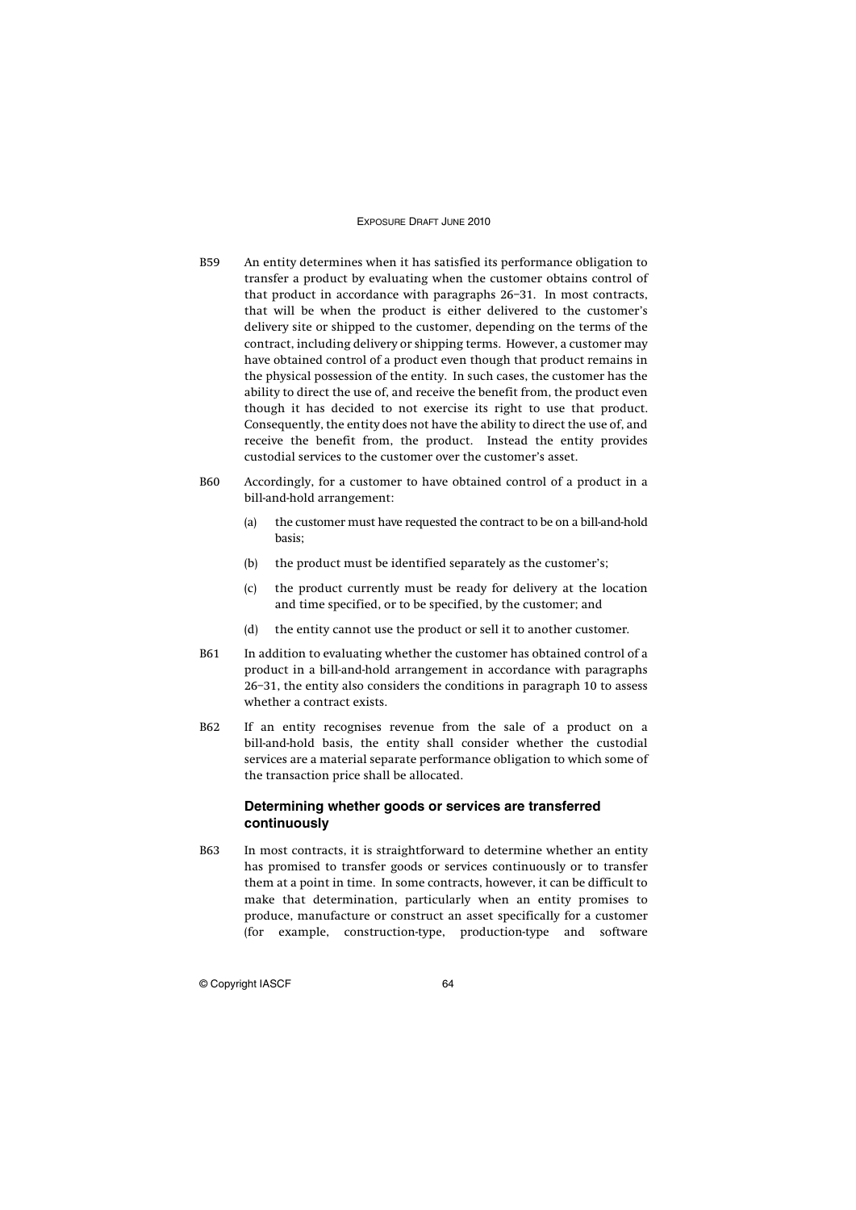B59 An entity determines when it has satisfied its performance obligation to transfer a product by evaluating when the customer obtains control of that product in accordance with paragraphs 26–31. In most contracts, that will be when the product is either delivered to the customer's delivery site or shipped to the customer, depending on the terms of the contract, including delivery or shipping terms. However, a customer may have obtained control of a product even though that product remains in the physical possession of the entity. In such cases, the customer has the ability to direct the use of, and receive the benefit from, the product even though it has decided to not exercise its right to use that product. Consequently, the entity does not have the ability to direct the use of, and receive the benefit from, the product. Instead the entity provides custodial services to the customer over the customer's asset.

B60 Accordingly, for a customer to have obtained control of a product in a bill-and-hold arrangement:

(a) the customer must have requested the contract to be on a bill-and-hold basis;

(b) the product must be identified separately as the customer's;

(c) the product currently must be ready for delivery at the location and time specified, or to be specified, by the customer; and

(d) the entity cannot use the product or sell it to another customer.

B61 In addition to evaluating whether the customer has obtained control of a product in a bill-and-hold arrangement in accordance with paragraphs 26–31, the entity also considers the conditions in paragraph 10 to assess whether a contract exists.

B62 If an entity recognises revenue from the sale of a product on a bill-and-hold basis, the entity shall consider whether the custodial services are a material separate performance obligation to which some of the transaction price shall be allocated.

### Determining whether goods or services are transferred continuously

B63 In most contracts, it is straightforward to determine whether an entity has promised to transfer goods or services continuously or to transfer them at a point in time. In some contracts, however, it can be difficult to make that determination, particularly when an entity promises to produce, manufacture or construct an asset specifically for a customer (for example, construction-type, production-type and software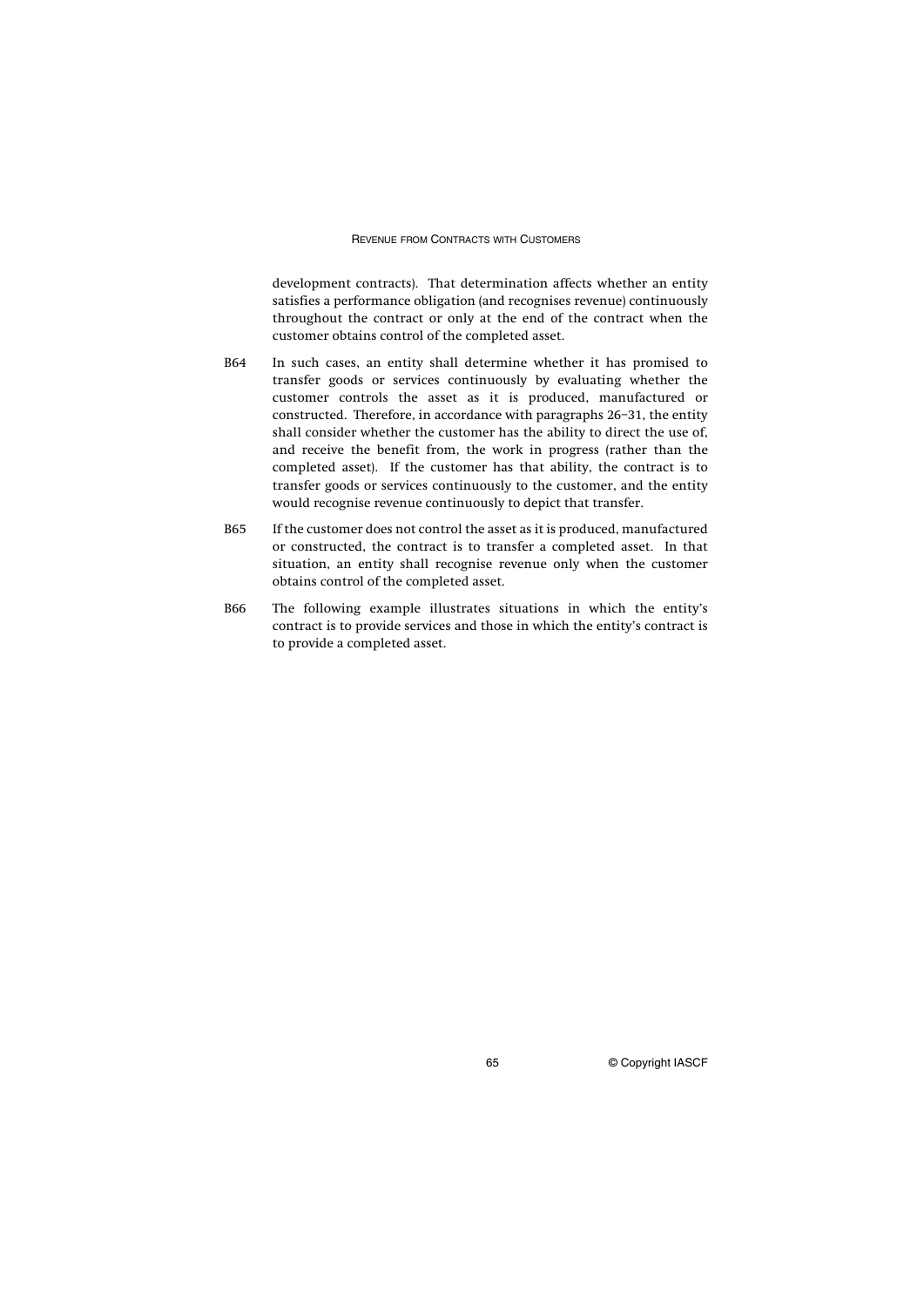development contracts). That determination affects whether an entity satisfies a performance obligation (and recognises revenue) continuously throughout the contract or only at the end of the contract when the customer obtains control of the completed asset.

B64 In such cases, an entity shall determine whether it has promised to transfer goods or services continuously by evaluating whether the customer controls the asset as it is produced, manufactured or constructed. Therefore, in accordance with paragraphs 26–31, the entity shall consider whether the customer has the ability to direct the use of, and receive the benefit from, the work in progress (rather than the completed asset). If the customer has that ability, the contract is to transfer goods or services continuously to the customer, and the entity would recognise revenue continuously to depict that transfer.

B65 If the customer does not control the asset as it is produced, manufactured or constructed, the contract is to transfer a completed asset. In that situation, an entity shall recognise revenue only when the customer obtains control of the completed asset.

B66 The following example illustrates situations in which the entity's contract is to provide services and those in which the entity's contract is to provide a completed asset.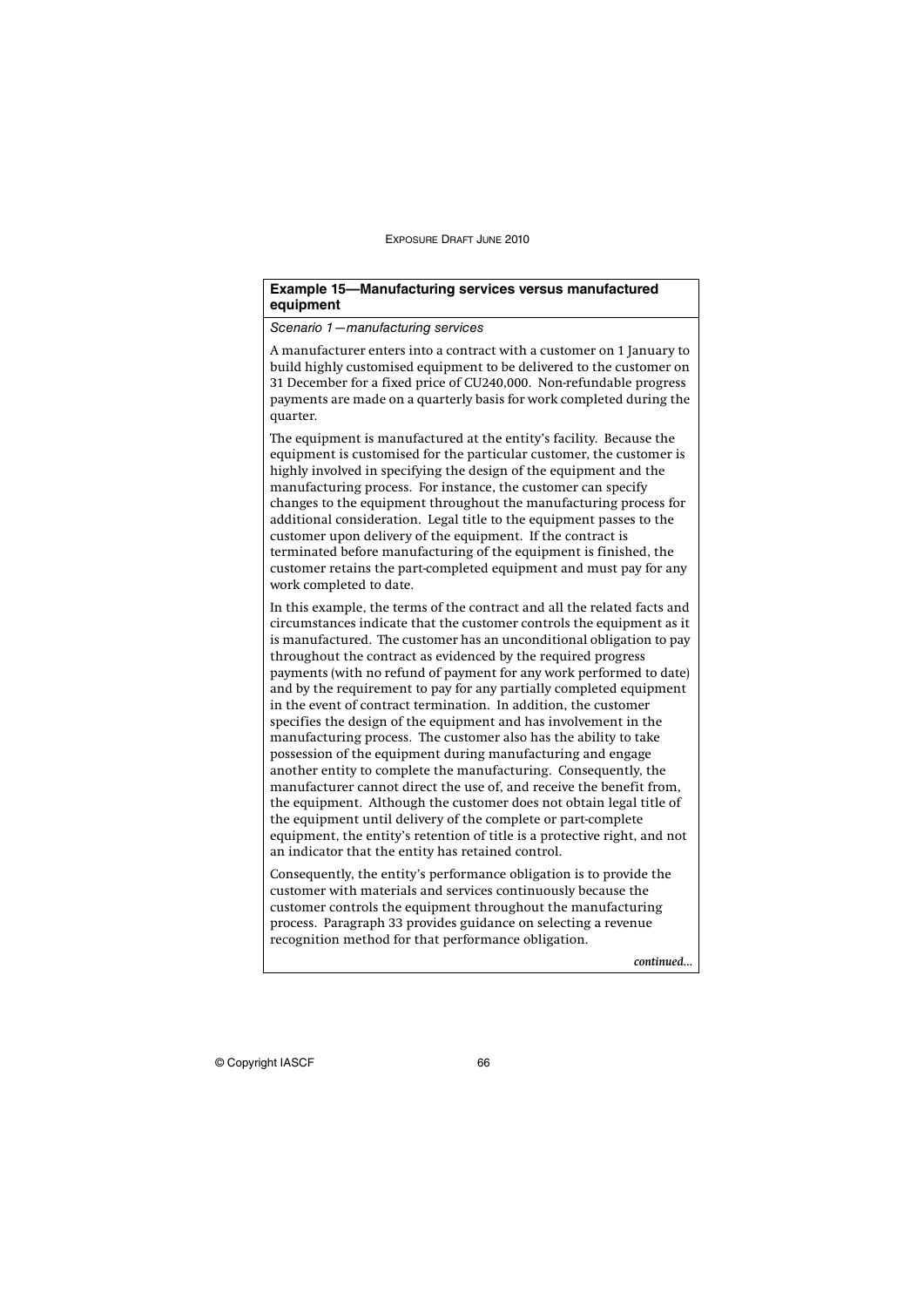**Example 15—Manufacturing services versus manufactured equipment**

*Scenario 1—manufacturing services*

A manufacturer enters into a contract with a customer on 1 January to build highly customised equipment to be delivered to the customer on 31 December for a fixed price of CU240,000. Non-refundable progress payments are made on a quarterly basis for work completed during the quarter.

The equipment is manufactured at the entity's facility. Because the equipment is customised for the particular customer, the customer is highly involved in specifying the design of the equipment and the manufacturing process. For instance, the customer can specify changes to the equipment throughout the manufacturing process for additional consideration. Legal title to the equipment passes to the customer upon delivery of the equipment. If the contract is terminated before manufacturing of the equipment is finished, the customer retains the part-completed equipment and must pay for any work completed to date.

In this example, the terms of the contract and all the related facts and circumstances indicate that the customer controls the equipment as it is manufactured. The customer has an unconditional obligation to pay throughout the contract as evidenced by the required progress payments (with no refund of payment for any work performed to date) and by the requirement to pay for any partially completed equipment in the event of contract termination. In addition, the customer specifies the design of the equipment and has involvement in the manufacturing process. The customer also has the ability to take possession of the equipment during manufacturing and engage another entity to complete the manufacturing. Consequently, the manufacturer cannot direct the use of, and receive the benefit from, the equipment. Although the customer does not obtain legal title of the equipment until delivery of the complete or part-complete equipment, the entity's retention of title is a protective right, and not an indicator that the entity has retained control.

Consequently, the entity's performance obligation is to provide the customer with materials and services continuously because the customer controls the equipment throughout the manufacturing process. Paragraph 33 provides guidance on selecting a revenue recognition method for that performance obligation.

*continued...*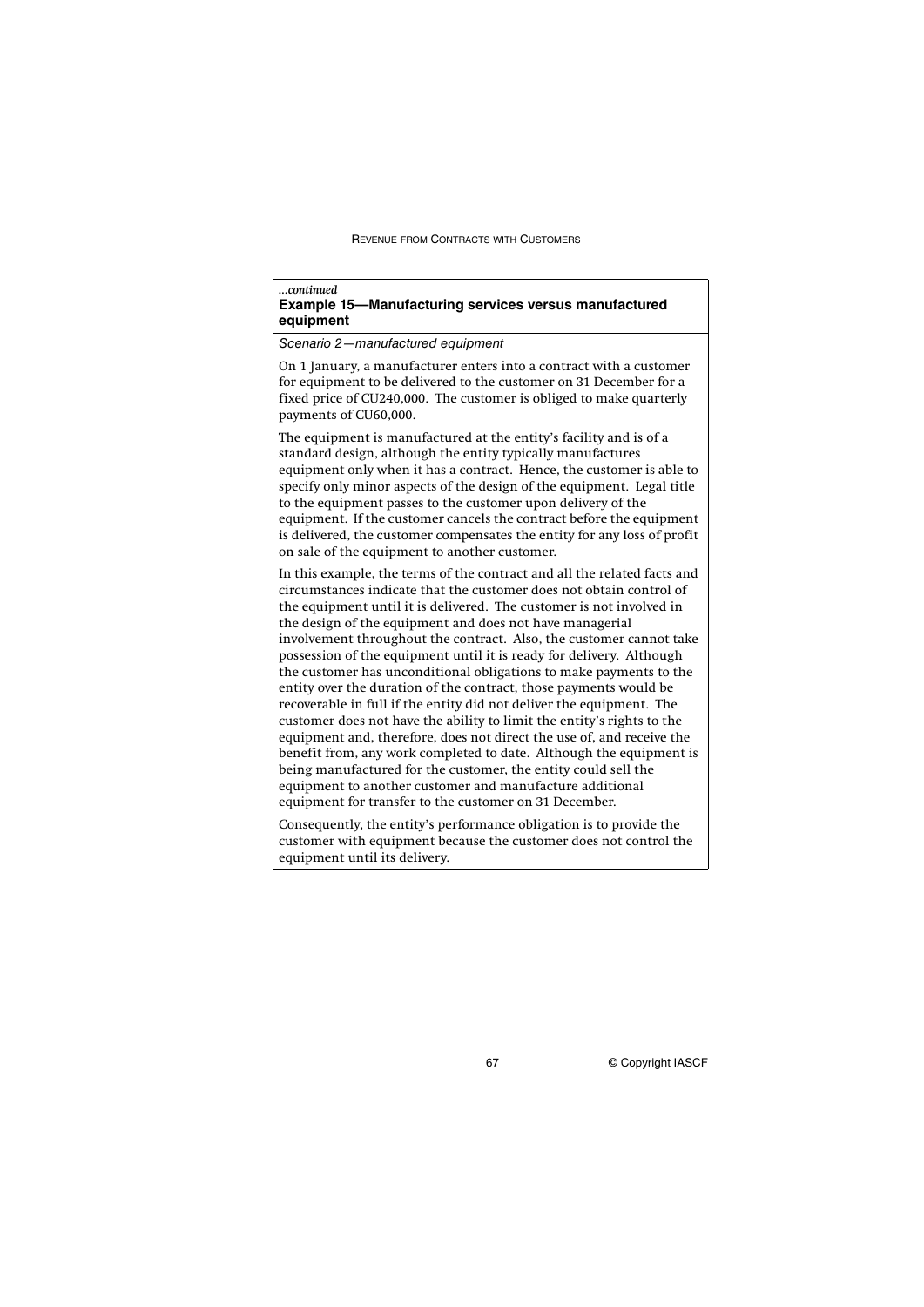*...continued*

**Example 15—Manufacturing services versus manufactured equipment**

*Scenario 2—manufactured equipment*

On 1 January, a manufacturer enters into a contract with a customer for equipment to be delivered to the customer on 31 December for a fixed price of CU240,000. The customer is obliged to make quarterly payments of CU60,000.

The equipment is manufactured at the entity's facility and is of a standard design, although the entity typically manufactures equipment only when it has a contract. Hence, the customer is able to specify only minor aspects of the design of the equipment. Legal title to the equipment passes to the customer upon delivery of the equipment. If the customer cancels the contract before the equipment is delivered, the customer compensates the entity for any loss of profit on sale of the equipment to another customer.

In this example, the terms of the contract and all the related facts and circumstances indicate that the customer does not obtain control of the equipment until it is delivered. The customer is not involved in the design of the equipment and does not have managerial involvement throughout the contract. Also, the customer cannot take possession of the equipment until it is ready for delivery. Although the customer has unconditional obligations to make payments to the entity over the duration of the contract, those payments would be recoverable in full if the entity did not deliver the equipment. The customer does not have the ability to limit the entity's rights to the equipment and, therefore, does not direct the use of, and receive the benefit from, any work completed to date. Although the equipment is being manufactured for the customer, the entity could sell the equipment to another customer and manufacture additional equipment for transfer to the customer on 31 December.

Consequently, the entity's performance obligation is to provide the customer with equipment because the customer does not control the equipment until its delivery.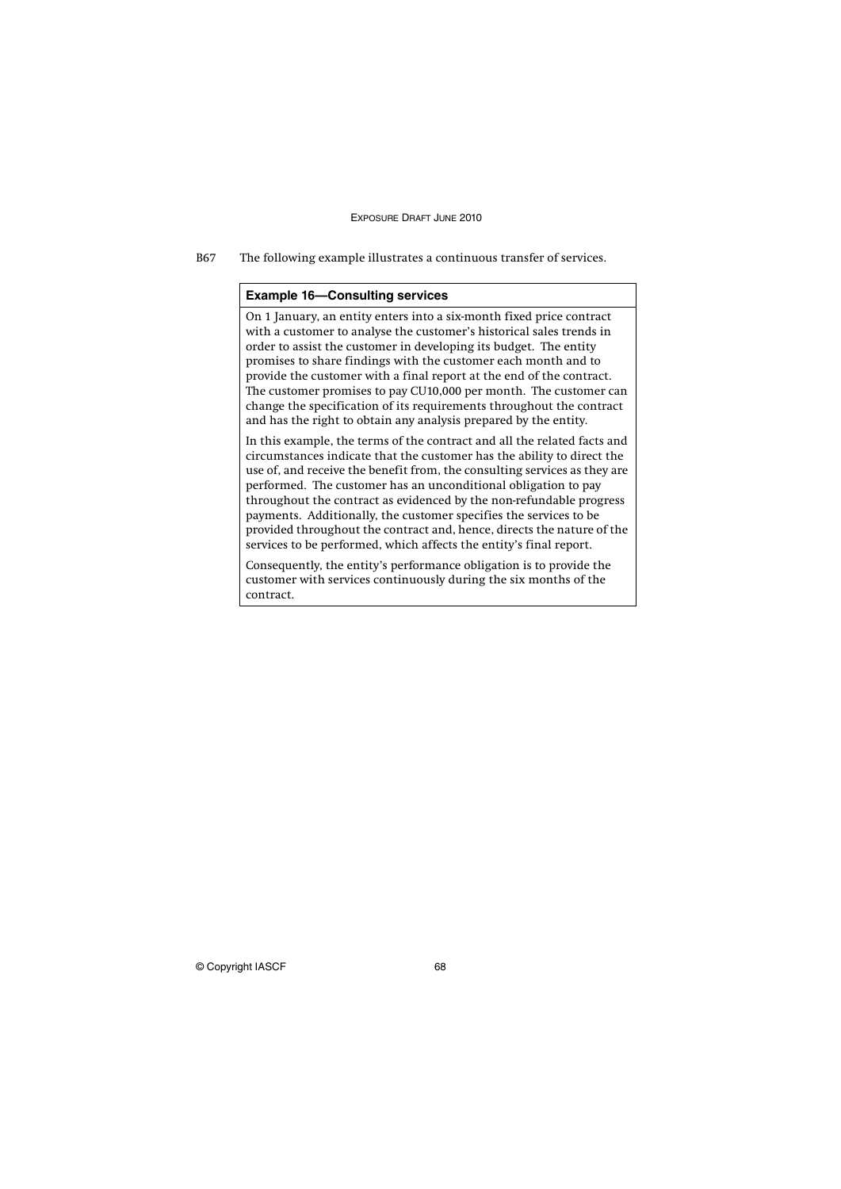B67 The following example illustrates a continuous transfer of services.

**Example 16—Consulting services**

On 1 January, an entity enters into a six-month fixed price contract with a customer to analyse the customer's historical sales trends in order to assist the customer in developing its budget. The entity promises to share findings with the customer each month and to provide the customer with a final report at the end of the contract. The customer promises to pay CU10,000 per month. The customer can change the specification of its requirements throughout the contract and has the right to obtain any analysis prepared by the entity.

In this example, the terms of the contract and all the related facts and circumstances indicate that the customer has the ability to direct the use of, and receive the benefit from, the consulting services as they are performed. The customer has an unconditional obligation to pay throughout the contract as evidenced by the non-refundable progress payments. Additionally, the customer specifies the services to be provided throughout the contract and, hence, directs the nature of the services to be performed, which affects the entity's final report.

Consequently, the entity's performance obligation is to provide the customer with services continuously during the six months of the contract.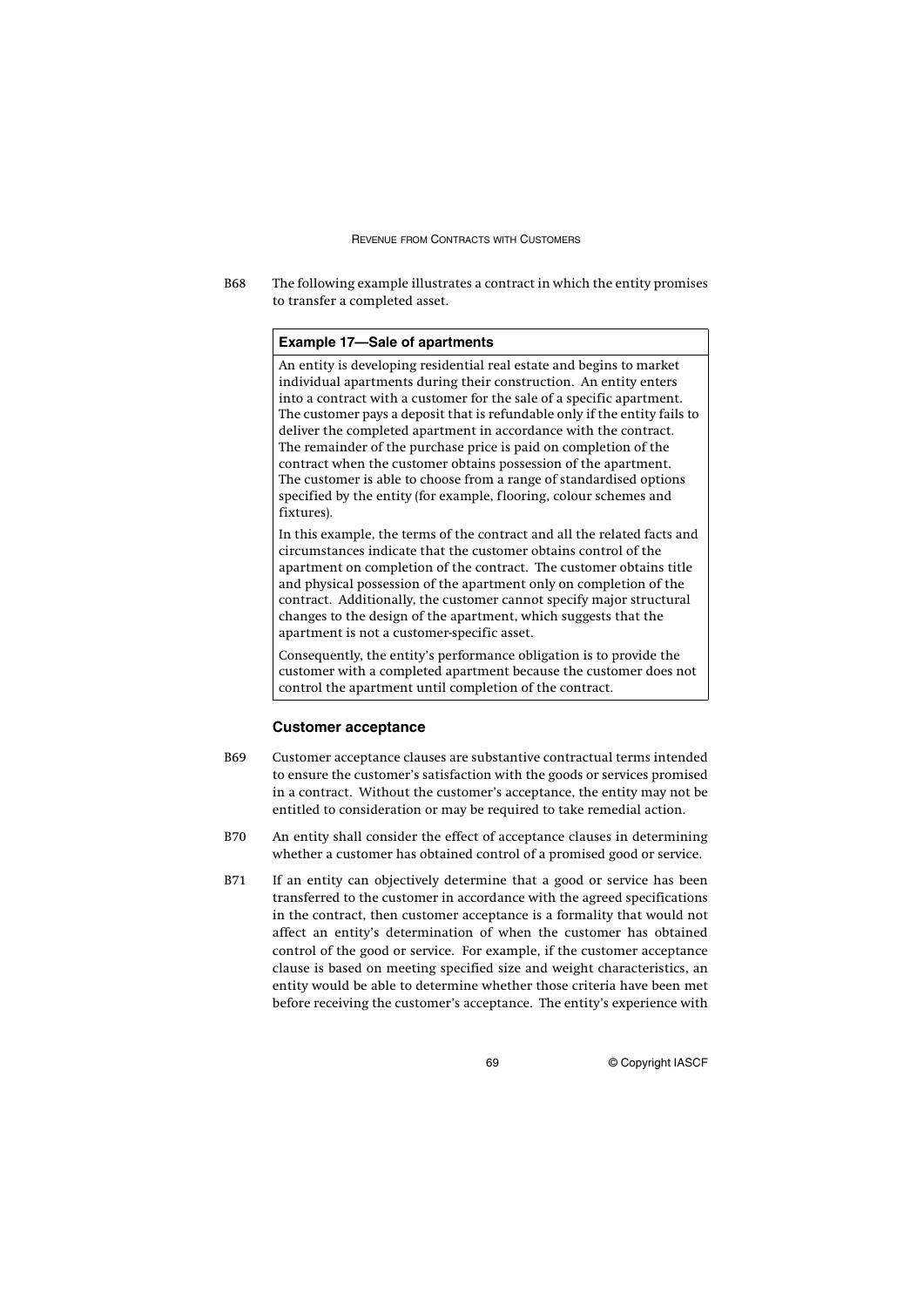B68 The following example illustrates a contract in which the entity promises to transfer a completed asset.

> **Example 17—Sale of apartments**
>
> An entity is developing residential real estate and begins to market individual apartments during their construction. An entity enters into a contract with a customer for the sale of a specific apartment. The customer pays a deposit that is refundable only if the entity fails to deliver the completed apartment in accordance with the contract. The remainder of the purchase price is paid on completion of the contract when the customer obtains possession of the apartment. The customer is able to choose from a range of standardised options specified by the entity (for example, flooring, colour schemes and fixtures).
>
> In this example, the terms of the contract and all the related facts and circumstances indicate that the customer obtains control of the apartment on completion of the contract. The customer obtains title and physical possession of the apartment only on completion of the contract. Additionally, the customer cannot specify major structural changes to the design of the apartment, which suggests that the apartment is not a customer-specific asset.
>
> Consequently, the entity's performance obligation is to provide the customer with a completed apartment because the customer does not control the apartment until completion of the contract.

### Customer acceptance

B69 Customer acceptance clauses are substantive contractual terms intended to ensure the customer's satisfaction with the goods or services promised in a contract. Without the customer's acceptance, the entity may not be entitled to consideration or may be required to take remedial action.

B70 An entity shall consider the effect of acceptance clauses in determining whether a customer has obtained control of a promised good or service.

B71 If an entity can objectively determine that a good or service has been transferred to the customer in accordance with the agreed specifications in the contract, then customer acceptance is a formality that would not affect an entity's determination of when the customer has obtained control of the good or service. For example, if the customer acceptance clause is based on meeting specified size and weight characteristics, an entity would be able to determine whether those criteria have been met before receiving the customer's acceptance. The entity's experience with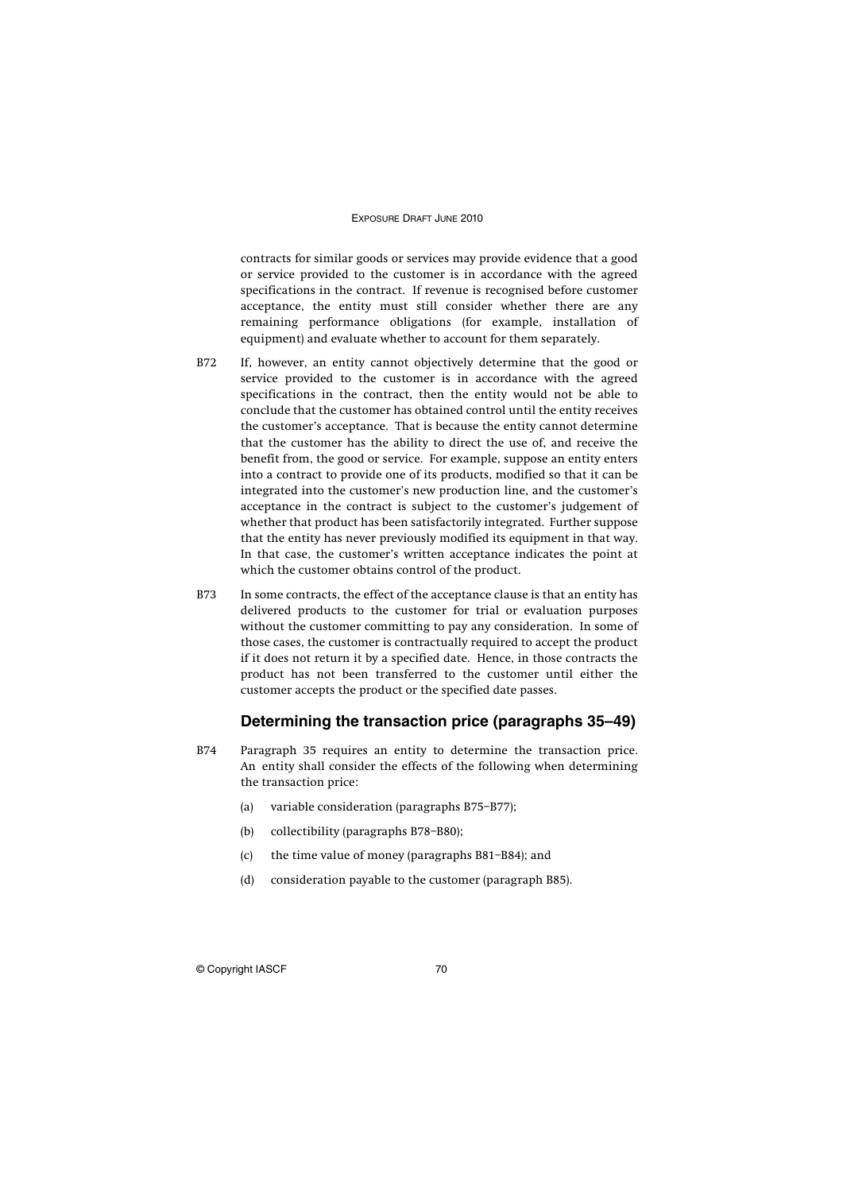contracts for similar goods or services may provide evidence that a good or service provided to the customer is in accordance with the agreed specifications in the contract. If revenue is recognised before customer acceptance, the entity must still consider whether there are any remaining performance obligations (for example, installation of equipment) and evaluate whether to account for them separately.

B72 If, however, an entity cannot objectively determine that the good or service provided to the customer is in accordance with the agreed specifications in the contract, then the entity would not be able to conclude that the customer has obtained control until the entity receives the customer's acceptance. That is because the entity cannot determine that the customer has the ability to direct the use of, and receive the benefit from, the good or service. For example, suppose an entity enters into a contract to provide one of its products, modified so that it can be integrated into the customer's new production line, and the customer's acceptance in the contract is subject to the customer's judgement of whether that product has been satisfactorily integrated. Further suppose that the entity has never previously modified its equipment in that way. In that case, the customer's written acceptance indicates the point at which the customer obtains control of the product.

B73 In some contracts, the effect of the acceptance clause is that an entity has delivered products to the customer for trial or evaluation purposes without the customer committing to pay any consideration. In some of those cases, the customer is contractually required to accept the product if it does not return it by a specified date. Hence, in those contracts the product has not been transferred to the customer until either the customer accepts the product or the specified date passes.

### Determining the transaction price (paragraphs 35–49)

B74 Paragraph 35 requires an entity to determine the transaction price. An entity shall consider the effects of the following when determining the transaction price:

(a) variable consideration (paragraphs B75–B77);

(b) collectibility (paragraphs B78–B80);

(c) the time value of money (paragraphs B81–B84); and

(d) consideration payable to the customer (paragraph B85).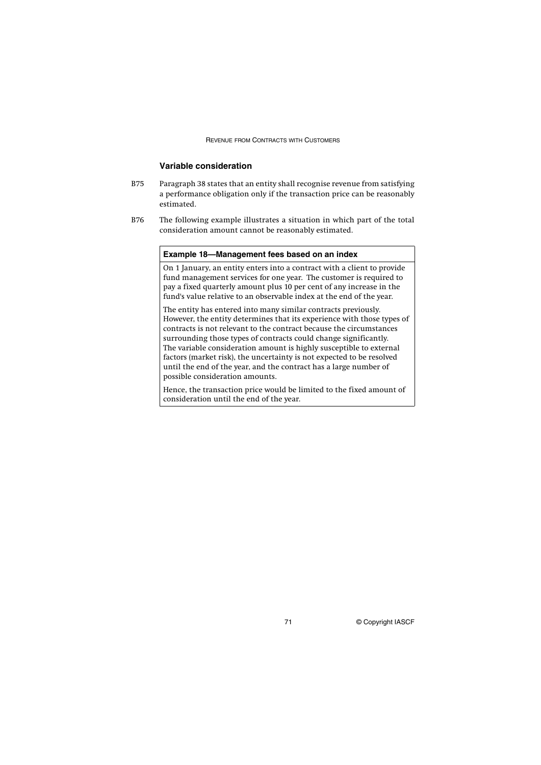### Variable consideration

B75 Paragraph 38 states that an entity shall recognise revenue from satisfying a performance obligation only if the transaction price can be reasonably estimated.

B76 The following example illustrates a situation in which part of the total consideration amount cannot be reasonably estimated.

> **Example 18—Management fees based on an index**
>
> On 1 January, an entity enters into a contract with a client to provide fund management services for one year. The customer is required to pay a fixed quarterly amount plus 10 per cent of any increase in the fund's value relative to an observable index at the end of the year.
>
> The entity has entered into many similar contracts previously. However, the entity determines that its experience with those types of contracts is not relevant to the contract because the circumstances surrounding those types of contracts could change significantly. The variable consideration amount is highly susceptible to external factors (market risk), the uncertainty is not expected to be resolved until the end of the year, and the contract has a large number of possible consideration amounts.
>
> Hence, the transaction price would be limited to the fixed amount of consideration until the end of the year.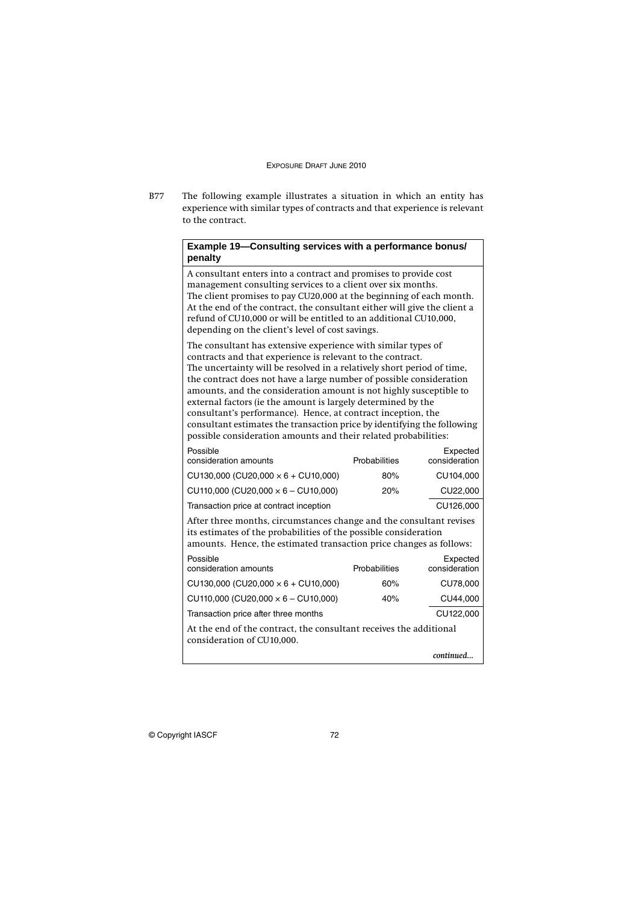B77 The following example illustrates a situation in which an entity has experience with similar types of contracts and that experience is relevant to the contract.

**Example 19—Consulting services with a performance bonus/penalty**

A consultant enters into a contract and promises to provide cost management consulting services to a client over six months. The client promises to pay CU20,000 at the beginning of each month. At the end of the contract, the consultant either will give the client a refund of CU10,000 or will be entitled to an additional CU10,000, depending on the client's level of cost savings.

The consultant has extensive experience with similar types of contracts and that experience is relevant to the contract. The uncertainty will be resolved in a relatively short period of time, the contract does not have a large number of possible consideration amounts, and the consideration amount is not highly susceptible to external factors (ie the amount is largely determined by the consultant's performance). Hence, at contract inception, the consultant estimates the transaction price by identifying the following possible consideration amounts and their related probabilities:

| Possible consideration amounts | Probabilities | Expected consideration |
|---|---|---|
| CU130,000 (CU20,000 × 6 + CU10,000) | 80% | CU104,000 |
| CU110,000 (CU20,000 × 6 – CU10,000) | 20% | CU22,000 |
| Transaction price at contract inception | | CU126,000 |

After three months, circumstances change and the consultant revises its estimates of the probabilities of the possible consideration amounts. Hence, the estimated transaction price changes as follows:

| Possible consideration amounts | Probabilities | Expected consideration |
|---|---|---|
| CU130,000 (CU20,000 × 6 + CU10,000) | 60% | CU78,000 |
| CU110,000 (CU20,000 × 6 – CU10,000) | 40% | CU44,000 |
| Transaction price after three months | | CU122,000 |

At the end of the contract, the consultant receives the additional consideration of CU10,000.

*continued...*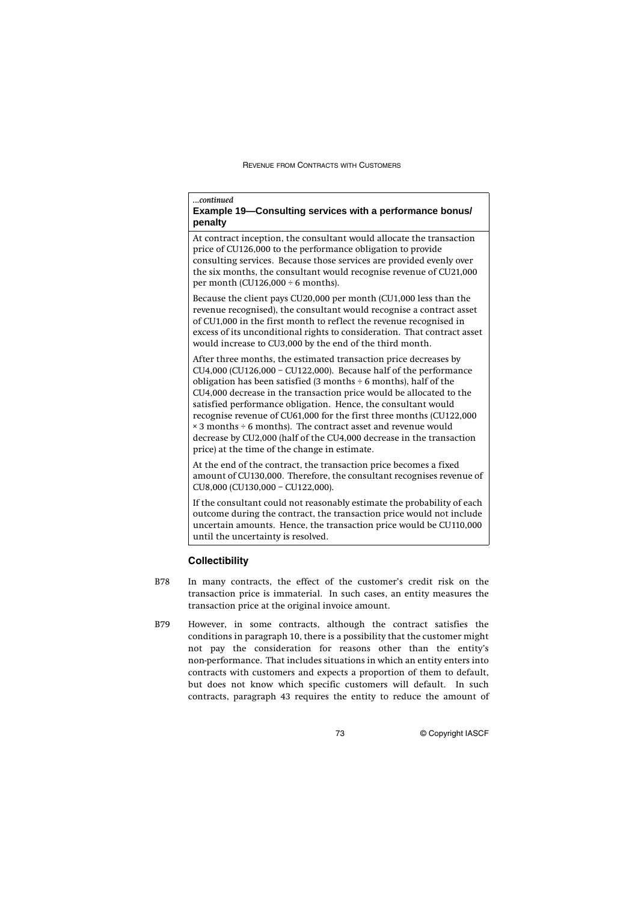*...continued*

**Example 19—Consulting services with a performance bonus/ penalty**

At contract inception, the consultant would allocate the transaction price of CU126,000 to the performance obligation to provide consulting services. Because those services are provided evenly over the six months, the consultant would recognise revenue of CU21,000 per month (CU126,000 ÷ 6 months).

Because the client pays CU20,000 per month (CU1,000 less than the revenue recognised), the consultant would recognise a contract asset of CU1,000 in the first month to reflect the revenue recognised in excess of its unconditional rights to consideration. That contract asset would increase to CU3,000 by the end of the third month.

After three months, the estimated transaction price decreases by CU4,000 (CU126,000 − CU122,000). Because half of the performance obligation has been satisfied (3 months ÷ 6 months), half of the CU4,000 decrease in the transaction price would be allocated to the satisfied performance obligation. Hence, the consultant would recognise revenue of CU61,000 for the first three months (CU122,000 × 3 months ÷ 6 months). The contract asset and revenue would decrease by CU2,000 (half of the CU4,000 decrease in the transaction price) at the time of the change in estimate.

At the end of the contract, the transaction price becomes a fixed amount of CU130,000. Therefore, the consultant recognises revenue of CU8,000 (CU130,000 − CU122,000).

If the consultant could not reasonably estimate the probability of each outcome during the contract, the transaction price would not include uncertain amounts. Hence, the transaction price would be CU110,000 until the uncertainty is resolved.

### Collectibility

B78 In many contracts, the effect of the customer's credit risk on the transaction price is immaterial. In such cases, an entity measures the transaction price at the original invoice amount.

B79 However, in some contracts, although the contract satisfies the conditions in paragraph 10, there is a possibility that the customer might not pay the consideration for reasons other than the entity's non-performance. That includes situations in which an entity enters into contracts with customers and expects a proportion of them to default, but does not know which specific customers will default. In such contracts, paragraph 43 requires the entity to reduce the amount of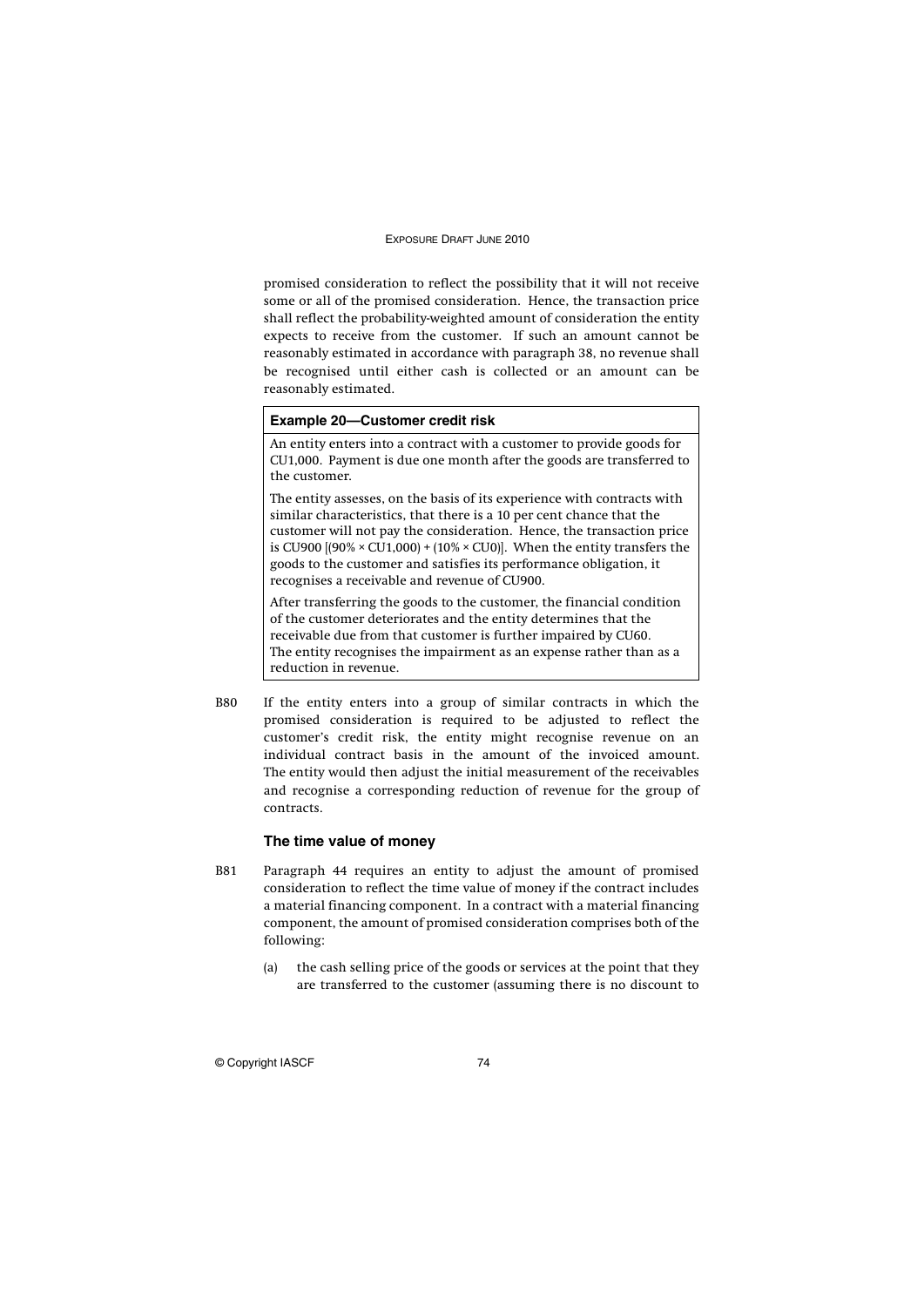promised consideration to reflect the possibility that it will not receive some or all of the promised consideration. Hence, the transaction price shall reflect the probability-weighted amount of consideration the entity expects to receive from the customer. If such an amount cannot be reasonably estimated in accordance with paragraph 38, no revenue shall be recognised until either cash is collected or an amount can be reasonably estimated.

**Example 20—Customer credit risk**

An entity enters into a contract with a customer to provide goods for CU1,000. Payment is due one month after the goods are transferred to the customer.

The entity assesses, on the basis of its experience with contracts with similar characteristics, that there is a 10 per cent chance that the customer will not pay the consideration. Hence, the transaction price is CU900 [(90% × CU1,000) + (10% × CU0)]. When the entity transfers the goods to the customer and satisfies its performance obligation, it recognises a receivable and revenue of CU900.

After transferring the goods to the customer, the financial condition of the customer deteriorates and the entity determines that the receivable due from that customer is further impaired by CU60. The entity recognises the impairment as an expense rather than as a reduction in revenue.

B80 If the entity enters into a group of similar contracts in which the promised consideration is required to be adjusted to reflect the customer's credit risk, the entity might recognise revenue on an individual contract basis in the amount of the invoiced amount. The entity would then adjust the initial measurement of the receivables and recognise a corresponding reduction of revenue for the group of contracts.

### The time value of money

B81 Paragraph 44 requires an entity to adjust the amount of promised consideration to reflect the time value of money if the contract includes a material financing component. In a contract with a material financing component, the amount of promised consideration comprises both of the following:

(a) the cash selling price of the goods or services at the point that they are transferred to the customer (assuming there is no discount to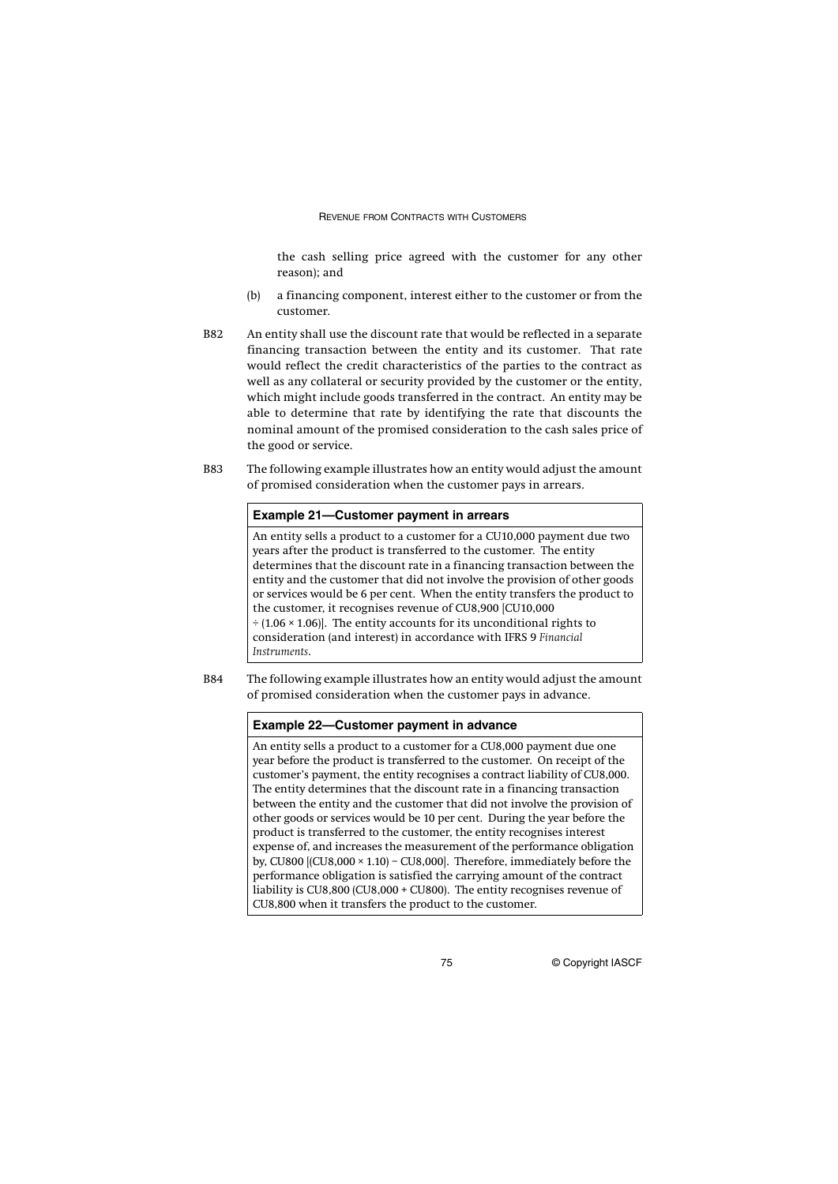the cash selling price agreed with the customer for any other reason); and

(b) a financing component, interest either to the customer or from the customer.

B82 An entity shall use the discount rate that would be reflected in a separate financing transaction between the entity and its customer. That rate would reflect the credit characteristics of the parties to the contract as well as any collateral or security provided by the customer or the entity, which might include goods transferred in the contract. An entity may be able to determine that rate by identifying the rate that discounts the nominal amount of the promised consideration to the cash sales price of the good or service.

B83 The following example illustrates how an entity would adjust the amount of promised consideration when the customer pays in arrears.

**Example 21—Customer payment in arrears**

An entity sells a product to a customer for a CU10,000 payment due two years after the product is transferred to the customer. The entity determines that the discount rate in a financing transaction between the entity and the customer that did not involve the provision of other goods or services would be 6 per cent. When the entity transfers the product to the customer, it recognises revenue of CU8,900 [CU10,000 ÷ (1.06 × 1.06)]. The entity accounts for its unconditional rights to consideration (and interest) in accordance with IFRS 9 *Financial Instruments*.

B84 The following example illustrates how an entity would adjust the amount of promised consideration when the customer pays in advance.

**Example 22—Customer payment in advance**

An entity sells a product to a customer for a CU8,000 payment due one year before the product is transferred to the customer. On receipt of the customer's payment, the entity recognises a contract liability of CU8,000. The entity determines that the discount rate in a financing transaction between the entity and the customer that did not involve the provision of other goods or services would be 10 per cent. During the year before the product is transferred to the customer, the entity recognises interest expense of, and increases the measurement of the performance obligation by, CU800 [(CU8,000 × 1.10) − CU8,000]. Therefore, immediately before the performance obligation is satisfied the carrying amount of the contract liability is CU8,800 (CU8,000 + CU800). The entity recognises revenue of CU8,800 when it transfers the product to the customer.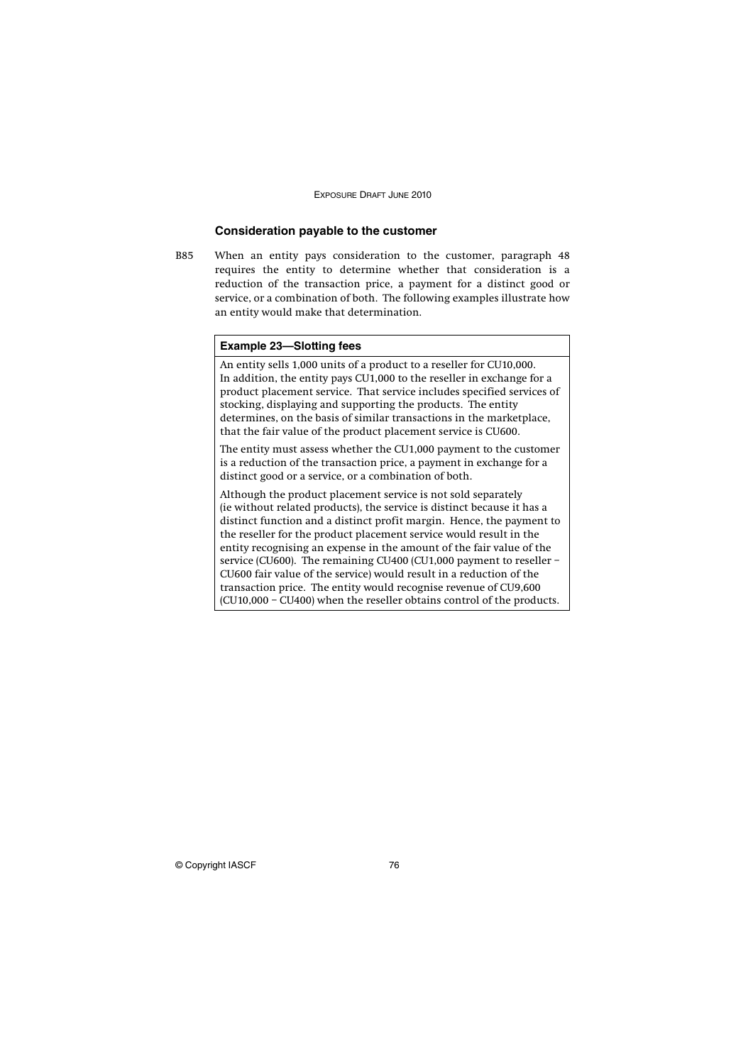### Consideration payable to the customer

B85 When an entity pays consideration to the customer, paragraph 48 requires the entity to determine whether that consideration is a reduction of the transaction price, a payment for a distinct good or service, or a combination of both. The following examples illustrate how an entity would make that determination.

**Example 23—Slotting fees**

An entity sells 1,000 units of a product to a reseller for CU10,000. In addition, the entity pays CU1,000 to the reseller in exchange for a product placement service. That service includes specified services of stocking, displaying and supporting the products. The entity determines, on the basis of similar transactions in the marketplace, that the fair value of the product placement service is CU600.

The entity must assess whether the CU1,000 payment to the customer is a reduction of the transaction price, a payment in exchange for a distinct good or a service, or a combination of both.

Although the product placement service is not sold separately (ie without related products), the service is distinct because it has a distinct function and a distinct profit margin. Hence, the payment to the reseller for the product placement service would result in the entity recognising an expense in the amount of the fair value of the service (CU600). The remaining CU400 (CU1,000 payment to reseller − CU600 fair value of the service) would result in a reduction of the transaction price. The entity would recognise revenue of CU9,600 (CU10,000 − CU400) when the reseller obtains control of the products.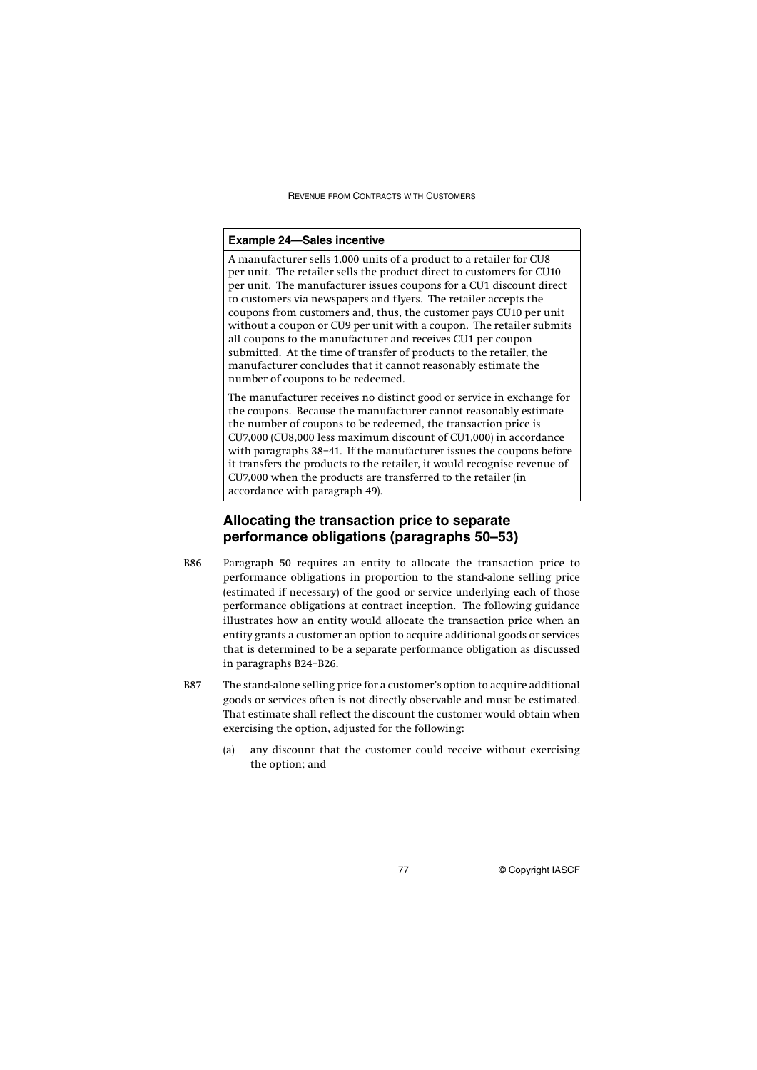**Example 24—Sales incentive**

A manufacturer sells 1,000 units of a product to a retailer for CU8 per unit. The retailer sells the product direct to customers for CU10 per unit. The manufacturer issues coupons for a CU1 discount direct to customers via newspapers and flyers. The retailer accepts the coupons from customers and, thus, the customer pays CU10 per unit without a coupon or CU9 per unit with a coupon. The retailer submits all coupons to the manufacturer and receives CU1 per coupon submitted. At the time of transfer of products to the retailer, the manufacturer concludes that it cannot reasonably estimate the number of coupons to be redeemed.

The manufacturer receives no distinct good or service in exchange for the coupons. Because the manufacturer cannot reasonably estimate the number of coupons to be redeemed, the transaction price is CU7,000 (CU8,000 less maximum discount of CU1,000) in accordance with paragraphs 38–41. If the manufacturer issues the coupons before it transfers the products to the retailer, it would recognise revenue of CU7,000 when the products are transferred to the retailer (in accordance with paragraph 49).

## Allocating the transaction price to separate performance obligations (paragraphs 50–53)

B86 Paragraph 50 requires an entity to allocate the transaction price to performance obligations in proportion to the stand-alone selling price (estimated if necessary) of the good or service underlying each of those performance obligations at contract inception. The following guidance illustrates how an entity would allocate the transaction price when an entity grants a customer an option to acquire additional goods or services that is determined to be a separate performance obligation as discussed in paragraphs B24–B26.

B87 The stand-alone selling price for a customer's option to acquire additional goods or services often is not directly observable and must be estimated. That estimate shall reflect the discount the customer would obtain when exercising the option, adjusted for the following:

(a) any discount that the customer could receive without exercising the option; and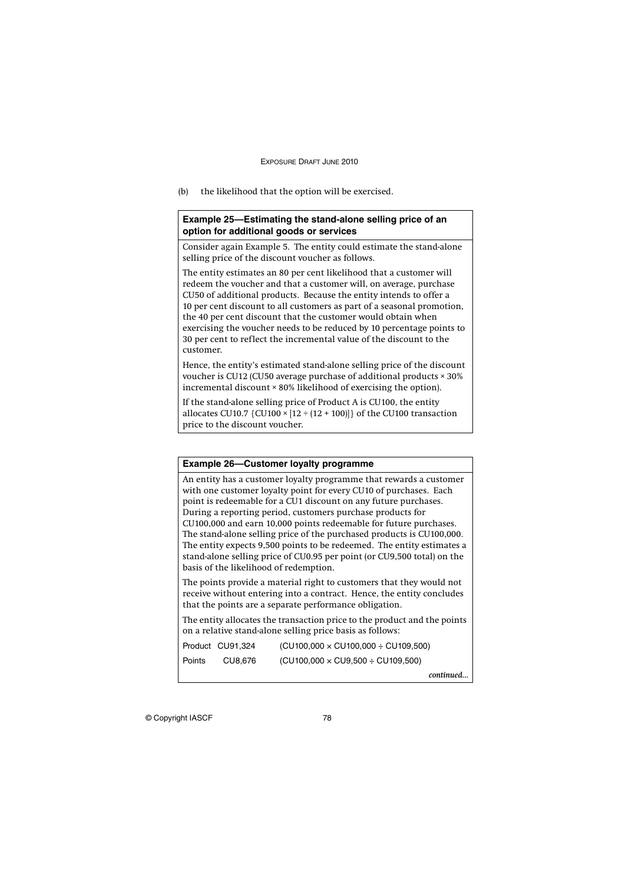(b) the likelihood that the option will be exercised.

**Example 25—Estimating the stand-alone selling price of an option for additional goods or services**

Consider again Example 5. The entity could estimate the stand-alone selling price of the discount voucher as follows.

The entity estimates an 80 per cent likelihood that a customer will redeem the voucher and that a customer will, on average, purchase CU50 of additional products. Because the entity intends to offer a 10 per cent discount to all customers as part of a seasonal promotion, the 40 per cent discount that the customer would obtain when exercising the voucher needs to be reduced by 10 percentage points to 30 per cent to reflect the incremental value of the discount to the customer.

Hence, the entity's estimated stand-alone selling price of the discount voucher is CU12 (CU50 average purchase of additional products × 30% incremental discount × 80% likelihood of exercising the option).

If the stand-alone selling price of Product A is CU100, the entity allocates CU10.7 {CU100 × [12 ÷ (12 + 100)]} of the CU100 transaction price to the discount voucher.

**Example 26—Customer loyalty programme**

An entity has a customer loyalty programme that rewards a customer with one customer loyalty point for every CU10 of purchases. Each point is redeemable for a CU1 discount on any future purchases. During a reporting period, customers purchase products for CU100,000 and earn 10,000 points redeemable for future purchases. The stand-alone selling price of the purchased products is CU100,000. The entity expects 9,500 points to be redeemed. The entity estimates a stand-alone selling price of CU0.95 per point (or CU9,500 total) on the basis of the likelihood of redemption.

The points provide a material right to customers that they would not receive without entering into a contract. Hence, the entity concludes that the points are a separate performance obligation.

The entity allocates the transaction price to the product and the points on a relative stand-alone selling price basis as follows:

| | | |
|---|---|---|
| Product | CU91,324 | (CU100,000 × CU100,000 ÷ CU109,500) |
| Points | CU8,676 | (CU100,000 × CU9,500 ÷ CU109,500) |

*continued...*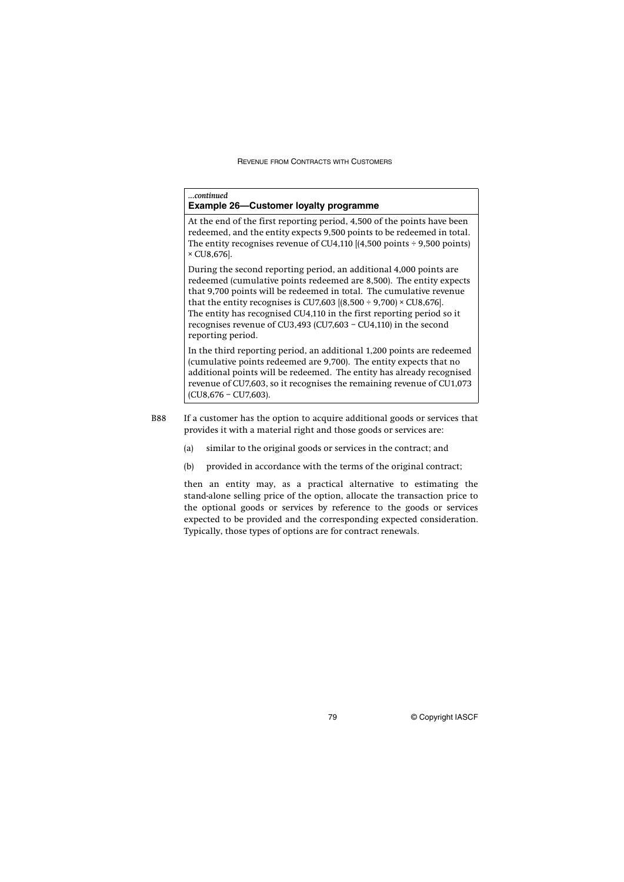*...continued*

**Example 26—Customer loyalty programme**

At the end of the first reporting period, 4,500 of the points have been redeemed, and the entity expects 9,500 points to be redeemed in total. The entity recognises revenue of CU4,110 [(4,500 points ÷ 9,500 points) × CU8,676].

During the second reporting period, an additional 4,000 points are redeemed (cumulative points redeemed are 8,500). The entity expects that 9,700 points will be redeemed in total. The cumulative revenue that the entity recognises is CU7,603 [(8,500 ÷ 9,700) × CU8,676]. The entity has recognised CU4,110 in the first reporting period so it recognises revenue of CU3,493 (CU7,603 – CU4,110) in the second reporting period.

In the third reporting period, an additional 1,200 points are redeemed (cumulative points redeemed are 9,700). The entity expects that no additional points will be redeemed. The entity has already recognised revenue of CU7,603, so it recognises the remaining revenue of CU1,073 (CU8,676 – CU7,603).

B88 If a customer has the option to acquire additional goods or services that provides it with a material right and those goods or services are:

(a) similar to the original goods or services in the contract; and

(b) provided in accordance with the terms of the original contract;

then an entity may, as a practical alternative to estimating the stand-alone selling price of the option, allocate the transaction price to the optional goods or services by reference to the goods or services expected to be provided and the corresponding expected consideration. Typically, those types of options are for contract renewals.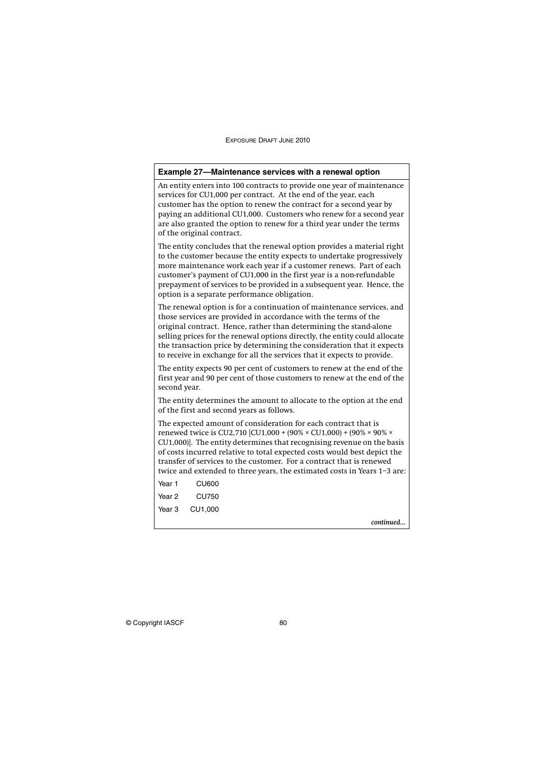### Example 27—Maintenance services with a renewal option

An entity enters into 100 contracts to provide one year of maintenance services for CU1,000 per contract. At the end of the year, each customer has the option to renew the contract for a second year by paying an additional CU1,000. Customers who renew for a second year are also granted the option to renew for a third year under the terms of the original contract.

The entity concludes that the renewal option provides a material right to the customer because the entity expects to undertake progressively more maintenance work each year if a customer renews. Part of each customer's payment of CU1,000 in the first year is a non-refundable prepayment of services to be provided in a subsequent year. Hence, the option is a separate performance obligation.

The renewal option is for a continuation of maintenance services, and those services are provided in accordance with the terms of the original contract. Hence, rather than determining the stand-alone selling prices for the renewal options directly, the entity could allocate the transaction price by determining the consideration that it expects to receive in exchange for all the services that it expects to provide.

The entity expects 90 per cent of customers to renew at the end of the first year and 90 per cent of those customers to renew at the end of the second year.

The entity determines the amount to allocate to the option at the end of the first and second years as follows.

The expected amount of consideration for each contract that is renewed twice is CU2,710 [CU1,000 + (90% × CU1,000) + (90% × 90% × CU1,000)]. The entity determines that recognising revenue on the basis of costs incurred relative to total expected costs would best depict the transfer of services to the customer. For a contract that is renewed twice and extended to three years, the estimated costs in Years 1–3 are:

| | |
|---|---|
| Year 1 | CU600 |
| Year 2 | CU750 |
| Year 3 | CU1,000 |

*continued...*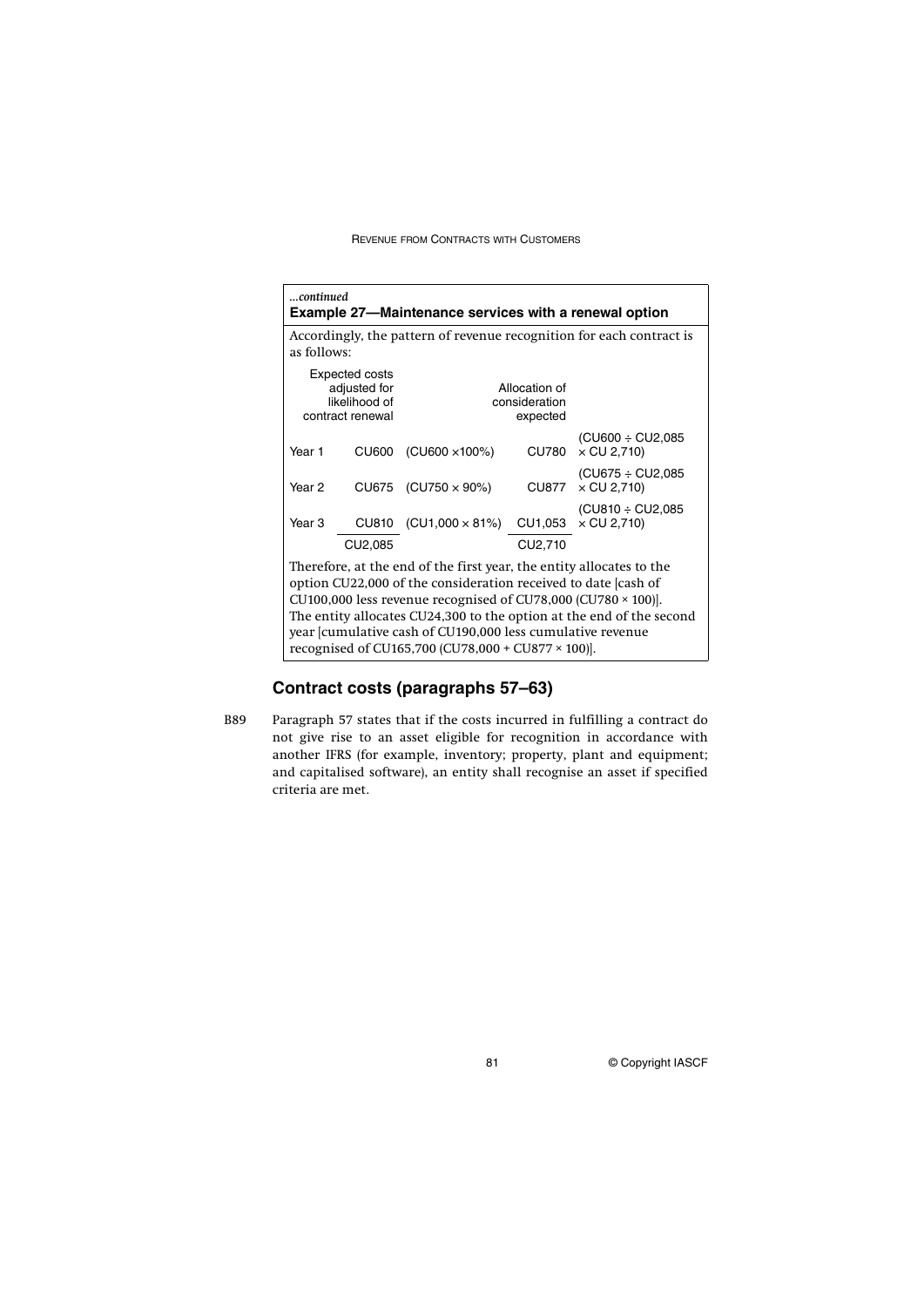*...continued*

**Example 27—Maintenance services with a renewal option**

Accordingly, the pattern of revenue recognition for each contract is as follows:

| | Expected costs adjusted for likelihood of contract renewal | | Allocation of consideration expected | |
|---|---|---|---|---|
| Year 1 | CU600 | (CU600 ×100%) | CU780 | (CU600 ÷ CU2,085 × CU 2,710) |
| Year 2 | CU675 | (CU750 × 90%) | CU877 | (CU675 ÷ CU2,085 × CU 2,710) |
| Year 3 | CU810 | (CU1,000 × 81%) | CU1,053 | (CU810 ÷ CU2,085 × CU 2,710) |
| | CU2,085 | | CU2,710 | |

Therefore, at the end of the first year, the entity allocates to the option CU22,000 of the consideration received to date [cash of CU100,000 less revenue recognised of CU78,000 (CU780 × 100)]. The entity allocates CU24,300 to the option at the end of the second year [cumulative cash of CU190,000 less cumulative revenue recognised of CU165,700 (CU78,000 + CU877 × 100)].

## Contract costs (paragraphs 57–63)

B89 Paragraph 57 states that if the costs incurred in fulfilling a contract do not give rise to an asset eligible for recognition in accordance with another IFRS (for example, inventory; property, plant and equipment; and capitalised software), an entity shall recognise an asset if specified criteria are met.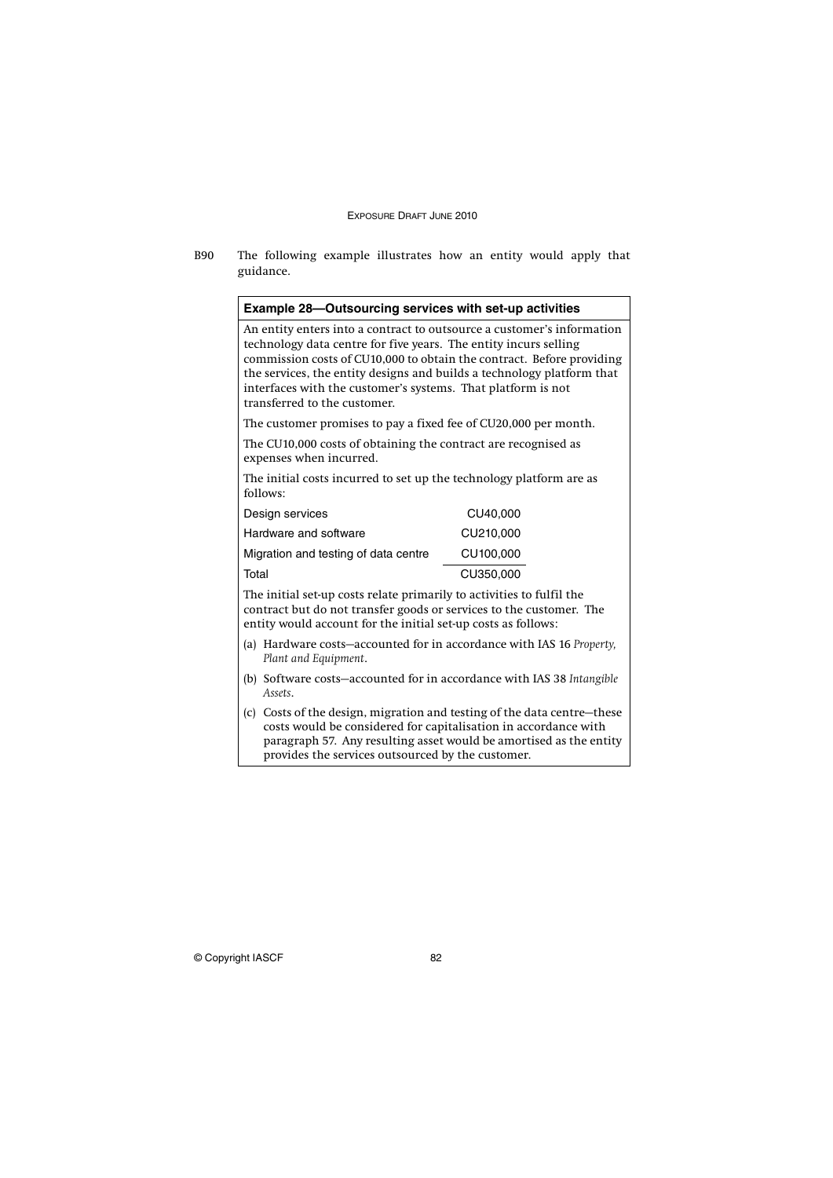B90 The following example illustrates how an entity would apply that guidance.

**Example 28—Outsourcing services with set-up activities**

An entity enters into a contract to outsource a customer's information technology data centre for five years. The entity incurs selling commission costs of CU10,000 to obtain the contract. Before providing the services, the entity designs and builds a technology platform that interfaces with the customer's systems. That platform is not transferred to the customer.

The customer promises to pay a fixed fee of CU20,000 per month.

The CU10,000 costs of obtaining the contract are recognised as expenses when incurred.

The initial costs incurred to set up the technology platform are as follows:

| | |
|---|---|
| Design services | CU40,000 |
| Hardware and software | CU210,000 |
| Migration and testing of data centre | CU100,000 |
| Total | CU350,000 |

The initial set-up costs relate primarily to activities to fulfil the contract but do not transfer goods or services to the customer. The entity would account for the initial set-up costs as follows:

(a) Hardware costs—accounted for in accordance with IAS 16 *Property, Plant and Equipment*.

(b) Software costs—accounted for in accordance with IAS 38 *Intangible Assets*.

(c) Costs of the design, migration and testing of the data centre—these costs would be considered for capitalisation in accordance with paragraph 57. Any resulting asset would be amortised as the entity provides the services outsourced by the customer.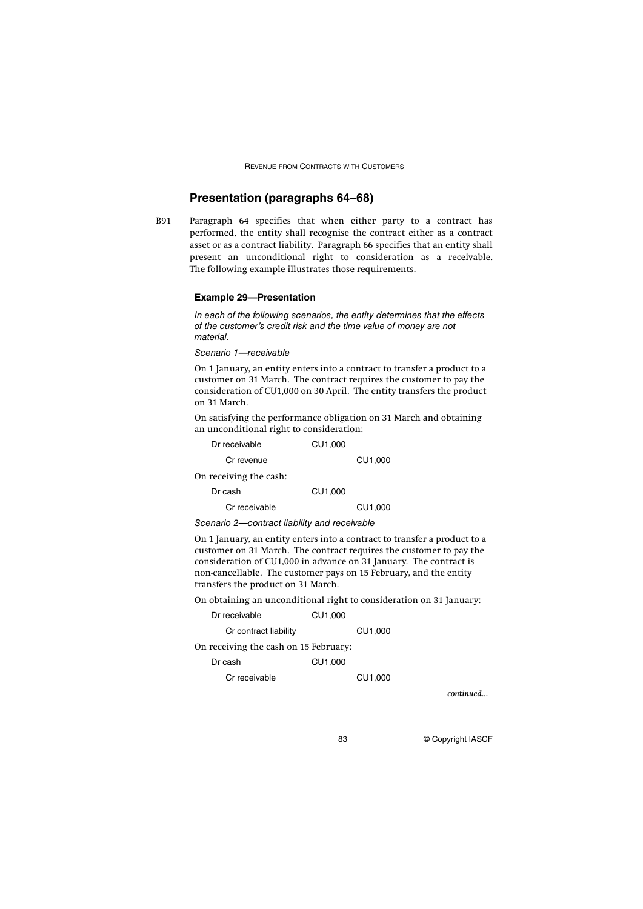## Presentation (paragraphs 64–68)

B91 Paragraph 64 specifies that when either party to a contract has performed, the entity shall recognise the contract either as a contract asset or as a contract liability. Paragraph 66 specifies that an entity shall present an unconditional right to consideration as a receivable. The following example illustrates those requirements.

**Example 29—Presentation**

*In each of the following scenarios, the entity determines that the effects of the customer's credit risk and the time value of money are not material.*

*Scenario 1—receivable*

On 1 January, an entity enters into a contract to transfer a product to a customer on 31 March. The contract requires the customer to pay the consideration of CU1,000 on 30 April. The entity transfers the product on 31 March.

On satisfying the performance obligation on 31 March and obtaining an unconditional right to consideration:

| | | |
|---|---|---|
| Dr receivable | CU1,000 | |
| Cr revenue | | CU1,000 |

On receiving the cash:

| | | |
|---|---|---|
| Dr cash | CU1,000 | |
| Cr receivable | | CU1,000 |

*Scenario 2—contract liability and receivable*

On 1 January, an entity enters into a contract to transfer a product to a customer on 31 March. The contract requires the customer to pay the consideration of CU1,000 in advance on 31 January. The contract is non-cancellable. The customer pays on 15 February, and the entity transfers the product on 31 March.

On obtaining an unconditional right to consideration on 31 January:

| | | |
|---|---|---|
| Dr receivable | CU1,000 | |
| Cr contract liability | | CU1,000 |

On receiving the cash on 15 February:

| | | |
|---|---|---|
| Dr cash | CU1,000 | |
| Cr receivable | | CU1,000 |

*continued...*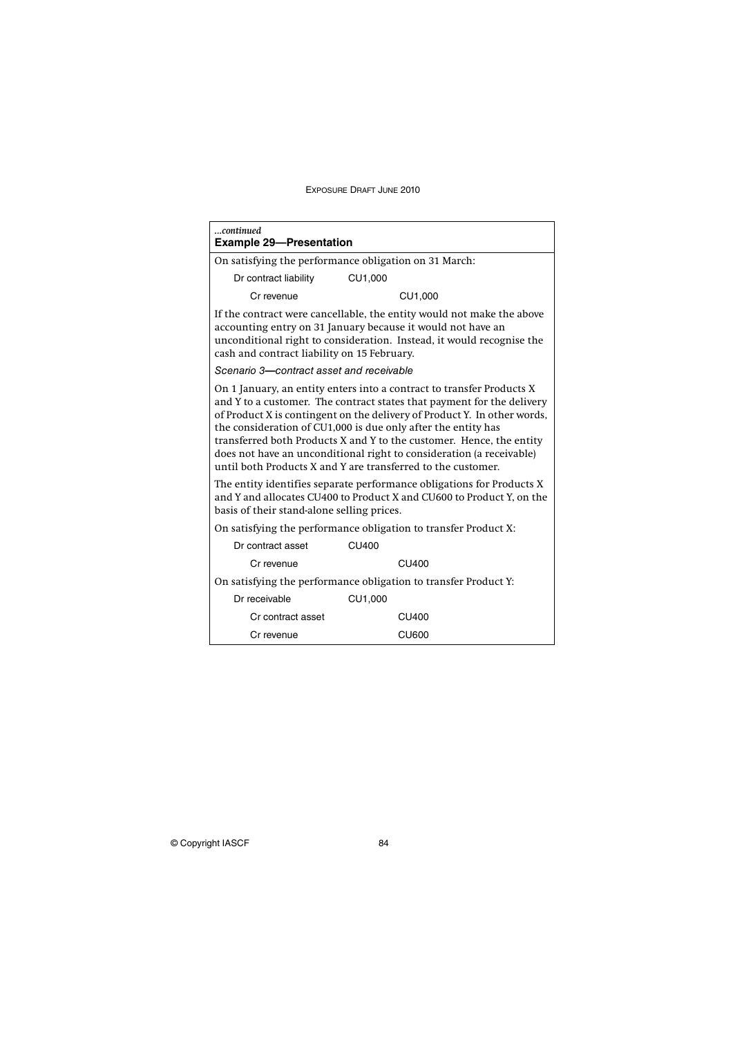*...continued*

**Example 29—Presentation**

On satisfying the performance obligation on 31 March:

| | | |
|---|---|---|
| Dr contract liability | CU1,000 | |
| Cr revenue | | CU1,000 |

If the contract were cancellable, the entity would not make the above accounting entry on 31 January because it would not have an unconditional right to consideration. Instead, it would recognise the cash and contract liability on 15 February.

*Scenario 3—contract asset and receivable*

On 1 January, an entity enters into a contract to transfer Products X and Y to a customer. The contract states that payment for the delivery of Product X is contingent on the delivery of Product Y. In other words, the consideration of CU1,000 is due only after the entity has transferred both Products X and Y to the customer. Hence, the entity does not have an unconditional right to consideration (a receivable) until both Products X and Y are transferred to the customer.

The entity identifies separate performance obligations for Products X and Y and allocates CU400 to Product X and CU600 to Product Y, on the basis of their stand-alone selling prices.

On satisfying the performance obligation to transfer Product X:

| | | |
|---|---|---|
| Dr contract asset | CU400 | |
| Cr revenue | | CU400 |

On satisfying the performance obligation to transfer Product Y:

| | | |
|---|---|---|
| Dr receivable | CU1,000 | |
| Cr contract asset | | CU400 |
| Cr revenue | | CU600 |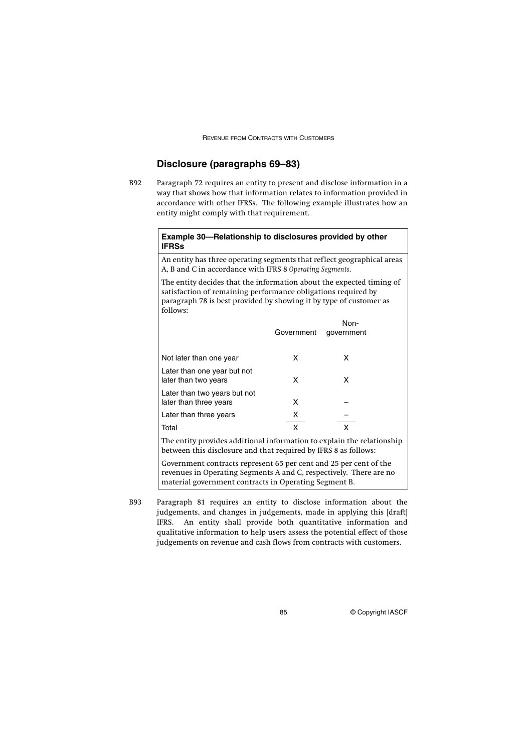## Disclosure (paragraphs 69–83)

B92 Paragraph 72 requires an entity to present and disclose information in a way that shows how that information relates to information provided in accordance with other IFRSs. The following example illustrates how an entity might comply with that requirement.

**Example 30—Relationship to disclosures provided by other IFRSs**

An entity has three operating segments that reflect geographical areas A, B and C in accordance with IFRS 8 *Operating Segments*.

The entity decides that the information about the expected timing of satisfaction of remaining performance obligations required by paragraph 78 is best provided by showing it by type of customer as follows:

| | Government | Non-government |
|---|---|---|
| Not later than one year | X | X |
| Later than one year but not later than two years | X | X |
| Later than two years but not later than three years | X | – |
| Later than three years | X | – |
| Total | X | X |

The entity provides additional information to explain the relationship between this disclosure and that required by IFRS 8 as follows:

Government contracts represent 65 per cent and 25 per cent of the revenues in Operating Segments A and C, respectively. There are no material government contracts in Operating Segment B.

B93 Paragraph 81 requires an entity to disclose information about the judgements, and changes in judgements, made in applying this [draft] IFRS. An entity shall provide both quantitative information and qualitative information to help users assess the potential effect of those judgements on revenue and cash flows from contracts with customers.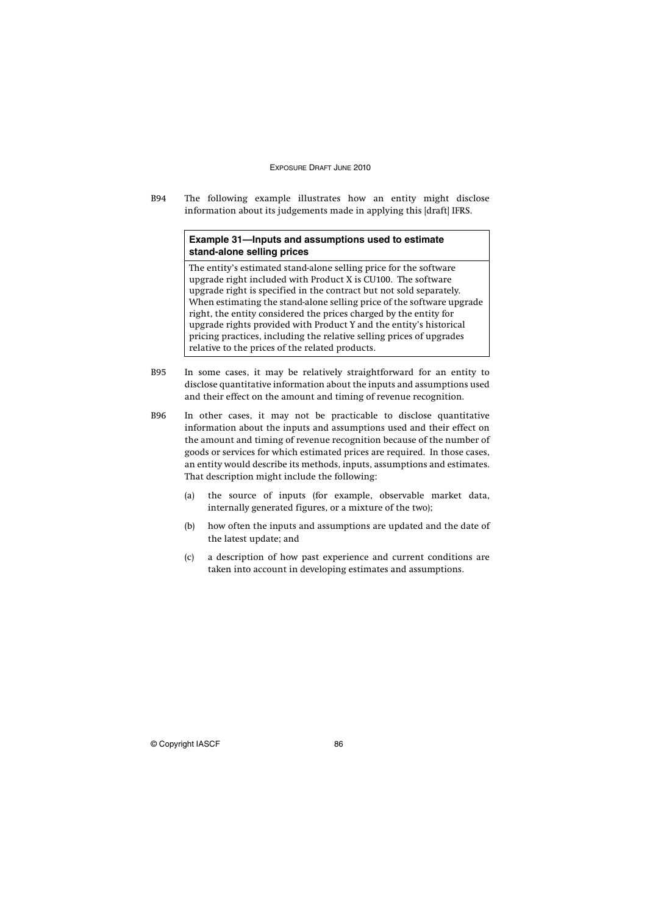B94 The following example illustrates how an entity might disclose information about its judgements made in applying this [draft] IFRS.

| **Example 31—Inputs and assumptions used to estimate stand-alone selling prices** |
| --- |
| The entity's estimated stand-alone selling price for the software upgrade right included with Product X is CU100. The software upgrade right is specified in the contract but not sold separately. When estimating the stand-alone selling price of the software upgrade right, the entity considered the prices charged by the entity for upgrade rights provided with Product Y and the entity's historical pricing practices, including the relative selling prices of upgrades relative to the prices of the related products. |

B95 In some cases, it may be relatively straightforward for an entity to disclose quantitative information about the inputs and assumptions used and their effect on the amount and timing of revenue recognition.

B96 In other cases, it may not be practicable to disclose quantitative information about the inputs and assumptions used and their effect on the amount and timing of revenue recognition because of the number of goods or services for which estimated prices are required. In those cases, an entity would describe its methods, inputs, assumptions and estimates. That description might include the following:

(a) the source of inputs (for example, observable market data, internally generated figures, or a mixture of the two);

(b) how often the inputs and assumptions are updated and the date of the latest update; and

(c) a description of how past experience and current conditions are taken into account in developing estimates and assumptions.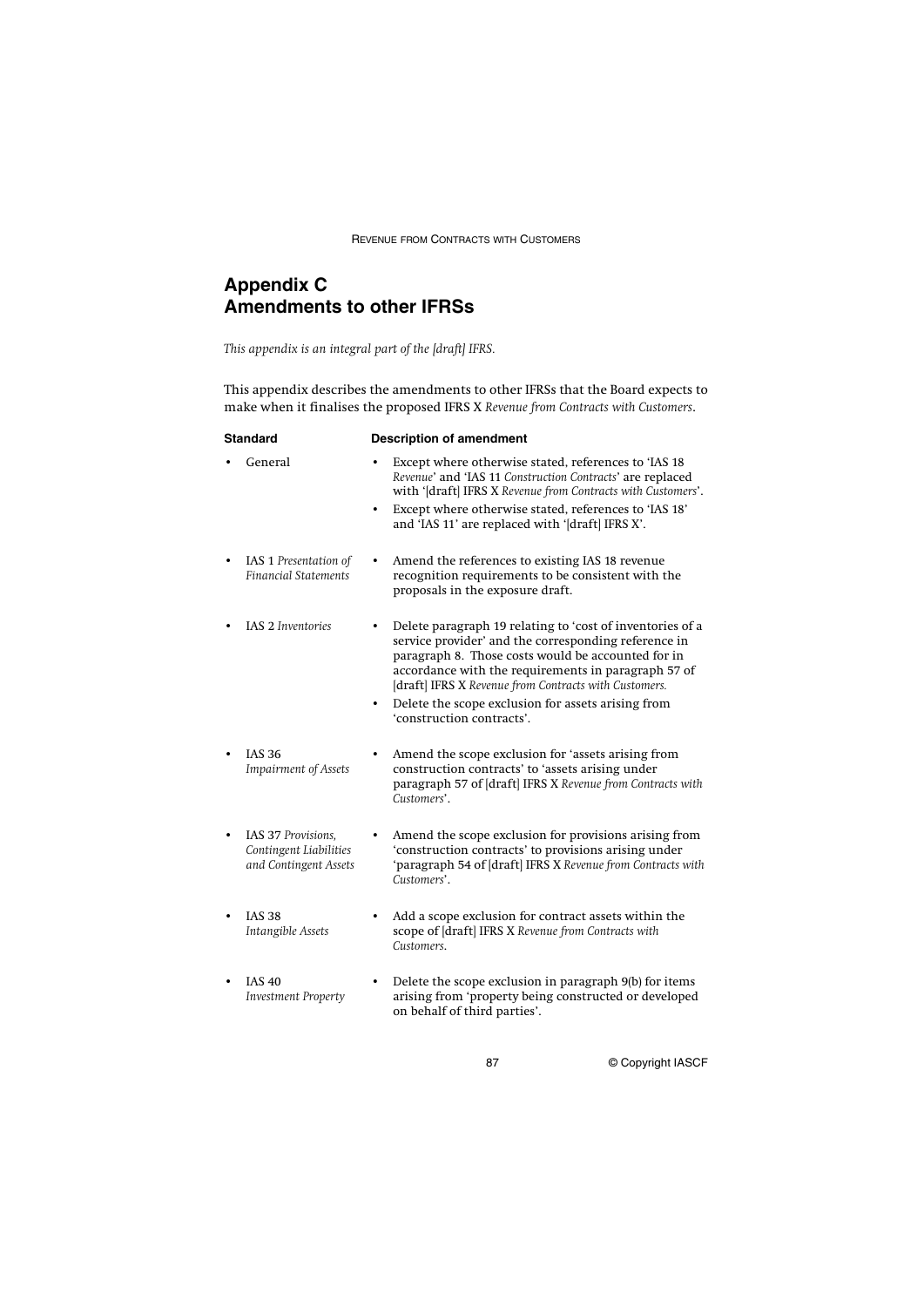# Appendix C
# Amendments to other IFRSs

*This appendix is an integral part of the [draft] IFRS.*

This appendix describes the amendments to other IFRSs that the Board expects to make when it finalises the proposed IFRS X *Revenue from Contracts with Customers*.

| Standard | Description of amendment |
|---|---|
| • General | • Except where otherwise stated, references to 'IAS 18 *Revenue*' and 'IAS 11 *Construction Contracts*' are replaced with '[draft] IFRS X *Revenue from Contracts with Customers*'.<br>• Except where otherwise stated, references to 'IAS 18' and 'IAS 11' are replaced with '[draft] IFRS X'. |
| • IAS 1 *Presentation of Financial Statements* | • Amend the references to existing IAS 18 revenue recognition requirements to be consistent with the proposals in the exposure draft. |
| • IAS 2 *Inventories* | • Delete paragraph 19 relating to 'cost of inventories of a service provider' and the corresponding reference in paragraph 8. Those costs would be accounted for in accordance with the requirements in paragraph 57 of [draft] IFRS X *Revenue from Contracts with Customers.*<br>• Delete the scope exclusion for assets arising from 'construction contracts'. |
| • IAS 36 *Impairment of Assets* | • Amend the scope exclusion for 'assets arising from construction contracts' to 'assets arising under paragraph 57 of [draft] IFRS X *Revenue from Contracts with Customers*'. |
| • IAS 37 *Provisions, Contingent Liabilities and Contingent Assets* | • Amend the scope exclusion for provisions arising from 'construction contracts' to provisions arising under 'paragraph 54 of [draft] IFRS X *Revenue from Contracts with Customers*'. |
| • IAS 38 *Intangible Assets* | • Add a scope exclusion for contract assets within the scope of [draft] IFRS X *Revenue from Contracts with Customers*. |
| • IAS 40 *Investment Property* | • Delete the scope exclusion in paragraph 9(b) for items arising from 'property being constructed or developed on behalf of third parties'. |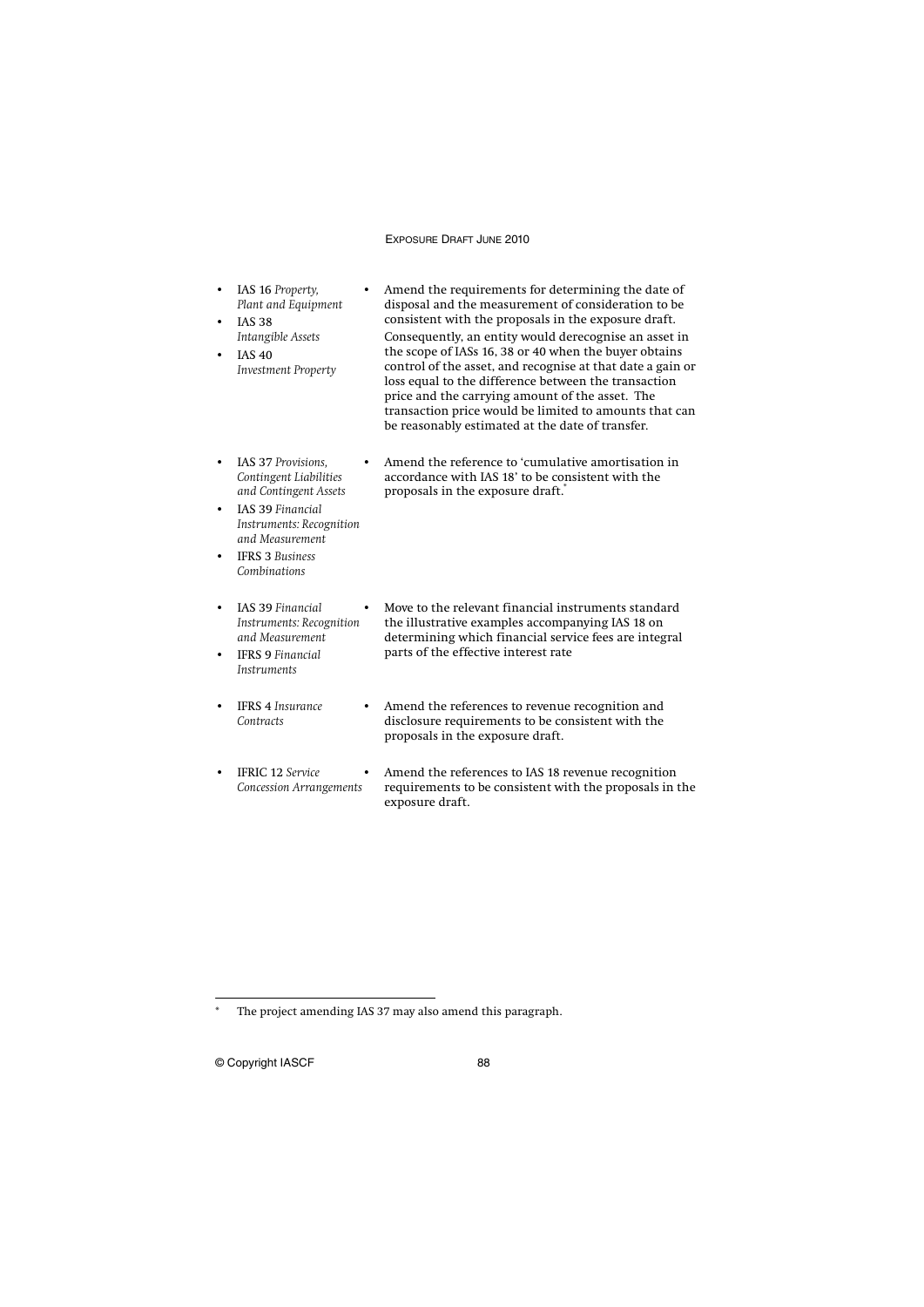| | |
|---|---|
| • IAS 16 *Property, Plant and Equipment*<br>• IAS 38 *Intangible Assets*<br>• IAS 40 *Investment Property* | • Amend the requirements for determining the date of disposal and the measurement of consideration to be consistent with the proposals in the exposure draft. Consequently, an entity would derecognise an asset in the scope of IASs 16, 38 or 40 when the buyer obtains control of the asset, and recognise at that date a gain or loss equal to the difference between the transaction price and the carrying amount of the asset. The transaction price would be limited to amounts that can be reasonably estimated at the date of transfer. |
| • IAS 37 *Provisions, Contingent Liabilities and Contingent Assets*<br>• IAS 39 *Financial Instruments: Recognition and Measurement*<br>• IFRS 3 *Business Combinations* | • Amend the reference to 'cumulative amortisation in accordance with IAS 18' to be consistent with the proposals in the exposure draft.* |
| • IAS 39 *Financial Instruments: Recognition and Measurement*<br>• IFRS 9 *Financial Instruments* | • Move to the relevant financial instruments standard the illustrative examples accompanying IAS 18 on determining which financial service fees are integral parts of the effective interest rate |
| • IFRS 4 *Insurance Contracts* | • Amend the references to revenue recognition and disclosure requirements to be consistent with the proposals in the exposure draft. |
| • IFRIC 12 *Service Concession Arrangements* | • Amend the references to IAS 18 revenue recognition requirements to be consistent with the proposals in the exposure draft. |

\* The project amending IAS 37 may also amend this paragraph.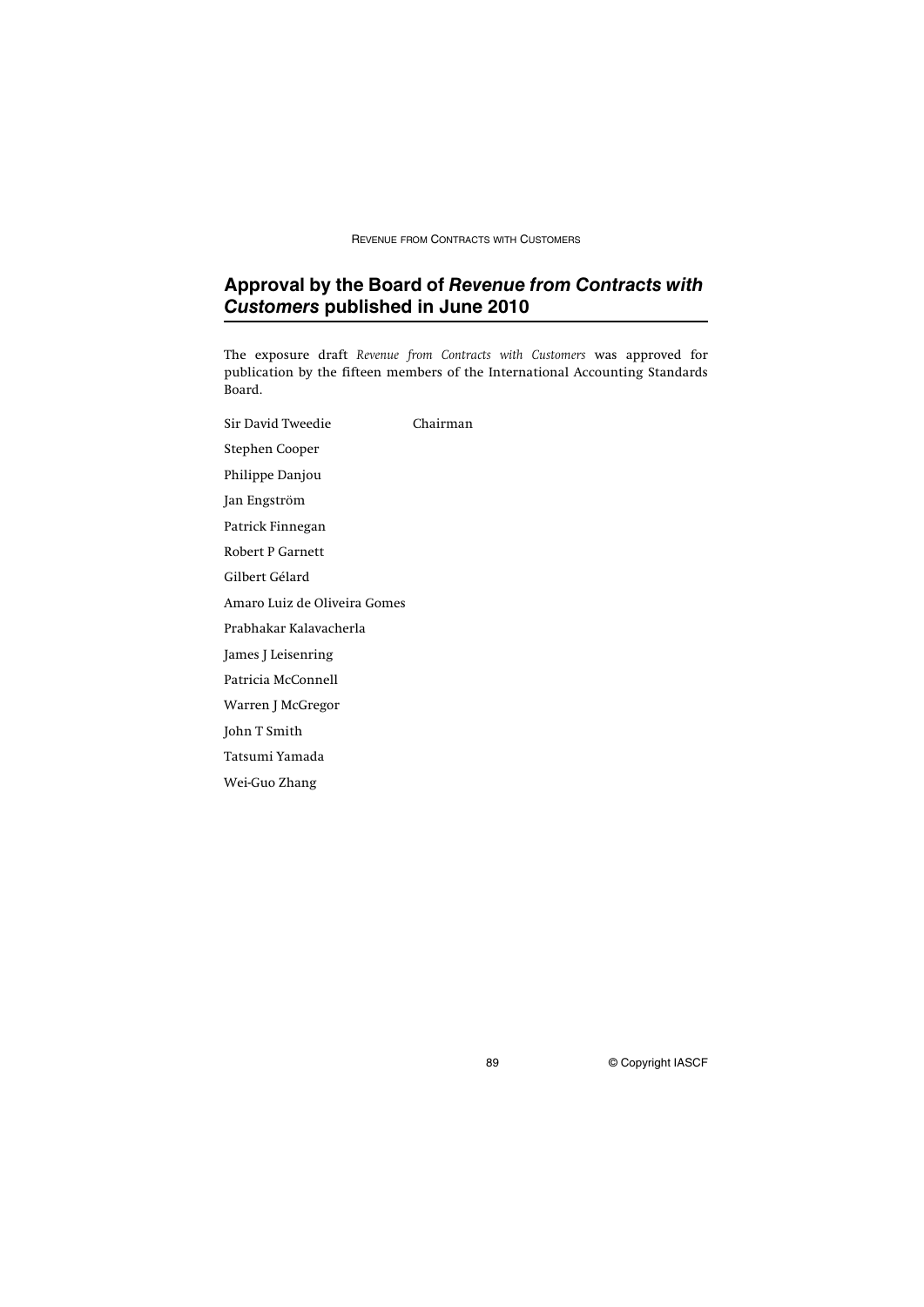## Approval by the Board of *Revenue from Contracts with Customers* published in June 2010

The exposure draft *Revenue from Contracts with Customers* was approved for publication by the fifteen members of the International Accounting Standards Board.

| | |
|---|---|
| Sir David Tweedie | Chairman |
| Stephen Cooper | |
| Philippe Danjou | |
| Jan Engström | |
| Patrick Finnegan | |
| Robert P Garnett | |
| Gilbert Gélard | |
| Amaro Luiz de Oliveira Gomes | |
| Prabhakar Kalavacherla | |
| James J Leisenring | |
| Patricia McConnell | |
| Warren J McGregor | |
| John T Smith | |
| Tatsumi Yamada | |
| Wei-Guo Zhang | |